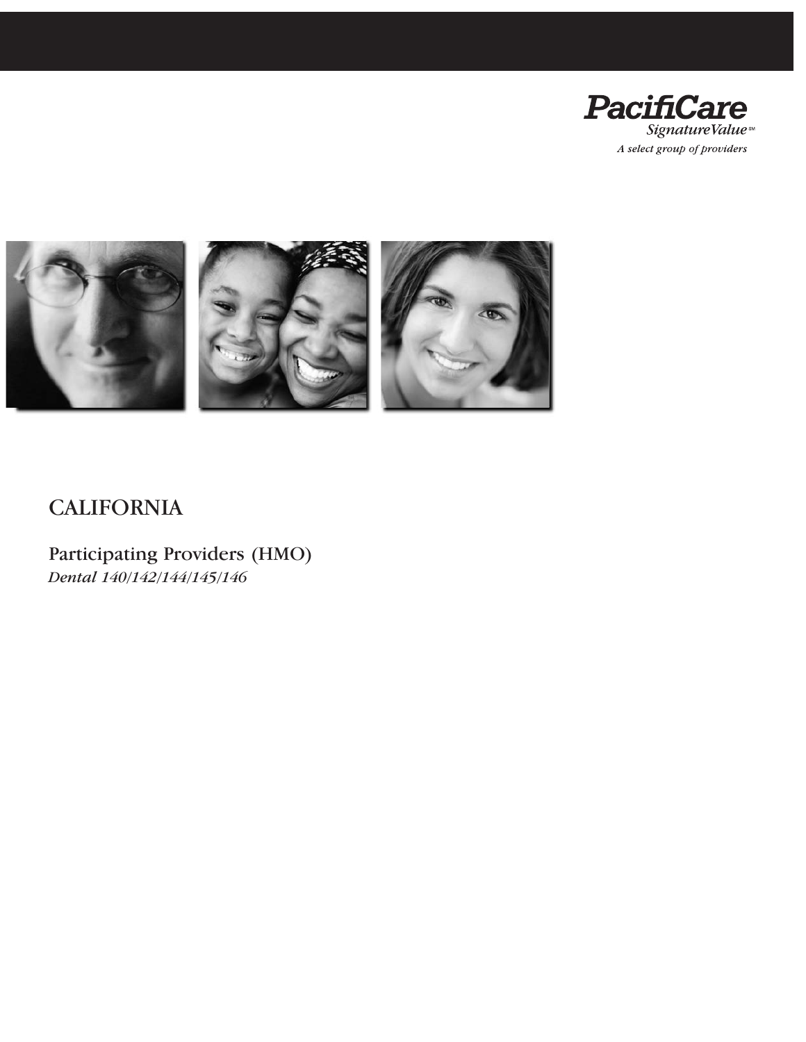PacifiCare

SignatureValue℠

*A select group of providers*

# CALIFORNIA

## Participating Providers (HMO)

*Dental 140/142/144/145/146*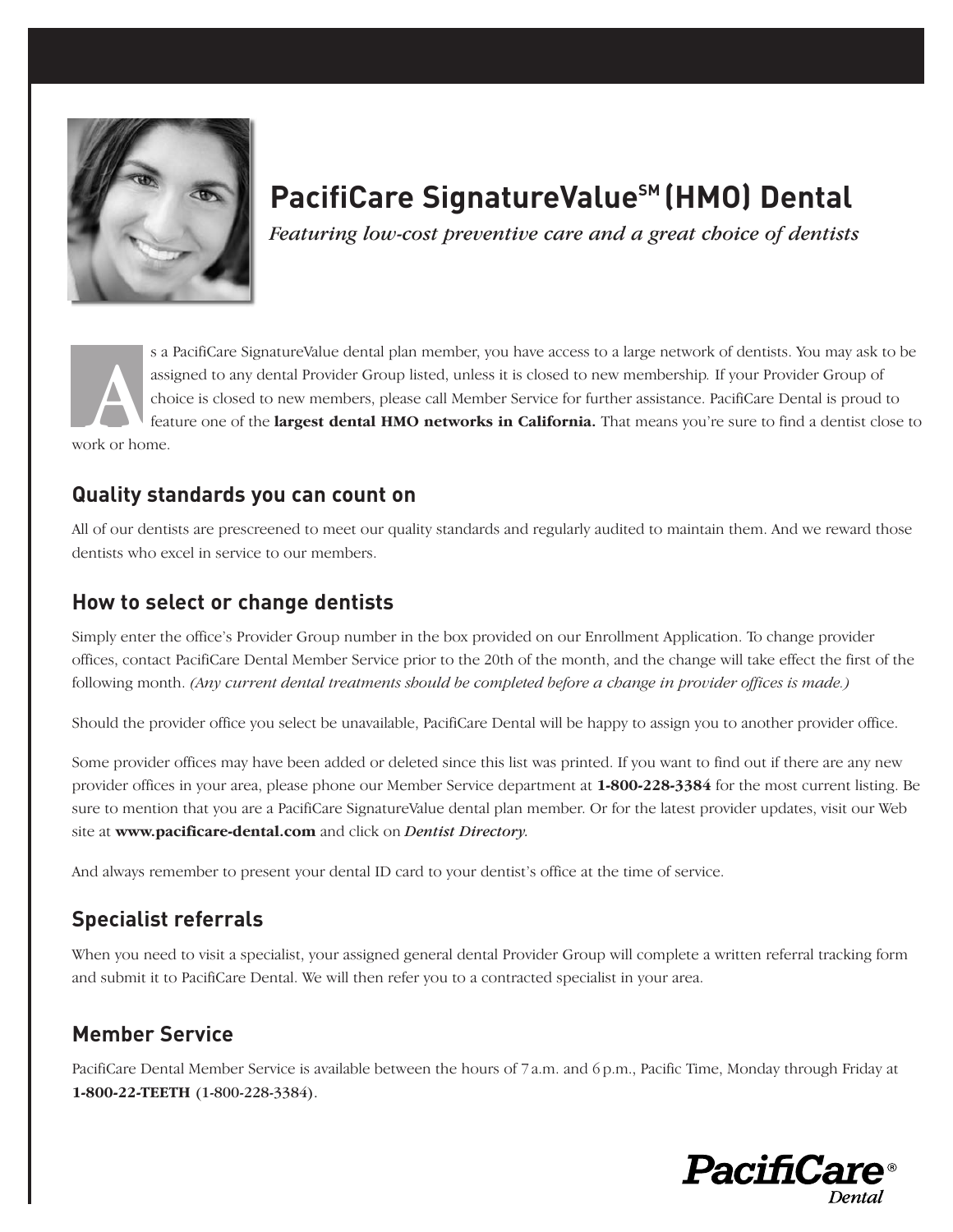# PacifiCare SignatureValue[SM] (HMO) Dental

*Featuring low-cost preventive care and a great choice of dentists*

As a PacifiCare SignatureValue dental plan member, you have access to a large network of dentists. You may ask to be assigned to any dental Provider Group listed, unless it is closed to new membership. If your Provider Group of choice is closed to new members, please call Member Service for further assistance. PacifiCare Dental is proud to feature one of the **largest dental HMO networks in California.** That means you're sure to find a dentist close to work or home.

## Quality standards you can count on

All of our dentists are prescreened to meet our quality standards and regularly audited to maintain them. And we reward those dentists who excel in service to our members.

## How to select or change dentists

Simply enter the office's Provider Group number in the box provided on our Enrollment Application. To change provider offices, contact PacifiCare Dental Member Service prior to the 20th of the month, and the change will take effect the first of the following month. *(Any current dental treatments should be completed before a change in provider offices is made.)*

Should the provider office you select be unavailable, PacifiCare Dental will be happy to assign you to another provider office.

Some provider offices may have been added or deleted since this list was printed. If you want to find out if there are any new provider offices in your area, please phone our Member Service department at **1-800-228-3384** for the most current listing. Be sure to mention that you are a PacifiCare SignatureValue dental plan member. Or for the latest provider updates, visit our Web site at **www.pacificare-dental.com** and click on *Dentist Directory.*

And always remember to present your dental ID card to your dentist's office at the time of service.

## Specialist referrals

When you need to visit a specialist, your assigned general dental Provider Group will complete a written referral tracking form and submit it to PacifiCare Dental. We will then refer you to a contracted specialist in your area.

## Member Service

PacifiCare Dental Member Service is available between the hours of 7 a.m. and 6 p.m., Pacific Time, Monday through Friday at **1-800-22-TEETH** (1-800-228-3384).

PacifiCare® Dental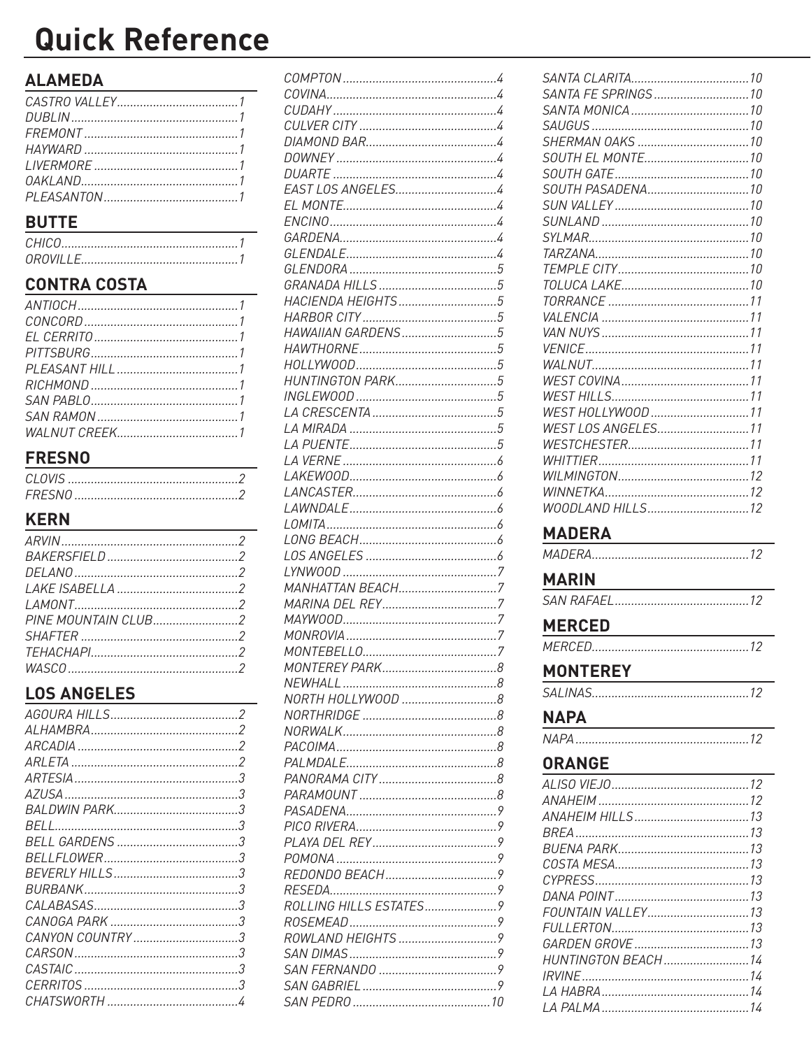# Quick Reference

## ALAMEDA

*CASTRO VALLEY.....................................1*
*DUBLIN.....................................1*
*FREMONT.....................................1*
*HAYWARD.....................................1*
*LIVERMORE.....................................1*
*OAKLAND.....................................1*
*PLEASANTON.....................................1*

## BUTTE

*CHICO.....................................1*
*OROVILLE.....................................1*

## CONTRA COSTA

*ANTIOCH.....................................1*
*CONCORD.....................................1*
*EL CERRITO.....................................1*
*PITTSBURG.....................................1*
*PLEASANT HILL.....................................1*
*RICHMOND.....................................1*
*SAN PABLO.....................................1*
*SAN RAMON.....................................1*
*WALNUT CREEK.....................................1*

## FRESNO

*CLOVIS.....................................2*
*FRESNO.....................................2*

## KERN

*ARVIN.....................................2*
*BAKERSFIELD.....................................2*
*DELANO.....................................2*
*LAKE ISABELLA.....................................2*
*LAMONT.....................................2*
*PINE MOUNTAIN CLUB.....................................2*
*SHAFTER.....................................2*
*TEHACHAPI.....................................2*
*WASCO.....................................2*

## LOS ANGELES

*AGOURA HILLS.....................................2*
*ALHAMBRA.....................................2*
*ARCADIA.....................................2*
*ARLETA.....................................2*
*ARTESIA.....................................3*
*AZUSA.....................................3*
*BALDWIN PARK.....................................3*
*BELL.....................................3*
*BELL GARDENS.....................................3*
*BELLFLOWER.....................................3*
*BEVERLY HILLS.....................................3*
*BURBANK.....................................3*
*CALABASAS.....................................3*
*CANOGA PARK.....................................3*
*CANYON COUNTRY.....................................3*
*CARSON.....................................3*
*CASTAIC.....................................3*
*CERRITOS.....................................3*
*CHATSWORTH.....................................4*
*COMPTON.....................................4*
*COVINA.....................................4*
*CUDAHY.....................................4*
*CULVER CITY.....................................4*
*DIAMOND BAR.....................................4*
*DOWNEY.....................................4*
*DUARTE.....................................4*
*EAST LOS ANGELES.....................................4*
*EL MONTE.....................................4*
*ENCINO.....................................4*
*GARDENA.....................................4*
*GLENDALE.....................................4*
*GLENDORA.....................................5*
*GRANADA HILLS.....................................5*
*HACIENDA HEIGHTS.....................................5*
*HARBOR CITY.....................................5*
*HAWAIIAN GARDENS.....................................5*
*HAWTHORNE.....................................5*
*HOLLYWOOD.....................................5*
*HUNTINGTON PARK.....................................5*
*INGLEWOOD.....................................5*
*LA CRESCENTA.....................................5*
*LA MIRADA.....................................5*
*LA PUENTE.....................................5*
*LA VERNE.....................................6*
*LAKEWOOD.....................................6*
*LANCASTER.....................................6*
*LAWNDALE.....................................6*
*LOMITA.....................................6*
*LONG BEACH.....................................6*
*LOS ANGELES.....................................6*
*LYNWOOD.....................................7*
*MANHATTAN BEACH.....................................7*
*MARINA DEL REY.....................................7*
*MAYWOOD.....................................7*
*MONROVIA.....................................7*
*MONTEBELLO.....................................7*
*MONTEREY PARK.....................................8*
*NEWHALL.....................................8*
*NORTH HOLLYWOOD.....................................8*
*NORTHRIDGE.....................................8*
*NORWALK.....................................8*
*PACOIMA.....................................8*
*PALMDALE.....................................8*
*PANORAMA CITY.....................................8*
*PARAMOUNT.....................................8*
*PASADENA.....................................9*
*PICO RIVERA.....................................9*
*PLAYA DEL REY.....................................9*
*POMONA.....................................9*
*REDONDO BEACH.....................................9*
*RESEDA.....................................9*
*ROLLING HILLS ESTATES.....................................9*
*ROSEMEAD.....................................9*
*ROWLAND HEIGHTS.....................................9*
*SAN DIMAS.....................................9*
*SAN FERNANDO.....................................9*
*SAN GABRIEL.....................................9*
*SAN PEDRO.....................................10*
*SANTA CLARITA.....................................10*
*SANTA FE SPRINGS.....................................10*
*SANTA MONICA.....................................10*
*SAUGUS.....................................10*
*SHERMAN OAKS.....................................10*
*SOUTH EL MONTE.....................................10*
*SOUTH GATE.....................................10*
*SOUTH PASADENA.....................................10*
*SUN VALLEY.....................................10*
*SUNLAND.....................................10*
*SYLMAR.....................................10*
*TARZANA.....................................10*
*TEMPLE CITY.....................................10*
*TOLUCA LAKE.....................................10*
*TORRANCE.....................................11*
*VALENCIA.....................................11*
*VAN NUYS.....................................11*
*VENICE.....................................11*
*WALNUT.....................................11*
*WEST COVINA.....................................11*
*WEST HILLS.....................................11*
*WEST HOLLYWOOD.....................................11*
*WEST LOS ANGELES.....................................11*
*WESTCHESTER.....................................11*
*WHITTIER.....................................11*
*WILMINGTON.....................................12*
*WINNETKA.....................................12*
*WOODLAND HILLS.....................................12*

## MADERA

*MADERA.....................................12*

## MARIN

*SAN RAFAEL.....................................12*

## MERCED

*MERCED.....................................12*

## MONTEREY

*SALINAS.....................................12*

## NAPA

*NAPA.....................................12*

## ORANGE

*ALISO VIEJO.....................................12*
*ANAHEIM.....................................12*
*ANAHEIM HILLS.....................................13*
*BREA.....................................13*
*BUENA PARK.....................................13*
*COSTA MESA.....................................13*
*CYPRESS.....................................13*
*DANA POINT.....................................13*
*FOUNTAIN VALLEY.....................................13*
*FULLERTON.....................................13*
*GARDEN GROVE.....................................13*
*HUNTINGTON BEACH.....................................14*
*IRVINE.....................................14*
*LA HABRA.....................................14*
*LA PALMA.....................................14*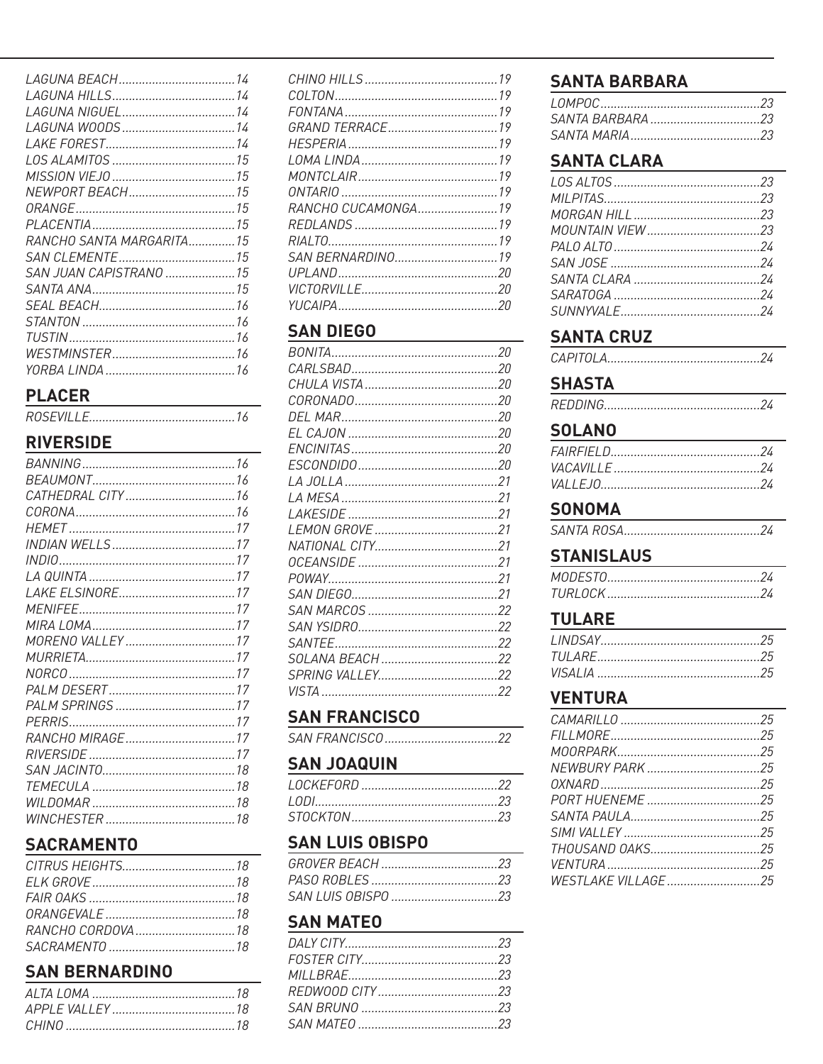LAGUNA BEACH....14
LAGUNA HILLS....14
LAGUNA NIGUEL....14
LAGUNA WOODS....14
LAKE FOREST....14
LOS ALAMITOS....15
MISSION VIEJO....15
NEWPORT BEACH....15
ORANGE....15
PLACENTIA....15
RANCHO SANTA MARGARITA....15
SAN CLEMENTE....15
SAN JUAN CAPISTRANO....15
SANTA ANA....15
SEAL BEACH....16
STANTON....16
TUSTIN....16
WESTMINSTER....16
YORBA LINDA....16

## PLACER

ROSEVILLE....16

## RIVERSIDE

BANNING....16
BEAUMONT....16
CATHEDRAL CITY....16
CORONA....16
HEMET....17
INDIAN WELLS....17
INDIO....17
LA QUINTA....17
LAKE ELSINORE....17
MENIFEE....17
MIRA LOMA....17
MORENO VALLEY....17
MURRIETA....17
NORCO....17
PALM DESERT....17
PALM SPRINGS....17
PERRIS....17
RANCHO MIRAGE....17
RIVERSIDE....17
SAN JACINTO....18
TEMECULA....18
WILDOMAR....18
WINCHESTER....18

## SACRAMENTO

CITRUS HEIGHTS....18
ELK GROVE....18
FAIR OAKS....18
ORANGEVALE....18
RANCHO CORDOVA....18
SACRAMENTO....18

## SAN BERNARDINO

ALTA LOMA....18
APPLE VALLEY....18
CHINO....18
CHINO HILLS....19
COLTON....19
FONTANA....19
GRAND TERRACE....19
HESPERIA....19
LOMA LINDA....19
MONTCLAIR....19
ONTARIO....19
RANCHO CUCAMONGA....19
REDLANDS....19
RIALTO....19
SAN BERNARDINO....19
UPLAND....20
VICTORVILLE....20
YUCAIPA....20

## SAN DIEGO

BONITA....20
CARLSBAD....20
CHULA VISTA....20
CORONADO....20
DEL MAR....20
EL CAJON....20
ENCINITAS....20
ESCONDIDO....20
LA JOLLA....21
LA MESA....21
LAKESIDE....21
LEMON GROVE....21
NATIONAL CITY....21
OCEANSIDE....21
POWAY....21
SAN DIEGO....21
SAN MARCOS....22
SAN YSIDRO....22
SANTEE....22
SOLANA BEACH....22
SPRING VALLEY....22
VISTA....22

## SAN FRANCISCO

SAN FRANCISCO....22

## SAN JOAQUIN

LOCKEFORD....22
LODI....23
STOCKTON....23

## SAN LUIS OBISPO

GROVER BEACH....23
PASO ROBLES....23
SAN LUIS OBISPO....23

## SAN MATEO

DALY CITY....23
FOSTER CITY....23
MILLBRAE....23
REDWOOD CITY....23
SAN BRUNO....23
SAN MATEO....23

## SANTA BARBARA

LOMPOC....23
SANTA BARBARA....23
SANTA MARIA....23

## SANTA CLARA

LOS ALTOS....23
MILPITAS....23
MORGAN HILL....23
MOUNTAIN VIEW....23
PALO ALTO....24
SAN JOSE....24
SANTA CLARA....24
SARATOGA....24
SUNNYVALE....24

## SANTA CRUZ

CAPITOLA....24

## SHASTA

REDDING....24

## SOLANO

FAIRFIELD....24
VACAVILLE....24
VALLEJO....24

## SONOMA

SANTA ROSA....24

## STANISLAUS

MODESTO....24
TURLOCK....24

## TULARE

LINDSAY....25
TULARE....25
VISALIA....25

## VENTURA

CAMARILLO....25
FILLMORE....25
MOORPARK....25
NEWBURY PARK....25
OXNARD....25
PORT HUENEME....25
SANTA PAULA....25
SIMI VALLEY....25
THOUSAND OAKS....25
VENTURA....25
WESTLAKE VILLAGE....25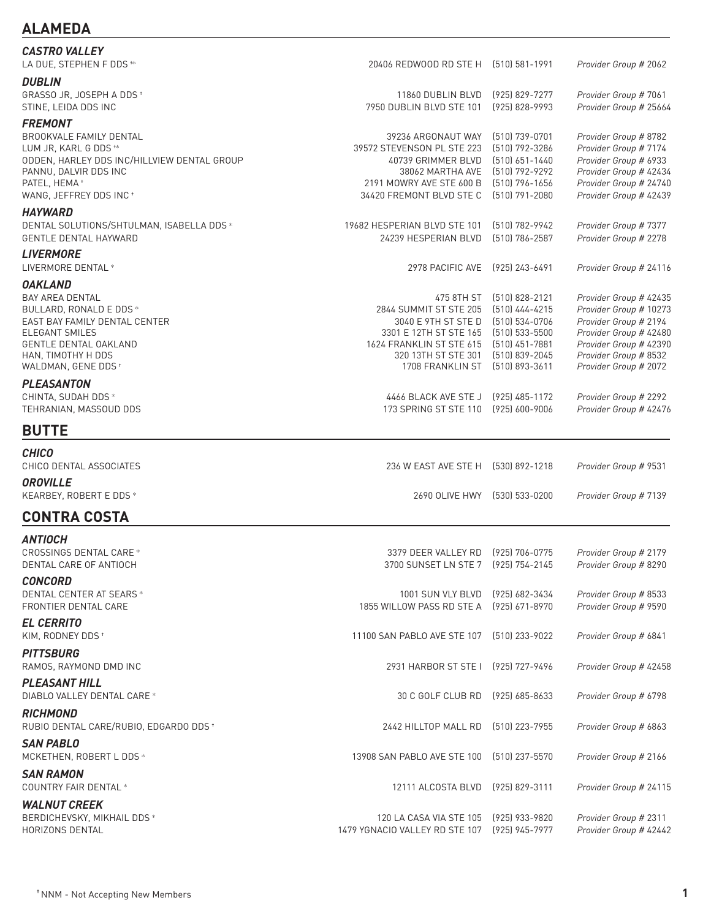## ALAMEDA

### CASTRO VALLEY

| | | | |
|---|---|---|---|
| LA DUE, STEPHEN F DDS †* | 20406 REDWOOD RD STE H | (510) 581-1991 | Provider Group # 2062 |

### DUBLIN

| | | | |
|---|---|---|---|
| GRASSO JR, JOSEPH A DDS † | 11860 DUBLIN BLVD | (925) 829-7277 | Provider Group # 7061 |
| STINE, LEIDA DDS INC | 7950 DUBLIN BLVD STE 101 | (925) 828-9993 | Provider Group # 25664 |

### FREMONT

| | | | |
|---|---|---|---|
| BROOKVALE FAMILY DENTAL | 39236 ARGONAUT WAY | (510) 739-0701 | Provider Group # 8782 |
| LUM JR, KARL G DDS †* | 39572 STEVENSON PL STE 223 | (510) 792-3286 | Provider Group # 7174 |
| ODDEN, HARLEY DDS INC/HILLVIEW DENTAL GROUP | 40739 GRIMMER BLVD | (510) 651-1440 | Provider Group # 6933 |
| PANNU, DALVIR DDS INC | 38062 MARTHA AVE | (510) 792-9292 | Provider Group # 42434 |
| PATEL, HEMA † | 2191 MOWRY AVE STE 600 B | (510) 796-1656 | Provider Group # 24740 |
| WANG, JEFFREY DDS INC † | 34420 FREMONT BLVD STE C | (510) 791-2080 | Provider Group # 42439 |

### HAYWARD

| | | | |
|---|---|---|---|
| DENTAL SOLUTIONS/SHTULMAN, ISABELLA DDS * | 19682 HESPERIAN BLVD STE 101 | (510) 782-9942 | Provider Group # 7377 |
| GENTLE DENTAL HAYWARD | 24239 HESPERIAN BLVD | (510) 786-2587 | Provider Group # 2278 |

### LIVERMORE

| | | | |
|---|---|---|---|
| LIVERMORE DENTAL * | 2978 PACIFIC AVE | (925) 243-6491 | Provider Group # 24116 |

### OAKLAND

| | | | |
|---|---|---|---|
| BAY AREA DENTAL | 475 8TH ST | (510) 828-2121 | Provider Group # 42435 |
| BULLARD, RONALD E DDS * | 2844 SUMMIT ST STE 205 | (510) 444-4215 | Provider Group # 10273 |
| EAST BAY FAMILY DENTAL CENTER | 3040 E 9TH ST STE D | (510) 534-0706 | Provider Group # 2194 |
| ELEGANT SMILES | 3301 E 12TH ST STE 165 | (510) 533-5500 | Provider Group # 42480 |
| GENTLE DENTAL OAKLAND | 1624 FRANKLIN ST STE 615 | (510) 451-7881 | Provider Group # 42390 |
| HAN, TIMOTHY H DDS | 320 13TH ST STE 301 | (510) 839-2045 | Provider Group # 8532 |
| WALDMAN, GENE DDS † | 1708 FRANKLIN ST | (510) 893-3611 | Provider Group # 2072 |

### PLEASANTON

| | | | |
|---|---|---|---|
| CHINTA, SUDAH DDS * | 4466 BLACK AVE STE J | (925) 485-1172 | Provider Group # 2292 |
| TEHRANIAN, MASSOUD DDS | 173 SPRING ST STE 110 | (925) 600-9006 | Provider Group # 42476 |

## BUTTE

### CHICO

| | | | |
|---|---|---|---|
| CHICO DENTAL ASSOCIATES | 236 W EAST AVE STE H | (530) 892-1218 | Provider Group # 9531 |

### OROVILLE

| | | | |
|---|---|---|---|
| KEARBEY, ROBERT E DDS * | 2690 OLIVE HWY | (530) 533-0200 | Provider Group # 7139 |

## CONTRA COSTA

### ANTIOCH

| | | | |
|---|---|---|---|
| CROSSINGS DENTAL CARE * | 3379 DEER VALLEY RD | (925) 706-0775 | Provider Group # 2179 |
| DENTAL CARE OF ANTIOCH | 3700 SUNSET LN STE 7 | (925) 754-2145 | Provider Group # 8290 |

### CONCORD

| | | | |
|---|---|---|---|
| DENTAL CENTER AT SEARS * | 1001 SUN VLY BLVD | (925) 682-3434 | Provider Group # 8533 |
| FRONTIER DENTAL CARE | 1855 WILLOW PASS RD STE A | (925) 671-8970 | Provider Group # 9590 |

### EL CERRITO

| | | | |
|---|---|---|---|
| KIM, RODNEY DDS † | 11100 SAN PABLO AVE STE 107 | (510) 233-9022 | Provider Group # 6841 |

### PITTSBURG

| | | | |
|---|---|---|---|
| RAMOS, RAYMOND DMD INC | 2931 HARBOR ST STE I | (925) 727-9496 | Provider Group # 42458 |

### PLEASANT HILL

| | | | |
|---|---|---|---|
| DIABLO VALLEY DENTAL CARE * | 30 C GOLF CLUB RD | (925) 685-8633 | Provider Group # 6798 |

### RICHMOND

| | | | |
|---|---|---|---|
| RUBIO DENTAL CARE/RUBIO, EDGARDO DDS † | 2442 HILLTOP MALL RD | (510) 223-7955 | Provider Group # 6863 |

### SAN PABLO

| | | | |
|---|---|---|---|
| MCKETHEN, ROBERT L DDS * | 13908 SAN PABLO AVE STE 100 | (510) 237-5570 | Provider Group # 2166 |

### SAN RAMON

| | | | |
|---|---|---|---|
| COUNTRY FAIR DENTAL * | 12111 ALCOSTA BLVD | (925) 829-3111 | Provider Group # 24115 |

### WALNUT CREEK

| | | | |
|---|---|---|---|
| BERDICHEVSKY, MIKHAIL DDS * | 120 LA CASA VIA STE 105 | (925) 933-9820 | Provider Group # 2311 |
| HORIZONS DENTAL | 1479 YGNACIO VALLEY RD STE 107 | (925) 945-7977 | Provider Group # 42442 |

† NNM - Not Accepting New Members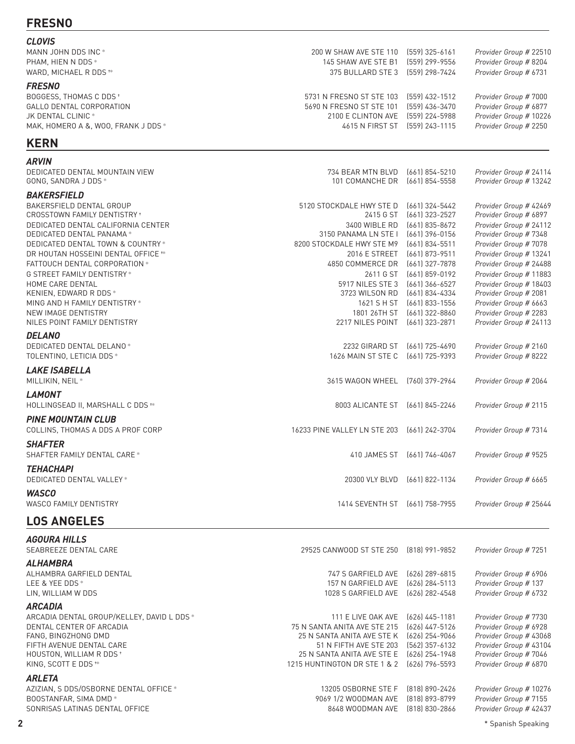## FRESNO

### CLOVIS

| Provider | Address | Phone | Provider Group |
|---|---|---|---|
| MANN JOHN DDS INC * | 200 W SHAW AVE STE 110 | (559) 325-6161 | *Provider Group # 22510* |
| PHAM, HIEN N DDS * | 145 SHAW AVE STE B1 | (559) 299-9556 | *Provider Group # 8204* |
| WARD, MICHAEL R DDS †* | 375 BULLARD STE 3 | (559) 298-7424 | *Provider Group # 6731* |

### FRESNO

| Provider | Address | Phone | Provider Group |
|---|---|---|---|
| BOGGESS, THOMAS C DDS † | 5731 N FRESNO ST STE 103 | (559) 432-1512 | *Provider Group # 7000* |
| GALLO DENTAL CORPORATION | 5690 N FRESNO ST STE 101 | (559) 436-3470 | *Provider Group # 6877* |
| JK DENTAL CLINIC * | 2100 E CLINTON AVE | (559) 224-5988 | *Provider Group # 10226* |
| MAK, HOMERO A &, WOO, FRANK J DDS * | 4615 N FIRST ST | (559) 243-1115 | *Provider Group # 2250* |

## KERN

### ARVIN

| Provider | Address | Phone | Provider Group |
|---|---|---|---|
| DEDICATED DENTAL MOUNTAIN VIEW | 734 BEAR MTN BLVD | (661) 854-5210 | *Provider Group # 24114* |
| GONG, SANDRA J DDS * | 101 COMANCHE DR | (661) 854-5558 | *Provider Group # 13242* |

### BAKERSFIELD

| Provider | Address | Phone | Provider Group |
|---|---|---|---|
| BAKERSFIELD DENTAL GROUP | 5120 STOCKDALE HWY STE D | (661) 324-5442 | *Provider Group # 42469* |
| CROSSTOWN FAMILY DENTISTRY † | 2415 G ST | (661) 323-2527 | *Provider Group # 6897* |
| DEDICATED DENTAL CALIFORNIA CENTER | 3400 WIBLE RD | (661) 835-8672 | *Provider Group # 24112* |
| DEDICATED DENTAL PANAMA * | 3150 PANAMA LN STE I | (661) 396-0156 | *Provider Group # 7348* |
| DEDICATED DENTAL TOWN & COUNTRY * | 8200 STOCKDALE HWY STE M9 | (661) 834-5511 | *Provider Group # 7078* |
| DR HOUTAN HOSSEINI DENTAL OFFICE †* | 2016 E STREET | (661) 873-9511 | *Provider Group # 13241* |
| FATTOUCH DENTAL CORPORATION * | 4850 COMMERCE DR | (661) 327-7878 | *Provider Group # 24488* |
| G STREET FAMILY DENTISTRY * | 2611 G ST | (661) 859-0192 | *Provider Group # 11883* |
| HOME CARE DENTAL | 5917 NILES STE 3 | (661) 366-6527 | *Provider Group # 18403* |
| KENIEN, EDWARD R DDS * | 3723 WILSON RD | (661) 834-4334 | *Provider Group # 2081* |
| MING AND H FAMILY DENTISTRY * | 1621 S H ST | (661) 833-1556 | *Provider Group # 6663* |
| NEW IMAGE DENTISTRY | 1801 26TH ST | (661) 322-8860 | *Provider Group # 2283* |
| NILES POINT FAMILY DENTISTRY | 2217 NILES POINT | (661) 323-2871 | *Provider Group # 24113* |

### DELANO

| Provider | Address | Phone | Provider Group |
|---|---|---|---|
| DEDICATED DENTAL DELANO * | 2232 GIRARD ST | (661) 725-4690 | *Provider Group # 2160* |
| TOLENTINO, LETICIA DDS * | 1626 MAIN ST STE C | (661) 725-9393 | *Provider Group # 8222* |

### LAKE ISABELLA

| Provider | Address | Phone | Provider Group |
|---|---|---|---|
| MILLIKIN, NEIL * | 3615 WAGON WHEEL | (760) 379-2964 | *Provider Group # 2064* |

### LAMONT

| Provider | Address | Phone | Provider Group |
|---|---|---|---|
| HOLLINGSEAD II, MARSHALL C DDS †* | 8003 ALICANTE ST | (661) 845-2246 | *Provider Group # 2115* |

### PINE MOUNTAIN CLUB

| Provider | Address | Phone | Provider Group |
|---|---|---|---|
| COLLINS, THOMAS A DDS A PROF CORP | 16233 PINE VALLEY LN STE 203 | (661) 242-3704 | *Provider Group # 7314* |

### SHAFTER

| Provider | Address | Phone | Provider Group |
|---|---|---|---|
| SHAFTER FAMILY DENTAL CARE * | 410 JAMES ST | (661) 746-4067 | *Provider Group # 9525* |

### TEHACHAPI

| Provider | Address | Phone | Provider Group |
|---|---|---|---|
| DEDICATED DENTAL VALLEY * | 20300 VLY BLVD | (661) 822-1134 | *Provider Group # 6665* |

### WASCO

| Provider | Address | Phone | Provider Group |
|---|---|---|---|
| WASCO FAMILY DENTISTRY | 1414 SEVENTH ST | (661) 758-7955 | *Provider Group # 25644* |

## LOS ANGELES

### AGOURA HILLS

| Provider | Address | Phone | Provider Group |
|---|---|---|---|
| SEABREEZE DENTAL CARE | 29525 CANWOOD ST STE 250 | (818) 991-9852 | *Provider Group # 7251* |

### ALHAMBRA

| Provider | Address | Phone | Provider Group |
|---|---|---|---|
| ALHAMBRA GARFIELD DENTAL | 747 S GARFIELD AVE | (626) 289-6815 | *Provider Group # 6906* |
| LEE & YEE DDS * | 157 N GARFIELD AVE | (626) 284-5113 | *Provider Group # 137* |
| LIN, WILLIAM W DDS | 1028 S GARFIELD AVE | (626) 282-4548 | *Provider Group # 6732* |

### ARCADIA

| Provider | Address | Phone | Provider Group |
|---|---|---|---|
| ARCADIA DENTAL GROUP/KELLEY, DAVID L DDS * | 111 E LIVE OAK AVE | (626) 445-1181 | *Provider Group # 7730* |
| DENTAL CENTER OF ARCADIA | 75 N SANTA ANITA AVE STE 215 | (626) 447-5126 | *Provider Group # 6928* |
| FANG, BINGZHONG DMD | 25 N SANTA ANITA AVE STE K | (626) 254-9066 | *Provider Group # 43068* |
| FIFTH AVENUE DENTAL CARE | 51 N FIFTH AVE STE 203 | (562) 357-6132 | *Provider Group # 43104* |
| HOUSTON, WILLIAM R DDS † | 25 N SANTA ANITA AVE STE E | (626) 254-1948 | *Provider Group # 7046* |
| KING, SCOTT E DDS †* | 1215 HUNTINGTON DR STE 1 & 2 | (626) 796-5593 | *Provider Group # 6870* |

### ARLETA

| Provider | Address | Phone | Provider Group |
|---|---|---|---|
| AZIZIAN, S DDS/OSBORNE DENTAL OFFICE * | 13205 OSBORNE STE F | (818) 890-2426 | *Provider Group # 10276* |
| BOOSTANFAR, SIMA DMD * | 9069 1/2 WOODMAN AVE | (818) 893-8799 | *Provider Group # 7155* |
| SONRISAS LATINAS DENTAL OFFICE | 8648 WOODMAN AVE | (818) 830-2866 | *Provider Group # 42437* |

\* Spanish Speaking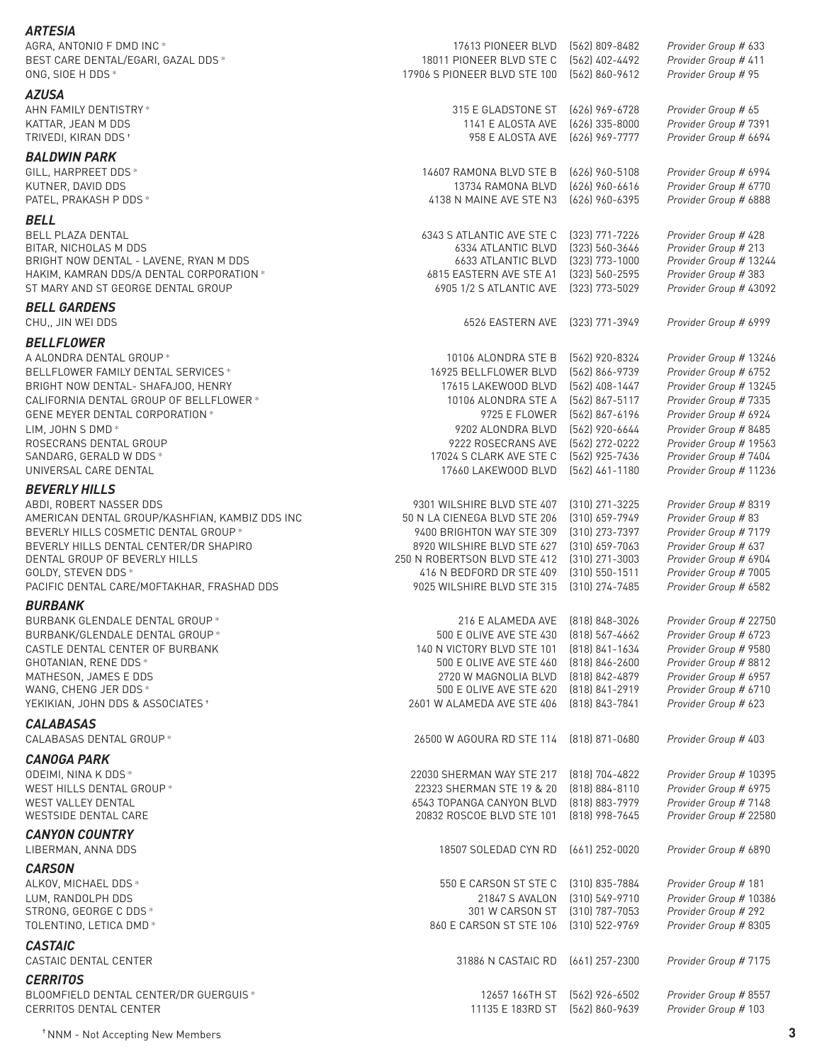### *ARTESIA*

| | | | |
|---|---|---|---|
| AGRA, ANTONIO F DMD INC * | 17613 PIONEER BLVD | (562) 809-8482 | *Provider Group # 633* |
| BEST CARE DENTAL/EGARI, GAZAL DDS * | 18011 PIONEER BLVD STE C | (562) 402-4492 | *Provider Group # 411* |
| ONG, SIOE H DDS * | 17906 S PIONEER BLVD STE 100 | (562) 860-9612 | *Provider Group # 95* |

### *AZUSA*

| | | | |
|---|---|---|---|
| AHN FAMILY DENTISTRY * | 315 E GLADSTONE ST | (626) 969-6728 | *Provider Group # 65* |
| KATTAR, JEAN M DDS | 1141 E ALOSTA AVE | (626) 335-8000 | *Provider Group # 7391* |
| TRIVEDI, KIRAN DDS † | 958 E ALOSTA AVE | (626) 969-7777 | *Provider Group # 6694* |

### *BALDWIN PARK*

| | | | |
|---|---|---|---|
| GILL, HARPREET DDS * | 14607 RAMONA BLVD STE B | (626) 960-5108 | *Provider Group # 6994* |
| KUTNER, DAVID DDS | 13734 RAMONA BLVD | (626) 960-6616 | *Provider Group # 6770* |
| PATEL, PRAKASH P DDS * | 4138 N MAINE AVE STE N3 | (626) 960-6395 | *Provider Group # 6888* |

### *BELL*

| | | | |
|---|---|---|---|
| BELL PLAZA DENTAL | 6343 S ATLANTIC AVE STE C | (323) 771-7226 | *Provider Group # 428* |
| BITAR, NICHOLAS M DDS | 6334 ATLANTIC BLVD | (323) 560-3646 | *Provider Group # 213* |
| BRIGHT NOW DENTAL - LAVENE, RYAN M DDS | 6633 ATLANTIC BLVD | (323) 773-1000 | *Provider Group # 13244* |
| HAKIM, KAMRAN DDS/A DENTAL CORPORATION * | 6815 EASTERN AVE STE A1 | (323) 560-2595 | *Provider Group # 383* |
| ST MARY AND ST GEORGE DENTAL GROUP | 6905 1/2 S ATLANTIC AVE | (323) 773-5029 | *Provider Group # 43092* |

### *BELL GARDENS*

| | | | |
|---|---|---|---|
| CHU,, JIN WEI DDS | 6526 EASTERN AVE | (323) 771-3949 | *Provider Group # 6999* |

### *BELLFLOWER*

| | | | |
|---|---|---|---|
| A ALONDRA DENTAL GROUP * | 10106 ALONDRA STE B | (562) 920-8324 | *Provider Group # 13246* |
| BELLFLOWER FAMILY DENTAL SERVICES * | 16925 BELLFLOWER BLVD | (562) 866-9739 | *Provider Group # 6752* |
| BRIGHT NOW DENTAL- SHAFAJOO, HENRY | 17615 LAKEWOOD BLVD | (562) 408-1447 | *Provider Group # 13245* |
| CALIFORNIA DENTAL GROUP OF BELLFLOWER * | 10106 ALONDRA STE A | (562) 867-5117 | *Provider Group # 7335* |
| GENE MEYER DENTAL CORPORATION * | 9725 E FLOWER | (562) 867-6196 | *Provider Group # 6924* |
| LIM, JOHN S DMD * | 9202 ALONDRA BLVD | (562) 920-6644 | *Provider Group # 8485* |
| ROSECRANS DENTAL GROUP | 9222 ROSECRANS AVE | (562) 272-0222 | *Provider Group # 19563* |
| SANDARG, GERALD W DDS * | 17024 S CLARK AVE STE C | (562) 925-7436 | *Provider Group # 7404* |
| UNIVERSAL CARE DENTAL | 17660 LAKEWOOD BLVD | (562) 461-1180 | *Provider Group # 11236* |

### *BEVERLY HILLS*

| | | | |
|---|---|---|---|
| ABDI, ROBERT NASSER DDS | 9301 WILSHIRE BLVD STE 407 | (310) 271-3225 | *Provider Group # 8319* |
| AMERICAN DENTAL GROUP/KASHFIAN, KAMBIZ DDS INC | 50 N LA CIENEGA BLVD STE 206 | (310) 659-7949 | *Provider Group # 83* |
| BEVERLY HILLS COSMETIC DENTAL GROUP * | 9400 BRIGHTON WAY STE 309 | (310) 273-7397 | *Provider Group # 7179* |
| BEVERLY HILLS DENTAL CENTER/DR SHAPIRO | 8920 WILSHIRE BLVD STE 627 | (310) 659-7063 | *Provider Group # 637* |
| DENTAL GROUP OF BEVERLY HILLS | 250 N ROBERTSON BLVD STE 412 | (310) 271-3003 | *Provider Group # 6904* |
| GOLDY, STEVEN DDS * | 416 N BEDFORD DR STE 409 | (310) 550-1511 | *Provider Group # 7005* |
| PACIFIC DENTAL CARE/MOFTAKHAR, FRASHAD DDS | 9025 WILSHIRE BLVD STE 315 | (310) 274-7485 | *Provider Group # 6582* |

### *BURBANK*

| | | | |
|---|---|---|---|
| BURBANK GLENDALE DENTAL GROUP * | 216 E ALAMEDA AVE | (818) 848-3026 | *Provider Group # 22750* |
| BURBANK/GLENDALE DENTAL GROUP * | 500 E OLIVE AVE STE 430 | (818) 567-4662 | *Provider Group # 6723* |
| CASTLE DENTAL CENTER OF BURBANK | 140 N VICTORY BLVD STE 101 | (818) 841-1634 | *Provider Group # 9580* |
| GHOTANIAN, RENE DDS * | 500 E OLIVE AVE STE 460 | (818) 846-2600 | *Provider Group # 8812* |
| MATHESON, JAMES E DDS | 2720 W MAGNOLIA BLVD | (818) 842-4879 | *Provider Group # 6957* |
| WANG, CHENG JER DDS * | 500 E OLIVE AVE STE 620 | (818) 841-2919 | *Provider Group # 6710* |
| YEKIKIAN, JOHN DDS & ASSOCIATES † | 2601 W ALAMEDA AVE STE 406 | (818) 843-7841 | *Provider Group # 623* |

### *CALABASAS*

| | | | |
|---|---|---|---|
| CALABASAS DENTAL GROUP * | 26500 W AGOURA RD STE 114 | (818) 871-0680 | *Provider Group # 403* |

### *CANOGA PARK*

| | | | |
|---|---|---|---|
| ODEIMI, NINA K DDS * | 22030 SHERMAN WAY STE 217 | (818) 704-4822 | *Provider Group # 10395* |
| WEST HILLS DENTAL GROUP * | 22323 SHERMAN STE 19 & 20 | (818) 884-8110 | *Provider Group # 6975* |
| WEST VALLEY DENTAL | 6543 TOPANGA CANYON BLVD | (818) 883-7979 | *Provider Group # 7148* |
| WESTSIDE DENTAL CARE | 20832 ROSCOE BLVD STE 101 | (818) 998-7645 | *Provider Group # 22580* |

### *CANYON COUNTRY*

| | | | |
|---|---|---|---|
| LIBERMAN, ANNA DDS | 18507 SOLEDAD CYN RD | (661) 252-0020 | *Provider Group # 6890* |

### *CARSON*

| | | | |
|---|---|---|---|
| ALKOV, MICHAEL DDS * | 550 E CARSON ST STE C | (310) 835-7884 | *Provider Group # 181* |
| LUM, RANDOLPH DDS | 21847 S AVALON | (310) 549-9710 | *Provider Group # 10386* |
| STRONG, GEORGE C DDS * | 301 W CARSON ST | (310) 787-7053 | *Provider Group # 292* |
| TOLENTINO, LETICA DMD * | 860 E CARSON ST STE 106 | (310) 522-9769 | *Provider Group # 8305* |

### *CASTAIC*

| | | | |
|---|---|---|---|
| CASTAIC DENTAL CENTER | 31886 N CASTAIC RD | (661) 257-2300 | *Provider Group # 7175* |

### *CERRITOS*

| | | | |
|---|---|---|---|
| BLOOMFIELD DENTAL CENTER/DR GUERGUIS * | 12657 166TH ST | (562) 926-6502 | *Provider Group # 8557* |
| CERRITOS DENTAL CENTER | 11135 E 183RD ST | (562) 860-9639 | *Provider Group # 103* |

† NNM - Not Accepting New Members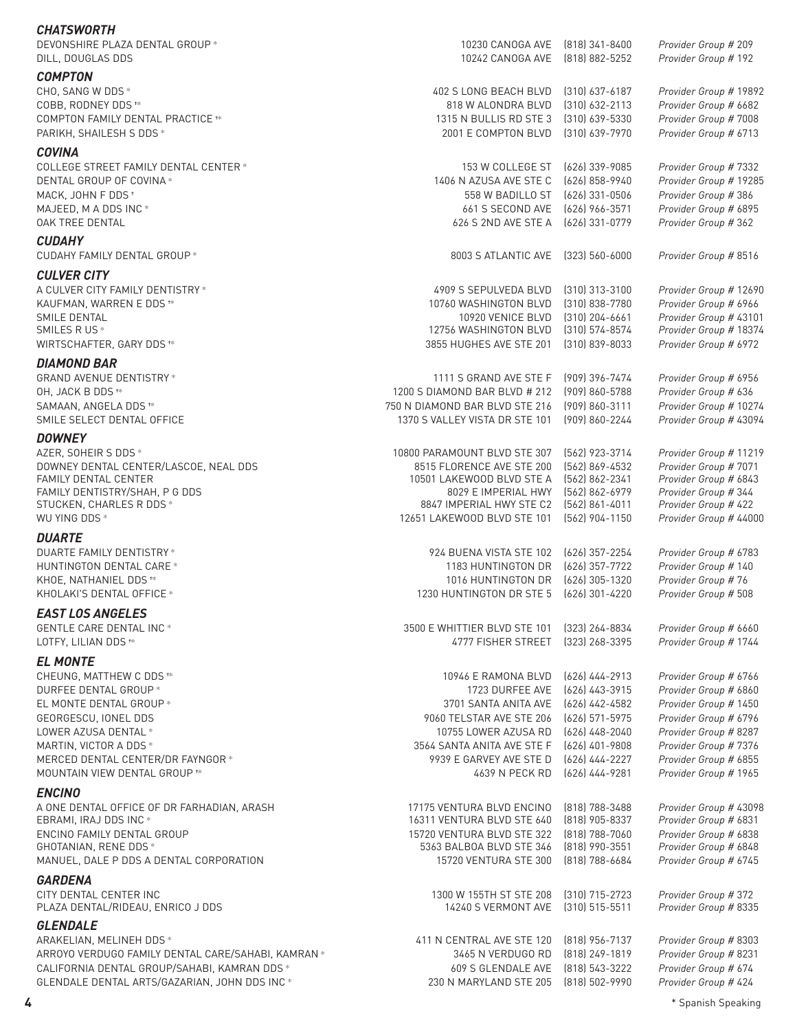### *CHATSWORTH*

| | | | |
|---|---|---|---|
| DEVONSHIRE PLAZA DENTAL GROUP * | 10230 CANOGA AVE | (818) 341-8400 | *Provider Group # 209* |
| DILL, DOUGLAS DDS | 10242 CANOGA AVE | (818) 882-5252 | *Provider Group # 192* |

### *COMPTON*

| | | | |
|---|---|---|---|
| CHO, SANG W DDS * | 402 S LONG BEACH BLVD | (310) 637-6187 | *Provider Group # 19892* |
| COBB, RODNEY DDS †* | 818 W ALONDRA BLVD | (310) 632-2113 | *Provider Group # 6682* |
| COMPTON FAMILY DENTAL PRACTICE †* | 1315 N BULLIS RD STE 3 | (310) 639-5330 | *Provider Group # 7008* |
| PARIKH, SHAILESH S DDS * | 2001 E COMPTON BLVD | (310) 639-7970 | *Provider Group # 6713* |

### *COVINA*

| | | | |
|---|---|---|---|
| COLLEGE STREET FAMILY DENTAL CENTER * | 153 W COLLEGE ST | (626) 339-9085 | *Provider Group # 7332* |
| DENTAL GROUP OF COVINA * | 1406 N AZUSA AVE STE C | (626) 858-9940 | *Provider Group # 19285* |
| MACK, JOHN F DDS † | 558 W BADILLO ST | (626) 331-0506 | *Provider Group # 386* |
| MAJEED, M A DDS INC * | 661 S SECOND AVE | (626) 966-3571 | *Provider Group # 6895* |
| OAK TREE DENTAL | 626 S 2ND AVE STE A | (626) 331-0779 | *Provider Group # 362* |

### *CUDAHY*

| | | | |
|---|---|---|---|
| CUDAHY FAMILY DENTAL GROUP * | 8003 S ATLANTIC AVE | (323) 560-6000 | *Provider Group # 8516* |

### *CULVER CITY*

| | | | |
|---|---|---|---|
| A CULVER CITY FAMILY DENTISTRY * | 4909 S SEPULVEDA BLVD | (310) 313-3100 | *Provider Group # 12690* |
| KAUFMAN, WARREN E DDS †* | 10760 WASHINGTON BLVD | (310) 838-7780 | *Provider Group # 6966* |
| SMILE DENTAL | 10920 VENICE BLVD | (310) 204-6661 | *Provider Group # 43101* |
| SMILES R US * | 12756 WASHINGTON BLVD | (310) 574-8574 | *Provider Group # 18374* |
| WIRTSCHAFTER, GARY DDS †* | 3855 HUGHES AVE STE 201 | (310) 839-8033 | *Provider Group # 6972* |

### *DIAMOND BAR*

| | | | |
|---|---|---|---|
| GRAND AVENUE DENTISTRY * | 1111 S GRAND AVE STE F | (909) 396-7474 | *Provider Group # 6956* |
| OH, JACK B DDS †* | 1200 S DIAMOND BAR BLVD # 212 | (909) 860-5788 | *Provider Group # 636* |
| SAMAAN, ANGELA DDS †* | 750 N DIAMOND BAR BLVD STE 216 | (909) 860-3111 | *Provider Group # 10274* |
| SMILE SELECT DENTAL OFFICE | 1370 S VALLEY VISTA DR STE 101 | (909) 860-2244 | *Provider Group # 43094* |

### *DOWNEY*

| | | | |
|---|---|---|---|
| AZER, SOHEIR S DDS * | 10800 PARAMOUNT BLVD STE 307 | (562) 923-3714 | *Provider Group # 11219* |
| DOWNEY DENTAL CENTER/LASCOE, NEAL DDS | 8515 FLORENCE AVE STE 200 | (562) 869-4532 | *Provider Group # 7071* |
| FAMILY DENTAL CENTER | 10501 LAKEWOOD BLVD STE A | (562) 862-2341 | *Provider Group # 6843* |
| FAMILY DENTISTRY/SHAH, P G DDS | 8029 E IMPERIAL HWY | (562) 862-6979 | *Provider Group # 344* |
| STUCKEN, CHARLES R DDS * | 8847 IMPERIAL HWY STE C2 | (562) 861-4011 | *Provider Group # 422* |
| WU YING DDS * | 12651 LAKEWOOD BLVD STE 101 | (562) 904-1150 | *Provider Group # 44000* |

### *DUARTE*

| | | | |
|---|---|---|---|
| DUARTE FAMILY DENTISTRY * | 924 BUENA VISTA STE 102 | (626) 357-2254 | *Provider Group # 6783* |
| HUNTINGTON DENTAL CARE * | 1183 HUNTINGTON DR | (626) 357-7722 | *Provider Group # 140* |
| KHOE, NATHANIEL DDS †* | 1016 HUNTINGTON DR | (626) 305-1320 | *Provider Group # 76* |
| KHOLAKI'S DENTAL OFFICE * | 1230 HUNTINGTON DR STE 5 | (626) 301-4220 | *Provider Group # 508* |

### *EAST LOS ANGELES*

| | | | |
|---|---|---|---|
| GENTLE CARE DENTAL INC * | 3500 E WHITTIER BLVD STE 101 | (323) 264-8834 | *Provider Group # 6660* |
| LOTFY, LILIAN DDS †* | 4777 FISHER STREET | (323) 268-3395 | *Provider Group # 1744* |

### *EL MONTE*

| | | | |
|---|---|---|---|
| CHEUNG, MATTHEW C DDS †* | 10946 E RAMONA BLVD | (626) 444-2913 | *Provider Group # 6766* |
| DURFEE DENTAL GROUP * | 1723 DURFEE AVE | (626) 443-3915 | *Provider Group # 6860* |
| EL MONTE DENTAL GROUP * | 3701 SANTA ANITA AVE | (626) 442-4582 | *Provider Group # 1450* |
| GEORGESCU, IONEL DDS | 9060 TELSTAR AVE STE 206 | (626) 571-5975 | *Provider Group # 6796* |
| LOWER AZUSA DENTAL * | 10755 LOWER AZUSA RD | (626) 448-2040 | *Provider Group # 8287* |
| MARTIN, VICTOR A DDS * | 3564 SANTA ANITA AVE STE F | (626) 401-9808 | *Provider Group # 7376* |
| MERCED DENTAL CENTER/DR FAYNGOR * | 9939 E GARVEY AVE STE D | (626) 444-2227 | *Provider Group # 6855* |
| MOUNTAIN VIEW DENTAL GROUP †* | 4639 N PECK RD | (626) 444-9281 | *Provider Group # 1965* |

### *ENCINO*

| | | | |
|---|---|---|---|
| A ONE DENTAL OFFICE OF DR FARHADIAN, ARASH | 17175 VENTURA BLVD ENCINO | (818) 788-3488 | *Provider Group # 43098* |
| EBRAMI, IRAJ DDS INC * | 16311 VENTURA BLVD STE 640 | (818) 905-8337 | *Provider Group # 6831* |
| ENCINO FAMILY DENTAL GROUP | 15720 VENTURA BLVD STE 322 | (818) 788-7060 | *Provider Group # 6838* |
| GHOTANIAN, RENE DDS * | 5363 BALBOA BLVD STE 346 | (818) 990-3551 | *Provider Group # 6848* |
| MANUEL, DALE P DDS A DENTAL CORPORATION | 15720 VENTURA STE 300 | (818) 788-6684 | *Provider Group # 6745* |

### *GARDENA*

| | | | |
|---|---|---|---|
| CITY DENTAL CENTER INC | 1300 W 155TH ST STE 208 | (310) 715-2723 | *Provider Group # 372* |
| PLAZA DENTAL/RIDEAU, ENRICO J DDS | 14240 S VERMONT AVE | (310) 515-5511 | *Provider Group # 8335* |

### *GLENDALE*

| | | | |
|---|---|---|---|
| ARAKELIAN, MELINEH DDS * | 411 N CENTRAL AVE STE 120 | (818) 956-7137 | *Provider Group # 8303* |
| ARROYO VERDUGO FAMILY DENTAL CARE/SAHABI, KAMRAN * | 3465 N VERDUGO RD | (818) 249-1819 | *Provider Group # 8231* |
| CALIFORNIA DENTAL GROUP/SAHABI, KAMRAN DDS * | 609 S GLENDALE AVE | (818) 543-3222 | *Provider Group # 674* |
| GLENDALE DENTAL ARTS/GAZARIAN, JOHN DDS INC * | 230 N MARYLAND STE 205 | (818) 502-9990 | *Provider Group # 424* |

\* Spanish Speaking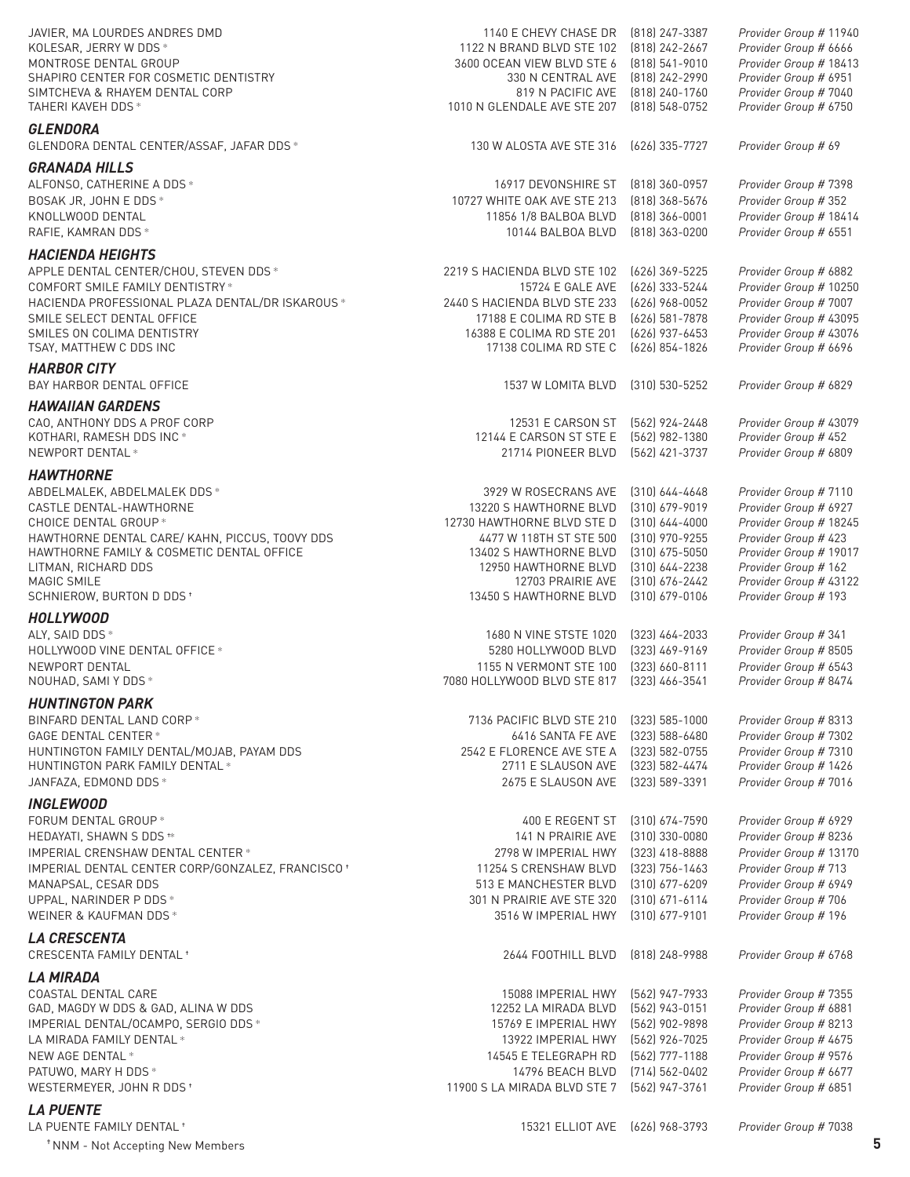| | | | |
|---|---|---|---|
| JAVIER, MA LOURDES ANDRES DMD | 1140 E CHEVY CHASE DR | (818) 247-3387 | *Provider Group # 11940* |
| KOLESAR, JERRY W DDS * | 1122 N BRAND BLVD STE 102 | (818) 242-2667 | *Provider Group # 6666* |
| MONTROSE DENTAL GROUP | 3600 OCEAN VIEW BLVD STE 6 | (818) 541-9010 | *Provider Group # 18413* |
| SHAPIRO CENTER FOR COSMETIC DENTISTRY | 330 N CENTRAL AVE | (818) 242-2990 | *Provider Group # 6951* |
| SIMTCHEVA & RHAYEM DENTAL CORP | 819 N PACIFIC AVE | (818) 240-1760 | *Provider Group # 7040* |
| TAHERI KAVEH DDS * | 1010 N GLENDALE AVE STE 207 | (818) 548-0752 | *Provider Group # 6750* |

### *GLENDORA*

| | | | |
|---|---|---|---|
| GLENDORA DENTAL CENTER/ASSAF, JAFAR DDS * | 130 W ALOSTA AVE STE 316 | (626) 335-7727 | *Provider Group # 69* |

### *GRANADA HILLS*

| | | | |
|---|---|---|---|
| ALFONSO, CATHERINE A DDS * | 16917 DEVONSHIRE ST | (818) 360-0957 | *Provider Group # 7398* |
| BOSAK JR, JOHN E DDS * | 10727 WHITE OAK AVE STE 213 | (818) 368-5676 | *Provider Group # 352* |
| KNOLLWOOD DENTAL | 11856 1/8 BALBOA BLVD | (818) 366-0001 | *Provider Group # 18414* |
| RAFIE, KAMRAN DDS * | 10144 BALBOA BLVD | (818) 363-0200 | *Provider Group # 6551* |

### *HACIENDA HEIGHTS*

| | | | |
|---|---|---|---|
| APPLE DENTAL CENTER/CHOU, STEVEN DDS * | 2219 S HACIENDA BLVD STE 102 | (626) 369-5225 | *Provider Group # 6882* |
| COMFORT SMILE FAMILY DENTISTRY * | 15724 E GALE AVE | (626) 333-5244 | *Provider Group # 10250* |
| HACIENDA PROFESSIONAL PLAZA DENTAL/DR ISKAROUS * | 2440 S HACIENDA BLVD STE 233 | (626) 968-0052 | *Provider Group # 7007* |
| SMILE SELECT DENTAL OFFICE | 17188 E COLIMA RD STE B | (626) 581-7878 | *Provider Group # 43095* |
| SMILES ON COLIMA DENTISTRY | 16388 E COLIMA RD STE 201 | (626) 937-6453 | *Provider Group # 43076* |
| TSAY, MATTHEW C DDS INC | 17138 COLIMA RD STE C | (626) 854-1826 | *Provider Group # 6696* |

### *HARBOR CITY*

| | | | |
|---|---|---|---|
| BAY HARBOR DENTAL OFFICE | 1537 W LOMITA BLVD | (310) 530-5252 | *Provider Group # 6829* |

### *HAWAIIAN GARDENS*

| | | | |
|---|---|---|---|
| CAO, ANTHONY DDS A PROF CORP | 12531 E CARSON ST | (562) 924-2448 | *Provider Group # 43079* |
| KOTHARI, RAMESH DDS INC * | 12144 E CARSON ST STE E | (562) 982-1380 | *Provider Group # 452* |
| NEWPORT DENTAL * | 21714 PIONEER BLVD | (562) 421-3737 | *Provider Group # 6809* |

### *HAWTHORNE*

| | | | |
|---|---|---|---|
| ABDELMALEK, ABDELMALEK DDS * | 3929 W ROSECRANS AVE | (310) 644-4648 | *Provider Group # 7110* |
| CASTLE DENTAL-HAWTHORNE | 13220 S HAWTHORNE BLVD | (310) 679-9019 | *Provider Group # 6927* |
| CHOICE DENTAL GROUP * | 12730 HAWTHORNE BLVD STE D | (310) 644-4000 | *Provider Group # 18245* |
| HAWTHORNE DENTAL CARE/ KAHN, PICCUS, TOOVY DDS | 4477 W 118TH ST STE 500 | (310) 970-9255 | *Provider Group # 423* |
| HAWTHORNE FAMILY & COSMETIC DENTAL OFFICE | 13402 S HAWTHORNE BLVD | (310) 675-5050 | *Provider Group # 19017* |
| LITMAN, RICHARD DDS | 12950 HAWTHORNE BLVD | (310) 644-2238 | *Provider Group # 162* |
| MAGIC SMILE | 12703 PRAIRIE AVE | (310) 676-2442 | *Provider Group # 43122* |
| SCHNIEROW, BURTON D DDS † | 13450 S HAWTHORNE BLVD | (310) 679-0106 | *Provider Group # 193* |

### *HOLLYWOOD*

| | | | |
|---|---|---|---|
| ALY, SAID DDS * | 1680 N VINE STSTE 1020 | (323) 464-2033 | *Provider Group # 341* |
| HOLLYWOOD VINE DENTAL OFFICE * | 5280 HOLLYWOOD BLVD | (323) 469-9169 | *Provider Group # 8505* |
| NEWPORT DENTAL | 1155 N VERMONT STE 100 | (323) 660-8111 | *Provider Group # 6543* |
| NOUHAD, SAMI Y DDS * | 7080 HOLLYWOOD BLVD STE 817 | (323) 466-3541 | *Provider Group # 8474* |

### *HUNTINGTON PARK*

| | | | |
|---|---|---|---|
| BINFARD DENTAL LAND CORP * | 7136 PACIFIC BLVD STE 210 | (323) 585-1000 | *Provider Group # 8313* |
| GAGE DENTAL CENTER * | 6416 SANTA FE AVE | (323) 588-6480 | *Provider Group # 7302* |
| HUNTINGTON FAMILY DENTAL/MOJAB, PAYAM DDS | 2542 E FLORENCE AVE STE A | (323) 582-0755 | *Provider Group # 7310* |
| HUNTINGTON PARK FAMILY DENTAL * | 2711 E SLAUSON AVE | (323) 582-4474 | *Provider Group # 1426* |
| JANFAZA, EDMOND DDS * | 2675 E SLAUSON AVE | (323) 589-3391 | *Provider Group # 7016* |

### *INGLEWOOD*

| | | | |
|---|---|---|---|
| FORUM DENTAL GROUP * | 400 E REGENT ST | (310) 674-7590 | *Provider Group # 6929* |
| HEDAYATI, SHAWN S DDS †* | 141 N PRAIRIE AVE | (310) 330-0080 | *Provider Group # 8236* |
| IMPERIAL CRENSHAW DENTAL CENTER * | 2798 W IMPERIAL HWY | (323) 418-8888 | *Provider Group # 13170* |
| IMPERIAL DENTAL CENTER CORP/GONZALEZ, FRANCISCO † | 11254 S CRENSHAW BLVD | (323) 756-1463 | *Provider Group # 713* |
| MANAPSAL, CESAR DDS | 513 E MANCHESTER BLVD | (310) 677-6209 | *Provider Group # 6949* |
| UPPAL, NARINDER P DDS * | 301 N PRAIRIE AVE STE 320 | (310) 671-6114 | *Provider Group # 706* |
| WEINER & KAUFMAN DDS * | 3516 W IMPERIAL HWY | (310) 677-9101 | *Provider Group # 196* |

### *LA CRESCENTA*

| | | | |
|---|---|---|---|
| CRESCENTA FAMILY DENTAL † | 2644 FOOTHILL BLVD | (818) 248-9988 | *Provider Group # 6768* |

### *LA MIRADA*

| | | | |
|---|---|---|---|
| COASTAL DENTAL CARE | 15088 IMPERIAL HWY | (562) 947-7933 | *Provider Group # 7355* |
| GAD, MAGDY W DDS & GAD, ALINA W DDS | 12252 LA MIRADA BLVD | (562) 943-0151 | *Provider Group # 6881* |
| IMPERIAL DENTAL/OCAMPO, SERGIO DDS * | 15769 E IMPERIAL HWY | (562) 902-9898 | *Provider Group # 8213* |
| LA MIRADA FAMILY DENTAL * | 13922 IMPERIAL HWY | (562) 926-7025 | *Provider Group # 4675* |
| NEW AGE DENTAL * | 14545 E TELEGRAPH RD | (562) 777-1188 | *Provider Group # 9576* |
| PATUWO, MARY H DDS * | 14796 BEACH BLVD | (714) 562-0402 | *Provider Group # 6677* |
| WESTERMEYER, JOHN R DDS † | 11900 S LA MIRADA BLVD STE 7 | (562) 947-3761 | *Provider Group # 6851* |

### *LA PUENTE*

| | | | |
|---|---|---|---|
| LA PUENTE FAMILY DENTAL † | 15321 ELLIOT AVE | (626) 968-3793 | *Provider Group # 7038* |

† NNM - Not Accepting New Members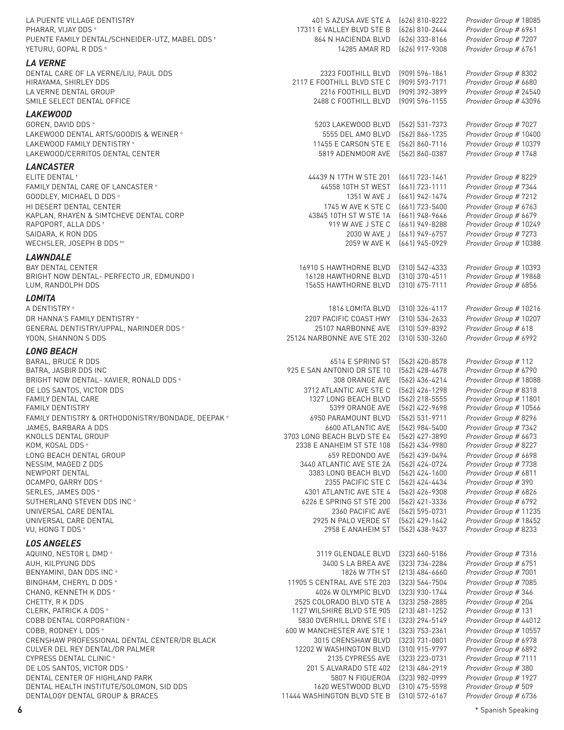| | | | |
|---|---|---|---|
| LA PUENTE VILLAGE DENTISTRY | 401 S AZUSA AVE STE A | (626) 810-8222 | *Provider Group # 18085* |
| PHARAR, VIJAY DDS * | 17311 E VALLEY BLVD STE B | (626) 810-2444 | *Provider Group # 6961* |
| PUENTE FAMILY DENTAL/SCHNEIDER-UTZ, MABEL DDS † | 864 N HACIENDA BLVD | (626) 333-8166 | *Provider Group # 7207* |
| YETURU, GOPAL R DDS * | 14285 AMAR RD | (626) 917-9308 | *Provider Group # 6761* |

### *LA VERNE*

| | | | |
|---|---|---|---|
| DENTAL CARE OF LA VERNE/LIU, PAUL DDS | 2323 FOOTHILL BLVD | (909) 596-1861 | *Provider Group # 8302* |
| HIRAYAMA, SHIRLEY DDS | 2117 E FOOTHILL BLVD STE C | (909) 593-7171 | *Provider Group # 6680* |
| LA VERNE DENTAL GROUP | 2216 FOOTHILL BLVD | (909) 392-3899 | *Provider Group # 24540* |
| SMILE SELECT DENTAL OFFICE | 2488 C FOOTHILL BLVD | (909) 596-1155 | *Provider Group # 43096* |

### *LAKEWOOD*

| | | | |
|---|---|---|---|
| GOREN, DAVID DDS * | 5203 LAKEWOOD BLVD | (562) 531-7373 | *Provider Group # 7027* |
| LAKEWOOD DENTAL ARTS/GOODIS & WEINER * | 5555 DEL AMO BLVD | (562) 866-1735 | *Provider Group # 10400* |
| LAKEWOOD FAMILY DENTISTRY * | 11455 E CARSON STE E | (562) 860-7116 | *Provider Group # 10379* |
| LAKEWOOD/CERRITOS DENTAL CENTER | 5819 ADENMOOR AVE | (562) 860-0387 | *Provider Group # 1748* |

### *LANCASTER*

| | | | |
|---|---|---|---|
| ELITE DENTAL † | 44439 N 17TH W STE 201 | (661) 723-1461 | *Provider Group # 8229* |
| FAMILY DENTAL CARE OF LANCASTER * | 44558 10TH ST WEST | (661) 723-1111 | *Provider Group # 7344* |
| GOODLEY, MICHAEL D DDS * | 1351 W AVE J | (661) 942-1474 | *Provider Group # 7212* |
| HI DESERT DENTAL CENTER | 1745 W AVE K STE C | (661) 723-5400 | *Provider Group # 6763* |
| KAPLAN, RHAYEN & SIMTCHEVE DENTAL CORP | 43845 10TH ST W STE 1A | (661) 948-9646 | *Provider Group # 6679* |
| RAPOPORT, ALLA DDS † | 919 W AVE J STE C | (661) 949-8288 | *Provider Group # 10249* |
| SAIDARA, K RON DDS | 2030 W AVE J | (661) 949-6757 | *Provider Group # 7273* |
| WECHSLER, JOSEPH B DDS †* | 2059 W AVE K | (661) 945-0929 | *Provider Group # 10388* |

### *LAWNDALE*

| | | | |
|---|---|---|---|
| BAY DENTAL CENTER | 16910 S HAWTHORNE BLVD | (310) 542-4333 | *Provider Group # 10393* |
| BRIGHT NOW DENTAL- PERFECTO JR, EDMUNDO I | 16128 HAWTHORNE BLVD | (310) 370-4511 | *Provider Group # 19868* |
| LUM, RANDOLPH DDS | 15655 HAWTHORNE BLVD | (310) 675-7111 | *Provider Group # 6856* |

### *LOMITA*

| | | | |
|---|---|---|---|
| A DENTISTRY * | 1816 LOMITA BLVD | (310) 326-4117 | *Provider Group # 10216* |
| DR HANNA'S FAMILY DENTISTRY * | 2207 PACIFIC COAST HWY | (310) 534-2633 | *Provider Group # 10207* |
| GENERAL DENTISTRY/UPPAL, NARINDER DDS * | 25107 NARBONNE AVE | (310) 539-8392 | *Provider Group # 618* |
| YOON, SHANNON S DDS | 25124 NARBONNE AVE STE 202 | (310) 530-3260 | *Provider Group # 6992* |

### *LONG BEACH*

| | | | |
|---|---|---|---|
| BARAL, BRUCE R DDS | 6514 E SPRING ST | (562) 420-8578 | *Provider Group # 112* |
| BATRA, JASBIR DDS INC | 925 E SAN ANTONIO DR STE 10 | (562) 428-4678 | *Provider Group # 6790* |
| BRIGHT NOW DENTAL- XAVIER, RONALD DDS * | 308 ORANGE AVE | (562) 436-4214 | *Provider Group # 18088* |
| DE LOS SANTOS, VICTOR DDS | 3712 ATLANTIC AVE STE C | (562) 426-1298 | *Provider Group # 8318* |
| FAMILY DENTAL CARE | 1327 LONG BEACH BLVD | (562) 218-5555 | *Provider Group # 11801* |
| FAMILY DENTISTRY | 5399 ORANGE AVE | (562) 422-9698 | *Provider Group # 10566* |
| FAMILY DENTISTRY & ORTHODONISTRY/BONDADE, DEEPAK * | 6950 PARAMOUNT BLVD | (562) 531-9711 | *Provider Group # 8296* |
| JAMES, BARBARA A DDS | 6600 ATLANTIC AVE | (562) 984-5400 | *Provider Group # 7342* |
| KNOLLS DENTAL GROUP | 3703 LONG BEACH BLVD STE E4 | (562) 427-3890 | *Provider Group # 6673* |
| KOM, KOSAL DDS * | 2338 E ANAHEIM ST STE 108 | (562) 434-9980 | *Provider Group # 8227* |
| LONG BEACH DENTAL GROUP | 659 REDONDO AVE | (562) 439-0494 | *Provider Group # 6698* |
| NESSIM, MAGED Z DDS | 3440 ATLANTIC AVE STE 2A | (562) 424-0724 | *Provider Group # 7738* |
| NEWPORT DENTAL | 3383 LONG BEACH BLVD | (562) 424-1600 | *Provider Group # 6811* |
| OCAMPO, GARRY DDS * | 2355 PACIFIC STE C | (562) 424-4434 | *Provider Group # 390* |
| SERLES, JAMES DDS * | 4301 ATLANTIC AVE STE 4 | (562) 426-9308 | *Provider Group # 6826* |
| SUTHERLAND STEVEN DDS INC * | 6226 E SPRING ST STE 200 | (562) 421-3336 | *Provider Group # 6792* |
| UNIVERSAL CARE DENTAL | 2360 PACIFIC AVE | (562) 595-0731 | *Provider Group # 11235* |
| UNIVERSAL CARE DENTAL | 2925 N PALO VERDE ST | (562) 429-1642 | *Provider Group # 18452* |
| VU, HONG T DDS * | 2958 E ANAHEIM ST | (562) 438-9437 | *Provider Group # 8233* |

### *LOS ANGELES*

| | | | |
|---|---|---|---|
| AQUINO, NESTOR L DMD * | 3119 GLENDALE BLVD | (323) 660-5186 | *Provider Group # 7316* |
| AUH, KILPYUNG DDS | 3400 S LA BREA AVE | (323) 734-2284 | *Provider Group # 6751* |
| BENYAMINI, DAN DDS INC * | 1826 W 7TH ST | (213) 484-6660 | *Provider Group # 7001* |
| BINGHAM, CHERYL D DDS * | 11905 S CENTRAL AVE STE 203 | (323) 564-7504 | *Provider Group # 7085* |
| CHANG, KENNETH K DDS * | 4026 W OLYMPIC BLVD | (323) 930-1744 | *Provider Group # 346* |
| CHETTY, R K DDS | 2525 COLORADO BLVD STE A | (323) 258-2885 | *Provider Group # 204* |
| CLERK, PATRICK A DDS * | 1127 WILSHIRE BLVD STE 905 | (213) 481-1252 | *Provider Group # 131* |
| COBB DENTAL CORPORATION * | 5830 OVERHILL DRIVE STE I | (323) 294-5149 | *Provider Group # 44012* |
| COBB, RODNEY L DDS * | 600 W MANCHESTER AVE STE 1 | (323) 753-2361 | *Provider Group # 10557* |
| CRENSHAW PROFESSIONAL DENTAL CENTER/DR BLACK | 3015 CRENSHAW BLVD | (323) 731-0801 | *Provider Group # 6978* |
| CULVER DEL REY DENTAL/DR PALMER | 12202 W WASHINGTON BLVD | (310) 915-9797 | *Provider Group # 6892* |
| CYPRESS DENTAL CLINIC * | 2135 CYPRESS AVE | (323) 223-0731 | *Provider Group # 7111* |
| DE LOS SANTOS, VICTOR DDS * | 201 S ALVARADO STE 402 | (213) 484-2919 | *Provider Group # 380* |
| DENTAL CENTER OF HIGHLAND PARK | 5807 N FIGUEROA | (323) 982-0999 | *Provider Group # 1927* |
| DENTAL HEALTH INSTITUTE/SOLOMON, SID DDS | 1620 WESTWOOD BLVD | (310) 475-5598 | *Provider Group # 509* |
| DENTALOGY DENTAL GROUP & BRACES | 11444 WASHINGTON BLVD STE B | (310) 572-6167 | *Provider Group # 6736* |

\* Spanish Speaking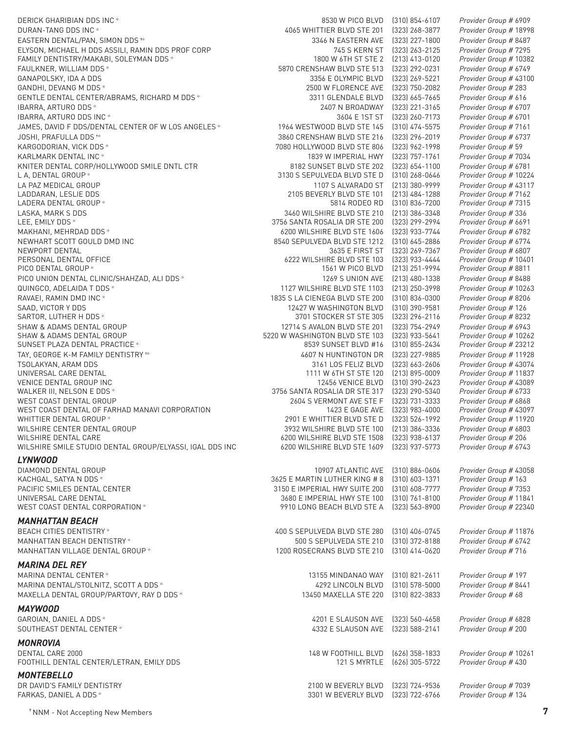| | | | |
|---|---|---|---|
| DERICK GHARIBIAN DDS INC * | 8530 W PICO BLVD | (310) 854-6107 | *Provider Group # 6909* |
| DURAN-TANG DDS INC * | 4065 WHITTIER BLVD STE 201 | (323) 268-3877 | *Provider Group # 18998* |
| EASTERN DENTAL/PAN, SIMON DDS †* | 3346 N EASTERN AVE | (323) 227-1800 | *Provider Group # 8487* |
| ELYSON, MICHAEL H DDS ASSILI, RAMIN DDS PROF CORP | 745 S KERN ST | (323) 263-2125 | *Provider Group # 7295* |
| FAMILY DENTISTRY/MAKABI, SOLEYMAN DDS * | 1800 W 6TH ST STE 2 | (213) 413-0120 | *Provider Group # 10382* |
| FAULKNER, WILLIAM DDS * | 5870 CRENSHAW BLVD STE 513 | (323) 292-0231 | *Provider Group # 6749* |
| GANAPOLSKY, IDA A DDS | 3356 E OLYMPIC BLVD | (323) 269-5221 | *Provider Group # 43100* |
| GANDHI, DEVANG M DDS * | 2500 W FLORENCE AVE | (323) 750-2082 | *Provider Group # 283* |
| GENTLE DENTAL CENTER/ABRAMS, RICHARD M DDS * | 3311 GLENDALE BLVD | (323) 665-7665 | *Provider Group # 616* |
| IBARRA, ARTURO DDS * | 2407 N BROADWAY | (323) 221-3165 | *Provider Group # 6707* |
| IBARRA, ARTURO DDS INC * | 3604 E 1ST ST | (323) 260-7173 | *Provider Group # 6701* |
| JAMES, DAVID F DDS/DENTAL CENTER OF W LOS ANGELES * | 1964 WESTWOOD BLVD STE 145 | (310) 474-5575 | *Provider Group # 7161* |
| JOSHI, PRAFULLA DDS †* | 3860 CRENSHAW BLVD STE 216 | (323) 296-2019 | *Provider Group # 6737* |
| KARGODORIAN, VICK DDS * | 7080 HOLLYWOOD BLVD STE 806 | (323) 962-1998 | *Provider Group # 59* |
| KARLMARK DENTAL INC * | 1839 W IMPERIAL HWY | (323) 757-1761 | *Provider Group # 7034* |
| KNITER DENTAL CORP/HOLLYWOOD SMILE DNTL CTR | 8182 SUNSET BLVD STE 202 | (323) 654-1100 | *Provider Group # 6781* |
| L A, DENTAL GROUP * | 3130 S SEPULVEDA BLVD STE D | (310) 268-0646 | *Provider Group # 10224* |
| LA PAZ MEDICAL GROUP | 1107 S ALVARADO ST | (213) 380-9999 | *Provider Group # 43117* |
| LADDARAN, LESLIE DDS | 2105 BEVERLY BLVD STE 101 | (213) 484-1288 | *Provider Group # 7162* |
| LADERA DENTAL GROUP * | 5814 RODEO RD | (310) 836-7200 | *Provider Group # 7315* |
| LASKA, MARK S DDS | 3460 WILSHIRE BLVD STE 210 | (213) 386-3348 | *Provider Group # 336* |
| LEE, EMILY DDS * | 3756 SANTA ROSALIA DR STE 200 | (323) 299-2994 | *Provider Group # 6691* |
| MAKHANI, MEHRDAD DDS * | 6200 WILSHIRE BLVD STE 1606 | (323) 933-7744 | *Provider Group # 6782* |
| NEWHART SCOTT GOULD DMD INC | 8540 SEPULVEDA BLVD STE 1212 | (310) 645-2886 | *Provider Group # 6774* |
| NEWPORT DENTAL | 3635 E FIRST ST | (323) 269-7367 | *Provider Group # 6807* |
| PERSONAL DENTAL OFFICE | 6222 WILSHIRE BLVD STE 103 | (323) 933-4444 | *Provider Group # 10401* |
| PICO DENTAL GROUP * | 1561 W PICO BLVD | (213) 251-9994 | *Provider Group # 8811* |
| PICO UNION DENTAL CLINIC/SHAHZAD, ALI DDS * | 1269 S UNION AVE | (213) 480-1338 | *Provider Group # 8488* |
| QUINGCO, ADELAIDA T DDS * | 1127 WILSHIRE BLVD STE 1103 | (213) 250-3998 | *Provider Group # 10263* |
| RAVAEI, RAMIN DMD INC * | 1835 S LA CIENEGA BLVD STE 200 | (310) 836-0300 | *Provider Group # 8206* |
| SAAD, VICTOR Y DDS | 12427 W WASHINGTON BLVD | (310) 390-9581 | *Provider Group # 126* |
| SARTOR, LUTHER H DDS * | 3701 STOCKER ST STE 305 | (323) 296-2116 | *Provider Group # 8232* |
| SHAW & ADAMS DENTAL GROUP | 12714 S AVALON BLVD STE 201 | (323) 754-2949 | *Provider Group # 6943* |
| SHAW & ADAMS DENTAL GROUP | 5220 W WASHINGTON BLVD STE 103 | (323) 933-5641 | *Provider Group # 10262* |
| SUNSET PLAZA DENTAL PRACTICE * | 8539 SUNSET BLVD #16 | (310) 855-2434 | *Provider Group # 23212* |
| TAY, GEORGE K-M FAMILY DENTISTRY †* | 4607 N HUNTINGTON DR | (323) 227-9885 | *Provider Group # 11928* |
| TSOLAKYAN, ARAM DDS | 3161 LOS FELIZ BLVD | (323) 663-2606 | *Provider Group # 43074* |
| UNIVERSAL CARE DENTAL | 1111 W 6TH ST STE 120 | (213) 895-0009 | *Provider Group # 11837* |
| VENICE DENTAL GROUP INC | 12456 VENICE BLVD | (310) 390-2423 | *Provider Group # 43089* |
| WALKER III, NELSON E DDS * | 3756 SANTA ROSALIA DR STE 317 | (323) 290-5340 | *Provider Group # 6733* |
| WEST COAST DENTAL GROUP | 2604 S VERMONT AVE STE F | (323) 731-3333 | *Provider Group # 6868* |
| WEST COAST DENTAL OF FARHAD MANAVI CORPORATION | 1423 E GAGE AVE | (323) 983-4000 | *Provider Group # 43097* |
| WHITTIER DENTAL GROUP * | 2901 E WHITTIER BLVD STE D | (323) 526-1992 | *Provider Group # 11920* |
| WILSHIRE CENTER DENTAL GROUP | 3932 WILSHIRE BLVD STE 100 | (213) 386-3336 | *Provider Group # 6803* |
| WILSHIRE DENTAL CARE | 6200 WILSHIRE BLVD STE 1508 | (323) 938-6137 | *Provider Group # 206* |
| WILSHIRE SMILE STUDIO DENTAL GROUP/ELYASSI, IGAL DDS INC | 6200 WILSHIRE BLVD STE 1609 | (323) 937-5773 | *Provider Group # 6743* |

### *LYNWOOD*

| | | | |
|---|---|---|---|
| DIAMOND DENTAL GROUP | 10907 ATLANTIC AVE | (310) 886-0606 | *Provider Group # 43058* |
| KACHGAL, SATYA N DDS * | 3625 E MARTIN LUTHER KING # 8 | (310) 603-1371 | *Provider Group # 163* |
| PACIFIC SMILES DENTAL CENTER | 3150 E IMPERIAL HWY SUITE 200 | (310) 608-7777 | *Provider Group # 7353* |
| UNIVERSAL CARE DENTAL | 3680 E IMPERIAL HWY STE 100 | (310) 761-8100 | *Provider Group # 11841* |
| WEST COAST DENTAL CORPORATION * | 9910 LONG BEACH BLVD STE A | (323) 563-8900 | *Provider Group # 22340* |

### *MANHATTAN BEACH*

| | | | |
|---|---|---|---|
| BEACH CITIES DENTISTRY * | 400 S SEPULVEDA BLVD STE 280 | (310) 406-0745 | *Provider Group # 11876* |
| MANHATTAN BEACH DENTISTRY * | 500 S SEPULVEDA STE 210 | (310) 372-8188 | *Provider Group # 6742* |
| MANHATTAN VILLAGE DENTAL GROUP * | 1200 ROSECRANS BLVD STE 210 | (310) 414-0620 | *Provider Group # 716* |

### *MARINA DEL REY*

| | | | |
|---|---|---|---|
| MARINA DENTAL CENTER * | 13155 MINDANAO WAY | (310) 821-2611 | *Provider Group # 197* |
| MARINA DENTAL/STOLNITZ, SCOTT A DDS * | 4292 LINCOLN BLVD | (310) 578-5000 | *Provider Group # 8441* |
| MAXELLA DENTAL GROUP/PARTOVY, RAY D DDS * | 13450 MAXELLA STE 220 | (310) 822-3833 | *Provider Group # 68* |

### *MAYWOOD*

| | | | |
|---|---|---|---|
| GAROIAN, DANIEL A DDS * | 4201 E SLAUSON AVE | (323) 560-4658 | *Provider Group # 6828* |
| SOUTHEAST DENTAL CENTER * | 4332 E SLAUSON AVE | (323) 588-2141 | *Provider Group # 200* |

### *MONROVIA*

| | | | |
|---|---|---|---|
| DENTAL CARE 2000 | 148 W FOOTHILL BLVD | (626) 358-1833 | *Provider Group # 10261* |
| FOOTHILL DENTAL CENTER/LETRAN, EMILY DDS | 121 S MYRTLE | (626) 305-5722 | *Provider Group # 430* |

### *MONTEBELLO*

| | | | |
|---|---|---|---|
| DR DAVID'S FAMILY DENTISTRY | 2100 W BEVERLY BLVD | (323) 724-9536 | *Provider Group # 7039* |
| FARKAS, DANIEL A DDS * | 3301 W BEVERLY BLVD | (323) 722-6766 | *Provider Group # 134* |

† NNM - Not Accepting New Members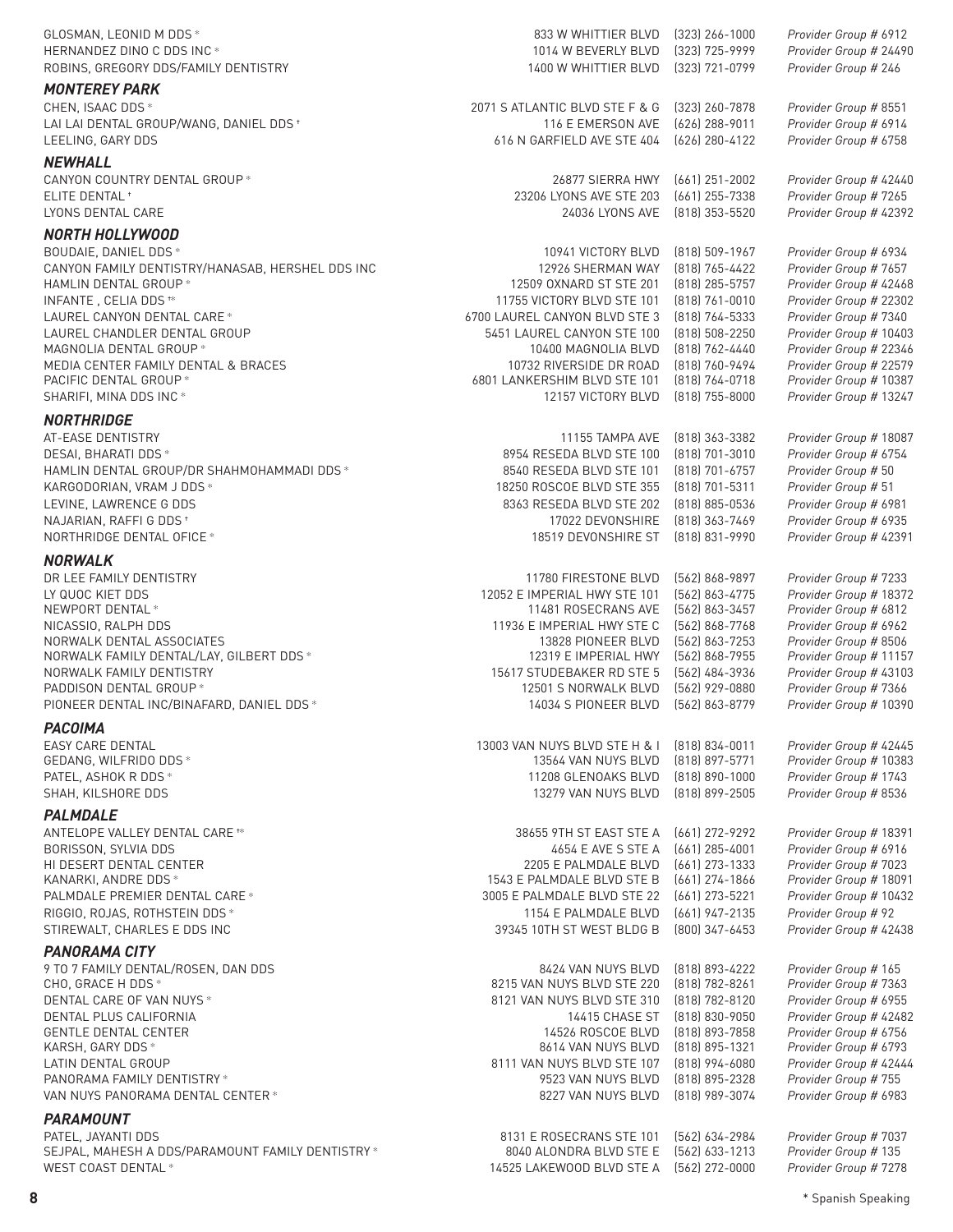GLOSMAN, LEONID M DDS * 833 W WHITTIER BLVD (323) 266-1000 *Provider Group # 6912*
HERNANDEZ DINO C DDS INC * 1014 W BEVERLY BLVD (323) 725-9999 *Provider Group # 24490*
ROBINS, GREGORY DDS/FAMILY DENTISTRY 1400 W WHITTIER BLVD (323) 721-0799 *Provider Group # 246*

### *MONTEREY PARK*

CHEN, ISAAC DDS * 2071 S ATLANTIC BLVD STE F & G (323) 260-7878 *Provider Group # 8551*
LAI LAI DENTAL GROUP/WANG, DANIEL DDS † 116 E EMERSON AVE (626) 288-9011 *Provider Group # 6914*
LEELING, GARY DDS 616 N GARFIELD AVE STE 404 (626) 280-4122 *Provider Group # 6758*

### *NEWHALL*

CANYON COUNTRY DENTAL GROUP * 26877 SIERRA HWY (661) 251-2002 *Provider Group # 42440*
ELITE DENTAL † 23206 LYONS AVE STE 203 (661) 255-7338 *Provider Group # 7265*
LYONS DENTAL CARE 24036 LYONS AVE (818) 353-5520 *Provider Group # 42392*

### *NORTH HOLLYWOOD*

BOUDAIE, DANIEL DDS * 10941 VICTORY BLVD (818) 509-1967 *Provider Group # 6934*
CANYON FAMILY DENTISTRY/HANASAB, HERSHEL DDS INC 12926 SHERMAN WAY (818) 765-4422 *Provider Group # 7657*
HAMLIN DENTAL GROUP * 12509 OXNARD ST STE 201 (818) 285-5757 *Provider Group # 42468*
INFANTE , CELIA DDS †* 11755 VICTORY BLVD STE 101 (818) 761-0010 *Provider Group # 22302*
LAUREL CANYON DENTAL CARE * 6700 LAUREL CANYON BLVD STE 3 (818) 764-5333 *Provider Group # 7340*
LAUREL CHANDLER DENTAL GROUP 5451 LAUREL CANYON STE 100 (818) 508-2250 *Provider Group # 10403*
MAGNOLIA DENTAL GROUP * 10400 MAGNOLIA BLVD (818) 762-4440 *Provider Group # 22346*
MEDIA CENTER FAMILY DENTAL & BRACES 10732 RIVERSIDE DR ROAD (818) 760-9494 *Provider Group # 22579*
PACIFIC DENTAL GROUP * 6801 LANKERSHIM BLVD STE 101 (818) 764-0718 *Provider Group # 10387*
SHARIFI, MINA DDS INC * 12157 VICTORY BLVD (818) 755-8000 *Provider Group # 13247*

### *NORTHRIDGE*

AT-EASE DENTISTRY 11155 TAMPA AVE (818) 363-3382 *Provider Group # 18087*
DESAI, BHARATI DDS * 8954 RESEDA BLVD STE 100 (818) 701-3010 *Provider Group # 6754*
HAMLIN DENTAL GROUP/DR SHAHMOHAMMADI DDS * 8540 RESEDA BLVD STE 101 (818) 701-6757 *Provider Group # 50*
KARGODORIAN, VRAM J DDS * 18250 ROSCOE BLVD STE 355 (818) 701-5311 *Provider Group # 51*
LEVINE, LAWRENCE G DDS 8363 RESEDA BLVD STE 202 (818) 885-0536 *Provider Group # 6981*
NAJARIAN, RAFFI G DDS † 17022 DEVONSHIRE (818) 363-7469 *Provider Group # 6935*
NORTHRIDGE DENTAL OFICE * 18519 DEVONSHIRE ST (818) 831-9990 *Provider Group # 42391*

### *NORWALK*

DR LEE FAMILY DENTISTRY 11780 FIRESTONE BLVD (562) 868-9897 *Provider Group # 7233*
LY QUOC KIET DDS 12052 E IMPERIAL HWY STE 101 (562) 863-4775 *Provider Group # 18372*
NEWPORT DENTAL * 11481 ROSECRANS AVE (562) 863-3457 *Provider Group # 6812*
NICASSIO, RALPH DDS 11936 E IMPERIAL HWY STE C (562) 868-7768 *Provider Group # 6962*
NORWALK DENTAL ASSOCIATES 13828 PIONEER BLVD (562) 863-7253 *Provider Group # 8506*
NORWALK FAMILY DENTAL/LAY, GILBERT DDS * 12319 E IMPERIAL HWY (562) 868-7955 *Provider Group # 11157*
NORWALK FAMILY DENTISTRY 15617 STUDEBAKER RD STE 5 (562) 484-3936 *Provider Group # 43103*
PADDISON DENTAL GROUP * 12501 S NORWALK BLVD (562) 929-0880 *Provider Group # 7366*
PIONEER DENTAL INC/BINAFARD, DANIEL DDS * 14034 S PIONEER BLVD (562) 863-8779 *Provider Group # 10390*

### *PACOIMA*

EASY CARE DENTAL 13003 VAN NUYS BLVD STE H & I (818) 834-0011 *Provider Group # 42445*
GEDANG, WILFRIDO DDS * 13564 VAN NUYS BLVD (818) 897-5771 *Provider Group # 10383*
PATEL, ASHOK R DDS * 11208 GLENOAKS BLVD (818) 890-1000 *Provider Group # 1743*
SHAH, KILSHORE DDS 13279 VAN NUYS BLVD (818) 899-2505 *Provider Group # 8536*

### *PALMDALE*

ANTELOPE VALLEY DENTAL CARE †* 38655 9TH ST EAST STE A (661) 272-9292 *Provider Group # 18391*
BORISSON, SYLVIA DDS 4654 E AVE S STE A (661) 285-4001 *Provider Group # 6916*
HI DESERT DENTAL CENTER 2205 E PALMDALE BLVD (661) 273-1333 *Provider Group # 7023*
KANARKI, ANDRE DDS * 1543 E PALMDALE BLVD STE B (661) 274-1866 *Provider Group # 18091*
PALMDALE PREMIER DENTAL CARE * 3005 E PALMDALE BLVD STE 22 (661) 273-5221 *Provider Group # 10432*
RIGGIO, ROJAS, ROTHSTEIN DDS * 1154 E PALMDALE BLVD (661) 947-2135 *Provider Group # 92*
STIREWALT, CHARLES E DDS INC 39345 10TH ST WEST BLDG B (800) 347-6453 *Provider Group # 42438*

### *PANORAMA CITY*

9 TO 7 FAMILY DENTAL/ROSEN, DAN DDS 8424 VAN NUYS BLVD (818) 893-4222 *Provider Group # 165*
CHO, GRACE H DDS * 8215 VAN NUYS BLVD STE 220 (818) 782-8261 *Provider Group # 7363*
DENTAL CARE OF VAN NUYS * 8121 VAN NUYS BLVD STE 310 (818) 782-8120 *Provider Group # 6955*
DENTAL PLUS CALIFORNIA 14415 CHASE ST (818) 830-9050 *Provider Group # 42482*
GENTLE DENTAL CENTER 14526 ROSCOE BLVD (818) 893-7858 *Provider Group # 6756*
KARSH, GARY DDS * 8614 VAN NUYS BLVD (818) 895-1321 *Provider Group # 6793*
LATIN DENTAL GROUP 8111 VAN NUYS BLVD STE 107 (818) 994-6080 *Provider Group # 42444*
PANORAMA FAMILY DENTISTRY * 9523 VAN NUYS BLVD (818) 895-2328 *Provider Group # 755*
VAN NUYS PANORAMA DENTAL CENTER * 8227 VAN NUYS BLVD (818) 989-3074 *Provider Group # 6983*

### *PARAMOUNT*

PATEL, JAYANTI DDS 8131 E ROSECRANS STE 101 (562) 634-2984 *Provider Group # 7037*
SEJPAL, MAHESH A DDS/PARAMOUNT FAMILY DENTISTRY * 8040 ALONDRA BLVD STE E (562) 633-1213 *Provider Group # 135*
WEST COAST DENTAL * 14525 LAKEWOOD BLVD STE A (562) 272-0000 *Provider Group # 7278*

* Spanish Speaking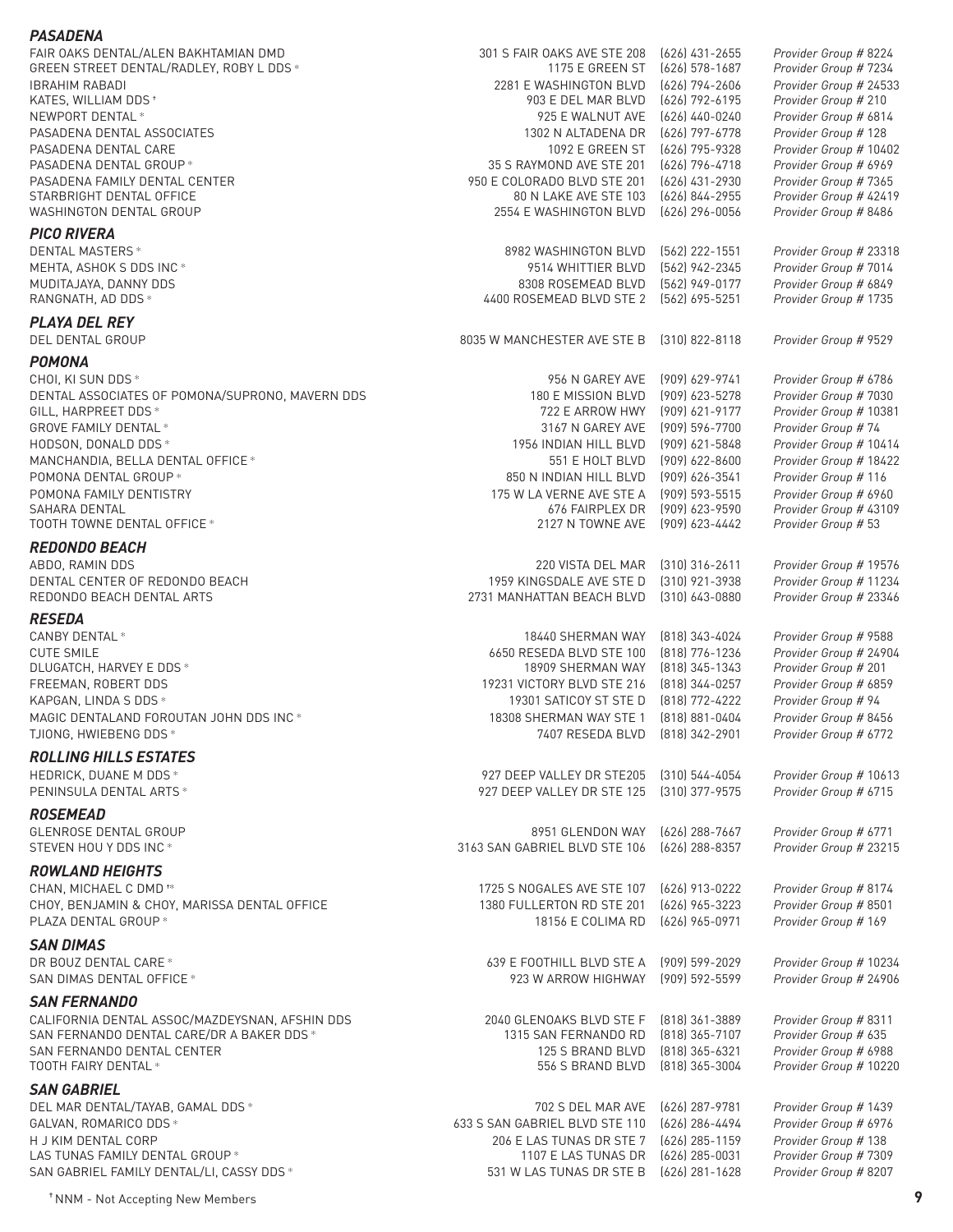### *PASADENA*

| | | | |
|---|---|---|---|
| FAIR OAKS DENTAL/ALEN BAKHTAMIAN DMD | 301 S FAIR OAKS AVE STE 208 | (626) 431-2655 | *Provider Group # 8224* |
| GREEN STREET DENTAL/RADLEY, ROBY L DDS * | 1175 E GREEN ST | (626) 578-1687 | *Provider Group # 7234* |
| IBRAHIM RABADI | 2281 E WASHINGTON BLVD | (626) 794-2606 | *Provider Group # 24533* |
| KATES, WILLIAM DDS † | 903 E DEL MAR BLVD | (626) 792-6195 | *Provider Group # 210* |
| NEWPORT DENTAL * | 925 E WALNUT AVE | (626) 440-0240 | *Provider Group # 6814* |
| PASADENA DENTAL ASSOCIATES | 1302 N ALTADENA DR | (626) 797-6778 | *Provider Group # 128* |
| PASADENA DENTAL CARE | 1092 E GREEN ST | (626) 795-9328 | *Provider Group # 10402* |
| PASADENA DENTAL GROUP * | 35 S RAYMOND AVE STE 201 | (626) 796-4718 | *Provider Group # 6969* |
| PASADENA FAMILY DENTAL CENTER | 950 E COLORADO BLVD STE 201 | (626) 431-2930 | *Provider Group # 7365* |
| STARBRIGHT DENTAL OFFICE | 80 N LAKE AVE STE 103 | (626) 844-2955 | *Provider Group # 42419* |
| WASHINGTON DENTAL GROUP | 2554 E WASHINGTON BLVD | (626) 296-0056 | *Provider Group # 8486* |

### *PICO RIVERA*

| | | | |
|---|---|---|---|
| DENTAL MASTERS * | 8982 WASHINGTON BLVD | (562) 222-1551 | *Provider Group # 23318* |
| MEHTA, ASHOK S DDS INC * | 9514 WHITTIER BLVD | (562) 942-2345 | *Provider Group # 7014* |
| MUDITAJAYA, DANNY DDS | 8308 ROSEMEAD BLVD | (562) 949-0177 | *Provider Group # 6849* |
| RANGNATH, AD DDS * | 4400 ROSEMEAD BLVD STE 2 | (562) 695-5251 | *Provider Group # 1735* |

### *PLAYA DEL REY*

| | | | |
|---|---|---|---|
| DEL DENTAL GROUP | 8035 W MANCHESTER AVE STE B | (310) 822-8118 | *Provider Group # 9529* |

### *POMONA*

| | | | |
|---|---|---|---|
| CHOI, KI SUN DDS * | 956 N GAREY AVE | (909) 629-9741 | *Provider Group # 6786* |
| DENTAL ASSOCIATES OF POMONA/SUPRONO, MAVERN DDS | 180 E MISSION BLVD | (909) 623-5278 | *Provider Group # 7030* |
| GILL, HARPREET DDS * | 722 E ARROW HWY | (909) 621-9177 | *Provider Group # 10381* |
| GROVE FAMILY DENTAL * | 3167 N GAREY AVE | (909) 596-7700 | *Provider Group # 74* |
| HODSON, DONALD DDS * | 1956 INDIAN HILL BLVD | (909) 621-5848 | *Provider Group # 10414* |
| MANCHANDIA, BELLA DENTAL OFFICE * | 551 E HOLT BLVD | (909) 622-8600 | *Provider Group # 18422* |
| POMONA DENTAL GROUP * | 850 N INDIAN HILL BLVD | (909) 626-3541 | *Provider Group # 116* |
| POMONA FAMILY DENTISTRY | 175 W LA VERNE AVE STE A | (909) 593-5515 | *Provider Group # 6960* |
| SAHARA DENTAL | 676 FAIRPLEX DR | (909) 623-9590 | *Provider Group # 43109* |
| TOOTH TOWNE DENTAL OFFICE * | 2127 N TOWNE AVE | (909) 623-4442 | *Provider Group # 53* |

### *REDONDO BEACH*

| | | | |
|---|---|---|---|
| ABDO, RAMIN DDS | 220 VISTA DEL MAR | (310) 316-2611 | *Provider Group # 19576* |
| DENTAL CENTER OF REDONDO BEACH | 1959 KINGSDALE AVE STE D | (310) 921-3938 | *Provider Group # 11234* |
| REDONDO BEACH DENTAL ARTS | 2731 MANHATTAN BEACH BLVD | (310) 643-0880 | *Provider Group # 23346* |

### *RESEDA*

| | | | |
|---|---|---|---|
| CANBY DENTAL * | 18440 SHERMAN WAY | (818) 343-4024 | *Provider Group # 9588* |
| CUTE SMILE | 6650 RESEDA BLVD STE 100 | (818) 776-1236 | *Provider Group # 24904* |
| DLUGATCH, HARVEY E DDS * | 18909 SHERMAN WAY | (818) 345-1343 | *Provider Group # 201* |
| FREEMAN, ROBERT DDS | 19231 VICTORY BLVD STE 216 | (818) 344-0257 | *Provider Group # 6859* |
| KAPGAN, LINDA S DDS * | 19301 SATICOY ST STE D | (818) 772-4222 | *Provider Group # 94* |
| MAGIC DENTALAND FOROUTAN JOHN DDS INC * | 18308 SHERMAN WAY STE 1 | (818) 881-0404 | *Provider Group # 8456* |
| TJIONG, HWIEBENG DDS * | 7407 RESEDA BLVD | (818) 342-2901 | *Provider Group # 6772* |

### *ROLLING HILLS ESTATES*

| | | | |
|---|---|---|---|
| HEDRICK, DUANE M DDS * | 927 DEEP VALLEY DR STE205 | (310) 544-4054 | *Provider Group # 10613* |
| PENINSULA DENTAL ARTS * | 927 DEEP VALLEY DR STE 125 | (310) 377-9575 | *Provider Group # 6715* |

### *ROSEMEAD*

| | | | |
|---|---|---|---|
| GLENROSE DENTAL GROUP | 8951 GLENDON WAY | (626) 288-7667 | *Provider Group # 6771* |
| STEVEN HOU Y DDS INC * | 3163 SAN GABRIEL BLVD STE 106 | (626) 288-8357 | *Provider Group # 23215* |

### *ROWLAND HEIGHTS*

| | | | |
|---|---|---|---|
| CHAN, MICHAEL C DMD †* | 1725 S NOGALES AVE STE 107 | (626) 913-0222 | *Provider Group # 8174* |
| CHOY, BENJAMIN & CHOY, MARISSA DENTAL OFFICE | 1380 FULLERTON RD STE 201 | (626) 965-3223 | *Provider Group # 8501* |
| PLAZA DENTAL GROUP * | 18156 E COLIMA RD | (626) 965-0971 | *Provider Group # 169* |

### *SAN DIMAS*

| | | | |
|---|---|---|---|
| DR BOUZ DENTAL CARE * | 639 E FOOTHILL BLVD STE A | (909) 599-2029 | *Provider Group # 10234* |
| SAN DIMAS DENTAL OFFICE * | 923 W ARROW HIGHWAY | (909) 592-5599 | *Provider Group # 24906* |

### *SAN FERNANDO*

| | | | |
|---|---|---|---|
| CALIFORNIA DENTAL ASSOC/MAZDEYSNAN, AFSHIN DDS | 2040 GLENOAKS BLVD STE F | (818) 361-3889 | *Provider Group # 8311* |
| SAN FERNANDO DENTAL CARE/DR A BAKER DDS * | 1315 SAN FERNANDO RD | (818) 365-7107 | *Provider Group # 635* |
| SAN FERNANDO DENTAL CENTER | 125 S BRAND BLVD | (818) 365-6321 | *Provider Group # 6988* |
| TOOTH FAIRY DENTAL * | 556 S BRAND BLVD | (818) 365-3004 | *Provider Group # 10220* |

### *SAN GABRIEL*

| | | | |
|---|---|---|---|
| DEL MAR DENTAL/TAYAB, GAMAL DDS * | 702 S DEL MAR AVE | (626) 287-9781 | *Provider Group # 1439* |
| GALVAN, ROMARICO DDS * | 633 S SAN GABRIEL BLVD STE 110 | (626) 286-4494 | *Provider Group # 6976* |
| H J KIM DENTAL CORP | 206 E LAS TUNAS DR STE 7 | (626) 285-1159 | *Provider Group # 138* |
| LAS TUNAS FAMILY DENTAL GROUP * | 1107 E LAS TUNAS DR | (626) 285-0031 | *Provider Group # 7309* |
| SAN GABRIEL FAMILY DENTAL/LI, CASSY DDS * | 531 W LAS TUNAS DR STE B | (626) 281-1628 | *Provider Group # 8207* |

† NNM - Not Accepting New Members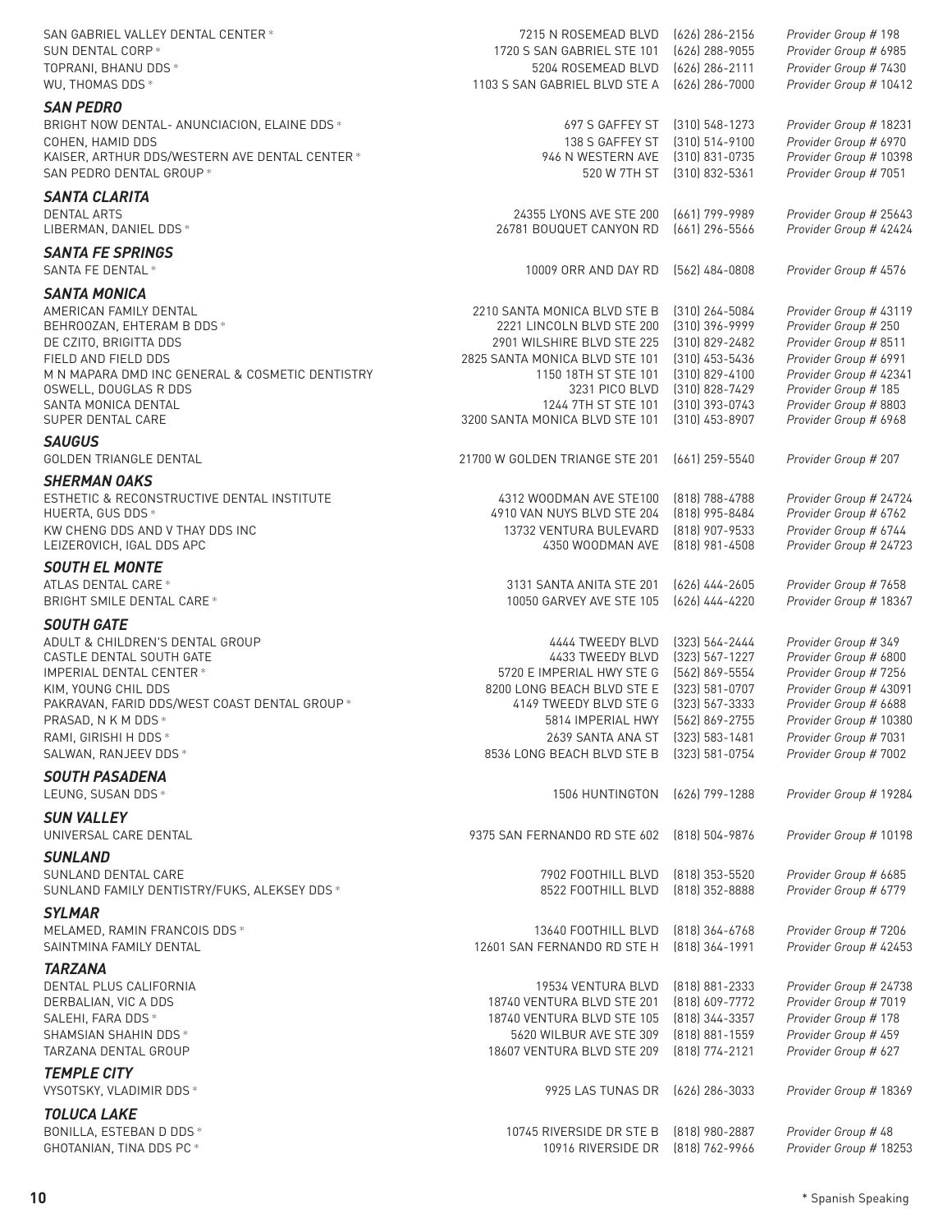| | | | |
|---|---|---|---|
| SAN GABRIEL VALLEY DENTAL CENTER * | 7215 N ROSEMEAD BLVD | (626) 286-2156 | *Provider Group # 198* |
| SUN DENTAL CORP * | 1720 S SAN GABRIEL STE 101 | (626) 288-9055 | *Provider Group # 6985* |
| TOPRANI, BHANU DDS * | 5204 ROSEMEAD BLVD | (626) 286-2111 | *Provider Group # 7430* |
| WU, THOMAS DDS * | 1103 S SAN GABRIEL BLVD STE A | (626) 286-7000 | *Provider Group # 10412* |

### *SAN PEDRO*

| | | | |
|---|---|---|---|
| BRIGHT NOW DENTAL- ANUNCIACION, ELAINE DDS * | 697 S GAFFEY ST | (310) 548-1273 | *Provider Group # 18231* |
| COHEN, HAMID DDS | 138 S GAFFEY ST | (310) 514-9100 | *Provider Group # 6970* |
| KAISER, ARTHUR DDS/WESTERN AVE DENTAL CENTER * | 946 N WESTERN AVE | (310) 831-0735 | *Provider Group # 10398* |
| SAN PEDRO DENTAL GROUP * | 520 W 7TH ST | (310) 832-5361 | *Provider Group # 7051* |

### *SANTA CLARITA*

| | | | |
|---|---|---|---|
| DENTAL ARTS | 24355 LYONS AVE STE 200 | (661) 799-9989 | *Provider Group # 25643* |
| LIBERMAN, DANIEL DDS * | 26781 BOUQUET CANYON RD | (661) 296-5566 | *Provider Group # 42424* |

### *SANTA FE SPRINGS*

| | | | |
|---|---|---|---|
| SANTA FE DENTAL * | 10009 ORR AND DAY RD | (562) 484-0808 | *Provider Group # 4576* |

### *SANTA MONICA*

| | | | |
|---|---|---|---|
| AMERICAN FAMILY DENTAL | 2210 SANTA MONICA BLVD STE B | (310) 264-5084 | *Provider Group # 43119* |
| BEHROOZAN, EHTERAM B DDS * | 2221 LINCOLN BLVD STE 200 | (310) 396-9999 | *Provider Group # 250* |
| DE CZITO, BRIGITTA DDS | 2901 WILSHIRE BLVD STE 225 | (310) 829-2482 | *Provider Group # 8511* |
| FIELD AND FIELD DDS | 2825 SANTA MONICA BLVD STE 101 | (310) 453-5436 | *Provider Group # 6991* |
| M N MAPARA DMD INC GENERAL & COSMETIC DENTISTRY | 1150 18TH ST STE 101 | (310) 829-4100 | *Provider Group # 42341* |
| OSWELL, DOUGLAS R DDS | 3231 PICO BLVD | (310) 828-7429 | *Provider Group # 185* |
| SANTA MONICA DENTAL | 1244 7TH ST STE 101 | (310) 393-0743 | *Provider Group # 8803* |
| SUPER DENTAL CARE | 3200 SANTA MONICA BLVD STE 101 | (310) 453-8907 | *Provider Group # 6968* |

### *SAUGUS*

| | | | |
|---|---|---|---|
| GOLDEN TRIANGLE DENTAL | 21700 W GOLDEN TRIANGE STE 201 | (661) 259-5540 | *Provider Group # 207* |

### *SHERMAN OAKS*

| | | | |
|---|---|---|---|
| ESTHETIC & RECONSTRUCTIVE DENTAL INSTITUTE | 4312 WOODMAN AVE STE100 | (818) 788-4788 | *Provider Group # 24724* |
| HUERTA, GUS DDS * | 4910 VAN NUYS BLVD STE 204 | (818) 995-8484 | *Provider Group # 6762* |
| KW CHENG DDS AND V THAY DDS INC | 13732 VENTURA BULEVARD | (818) 907-9533 | *Provider Group # 6744* |
| LEIZEROVICH, IGAL DDS APC | 4350 WOODMAN AVE | (818) 981-4508 | *Provider Group # 24723* |

### *SOUTH EL MONTE*

| | | | |
|---|---|---|---|
| ATLAS DENTAL CARE * | 3131 SANTA ANITA STE 201 | (626) 444-2605 | *Provider Group # 7658* |
| BRIGHT SMILE DENTAL CARE * | 10050 GARVEY AVE STE 105 | (626) 444-4220 | *Provider Group # 18367* |

### *SOUTH GATE*

| | | | |
|---|---|---|---|
| ADULT & CHILDREN'S DENTAL GROUP | 4444 TWEEDY BLVD | (323) 564-2444 | *Provider Group # 349* |
| CASTLE DENTAL SOUTH GATE | 4433 TWEEDY BLVD | (323) 567-1227 | *Provider Group # 6800* |
| IMPERIAL DENTAL CENTER * | 5720 E IMPERIAL HWY STE G | (562) 869-5554 | *Provider Group # 7256* |
| KIM, YOUNG CHIL DDS | 8200 LONG BEACH BLVD STE E | (323) 581-0707 | *Provider Group # 43091* |
| PAKRAVAN, FARID DDS/WEST COAST DENTAL GROUP * | 4149 TWEEDY BLVD STE G | (323) 567-3333 | *Provider Group # 6688* |
| PRASAD, N K M DDS * | 5814 IMPERIAL HWY | (562) 869-2755 | *Provider Group # 10380* |
| RAMI, GIRISHI H DDS * | 2639 SANTA ANA ST | (323) 583-1481 | *Provider Group # 7031* |
| SALWAN, RANJEEV DDS * | 8536 LONG BEACH BLVD STE B | (323) 581-0754 | *Provider Group # 7002* |

### *SOUTH PASADENA*

| | | | |
|---|---|---|---|
| LEUNG, SUSAN DDS * | 1506 HUNTINGTON | (626) 799-1288 | *Provider Group # 19284* |

### *SUN VALLEY*

| | | | |
|---|---|---|---|
| UNIVERSAL CARE DENTAL | 9375 SAN FERNANDO RD STE 602 | (818) 504-9876 | *Provider Group # 10198* |

### *SUNLAND*

| | | | |
|---|---|---|---|
| SUNLAND DENTAL CARE | 7902 FOOTHILL BLVD | (818) 353-5520 | *Provider Group # 6685* |
| SUNLAND FAMILY DENTISTRY/FUKS, ALEKSEY DDS * | 8522 FOOTHILL BLVD | (818) 352-8888 | *Provider Group # 6779* |

### *SYLMAR*

| | | | |
|---|---|---|---|
| MELAMED, RAMIN FRANCOIS DDS * | 13640 FOOTHILL BLVD | (818) 364-6768 | *Provider Group # 7206* |
| SAINTMINA FAMILY DENTAL | 12601 SAN FERNANDO RD STE H | (818) 364-1991 | *Provider Group # 42453* |

### *TARZANA*

| | | | |
|---|---|---|---|
| DENTAL PLUS CALIFORNIA | 19534 VENTURA BLVD | (818) 881-2333 | *Provider Group # 24738* |
| DERBALIAN, VIC A DDS | 18740 VENTURA BLVD STE 201 | (818) 609-7772 | *Provider Group # 7019* |
| SALEHI, FARA DDS * | 18740 VENTURA BLVD STE 105 | (818) 344-3357 | *Provider Group # 178* |
| SHAMSIAN SHAHIN DDS * | 5620 WILBUR AVE STE 309 | (818) 881-1559 | *Provider Group # 459* |
| TARZANA DENTAL GROUP | 18607 VENTURA BLVD STE 209 | (818) 774-2121 | *Provider Group # 627* |

### *TEMPLE CITY*

| | | | |
|---|---|---|---|
| VYSOTSKY, VLADIMIR DDS * | 9925 LAS TUNAS DR | (626) 286-3033 | *Provider Group # 18369* |

### *TOLUCA LAKE*

| | | | |
|---|---|---|---|
| BONILLA, ESTEBAN D DDS * | 10745 RIVERSIDE DR STE B | (818) 980-2887 | *Provider Group # 48* |
| GHOTANIAN, TINA DDS PC * | 10916 RIVERSIDE DR | (818) 762-9966 | *Provider Group # 18253* |

\* Spanish Speaking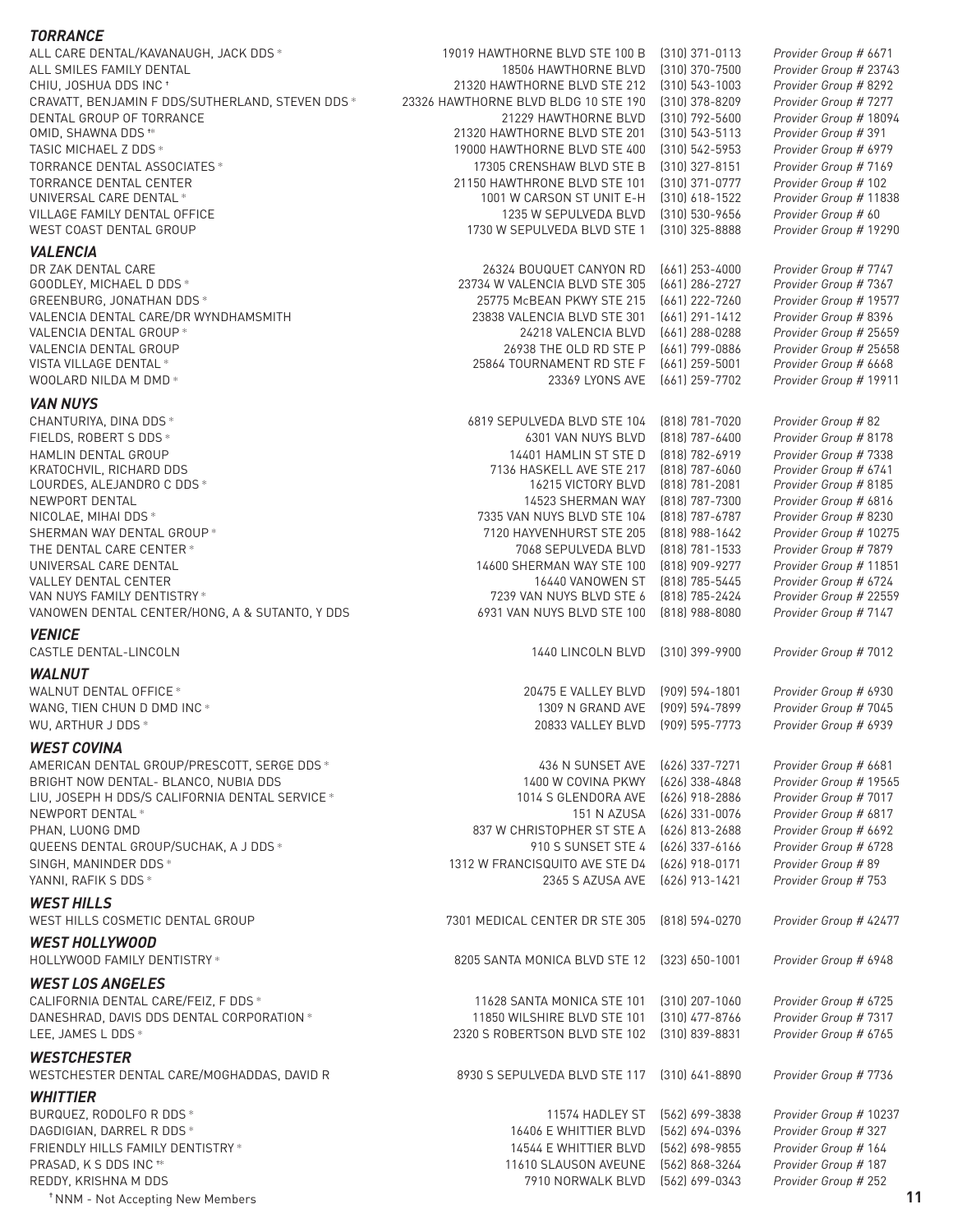### TORRANCE

| | | | |
|---|---|---|---|
| ALL CARE DENTAL/KAVANAUGH, JACK DDS * | 19019 HAWTHORNE BLVD STE 100 B | (310) 371-0113 | *Provider Group # 6671* |
| ALL SMILES FAMILY DENTAL | 18506 HAWTHORNE BLVD | (310) 370-7500 | *Provider Group # 23743* |
| CHIU, JOSHUA DDS INC † | 21320 HAWTHORNE BLVD STE 212 | (310) 543-1003 | *Provider Group # 8292* |
| CRAVATT, BENJAMIN F DDS/SUTHERLAND, STEVEN DDS * | 23326 HAWTHORNE BLVD BLDG 10 STE 190 | (310) 378-8209 | *Provider Group # 7277* |
| DENTAL GROUP OF TORRANCE | 21229 HAWTHORNE BLVD | (310) 792-5600 | *Provider Group # 18094* |
| OMID, SHAWNA DDS †* | 21320 HAWTHORNE BLVD STE 201 | (310) 543-5113 | *Provider Group # 391* |
| TASIC MICHAEL Z DDS * | 19000 HAWTHORNE BLVD STE 400 | (310) 542-5953 | *Provider Group # 6979* |
| TORRANCE DENTAL ASSOCIATES * | 17305 CRENSHAW BLVD STE B | (310) 327-8151 | *Provider Group # 7169* |
| TORRANCE DENTAL CENTER | 21150 HAWTHRONE BLVD STE 101 | (310) 371-0777 | *Provider Group # 102* |
| UNIVERSAL CARE DENTAL * | 1001 W CARSON ST UNIT E-H | (310) 618-1522 | *Provider Group # 11838* |
| VILLAGE FAMILY DENTAL OFFICE | 1235 W SEPULVEDA BLVD | (310) 530-9656 | *Provider Group # 60* |
| WEST COAST DENTAL GROUP | 1730 W SEPULVEDA BLVD STE 1 | (310) 325-8888 | *Provider Group # 19290* |

### VALENCIA

| | | | |
|---|---|---|---|
| DR ZAK DENTAL CARE | 26324 BOUQUET CANYON RD | (661) 253-4000 | *Provider Group # 7747* |
| GOODLEY, MICHAEL D DDS * | 23734 W VALENCIA BLVD STE 305 | (661) 286-2727 | *Provider Group # 7367* |
| GREENBURG, JONATHAN DDS * | 25775 McBEAN PKWY STE 215 | (661) 222-7260 | *Provider Group # 19577* |
| VALENCIA DENTAL CARE/DR WYNDHAMSMITH | 23838 VALENCIA BLVD STE 301 | (661) 291-1412 | *Provider Group # 8396* |
| VALENCIA DENTAL GROUP * | 24218 VALENCIA BLVD | (661) 288-0288 | *Provider Group # 25659* |
| VALENCIA DENTAL GROUP | 26938 THE OLD RD STE P | (661) 799-0886 | *Provider Group # 25658* |
| VISTA VILLAGE DENTAL * | 25864 TOURNAMENT RD STE F | (661) 259-5001 | *Provider Group # 6668* |
| WOOLARD NILDA M DMD * | 23369 LYONS AVE | (661) 259-7702 | *Provider Group # 19911* |

### VAN NUYS

| | | | |
|---|---|---|---|
| CHANTURIYA, DINA DDS * | 6819 SEPULVEDA BLVD STE 104 | (818) 781-7020 | *Provider Group # 82* |
| FIELDS, ROBERT S DDS * | 6301 VAN NUYS BLVD | (818) 787-6400 | *Provider Group # 8178* |
| HAMLIN DENTAL GROUP | 14401 HAMLIN ST STE D | (818) 782-6919 | *Provider Group # 7338* |
| KRATOCHVIL, RICHARD DDS | 7136 HASKELL AVE STE 217 | (818) 787-6060 | *Provider Group # 6741* |
| LOURDES, ALEJANDRO C DDS * | 16215 VICTORY BLVD | (818) 781-2081 | *Provider Group # 8185* |
| NEWPORT DENTAL | 14523 SHERMAN WAY | (818) 787-7300 | *Provider Group # 6816* |
| NICOLAE, MIHAI DDS * | 7335 VAN NUYS BLVD STE 104 | (818) 787-6787 | *Provider Group # 8230* |
| SHERMAN WAY DENTAL GROUP * | 7120 HAYVENHURST STE 205 | (818) 988-1642 | *Provider Group # 10275* |
| THE DENTAL CARE CENTER * | 7068 SEPULVEDA BLVD | (818) 781-1533 | *Provider Group # 7879* |
| UNIVERSAL CARE DENTAL | 14600 SHERMAN WAY STE 100 | (818) 909-9277 | *Provider Group # 11851* |
| VALLEY DENTAL CENTER | 16440 VANOWEN ST | (818) 785-5445 | *Provider Group # 6724* |
| VAN NUYS FAMILY DENTISTRY * | 7239 VAN NUYS BLVD STE 6 | (818) 785-2424 | *Provider Group # 22559* |
| VANOWEN DENTAL CENTER/HONG, A & SUTANTO, Y DDS | 6931 VAN NUYS BLVD STE 100 | (818) 988-8080 | *Provider Group # 7147* |

### VENICE

| | | | |
|---|---|---|---|
| CASTLE DENTAL-LINCOLN | 1440 LINCOLN BLVD | (310) 399-9900 | *Provider Group # 7012* |

### WALNUT

| | | | |
|---|---|---|---|
| WALNUT DENTAL OFFICE * | 20475 E VALLEY BLVD | (909) 594-1801 | *Provider Group # 6930* |
| WANG, TIEN CHUN D DMD INC * | 1309 N GRAND AVE | (909) 594-7899 | *Provider Group # 7045* |
| WU, ARTHUR J DDS * | 20833 VALLEY BLVD | (909) 595-7773 | *Provider Group # 6939* |

### WEST COVINA

| | | | |
|---|---|---|---|
| AMERICAN DENTAL GROUP/PRESCOTT, SERGE DDS * | 436 N SUNSET AVE | (626) 337-7271 | *Provider Group # 6681* |
| BRIGHT NOW DENTAL- BLANCO, NUBIA DDS | 1400 W COVINA PKWY | (626) 338-4848 | *Provider Group # 19565* |
| LIU, JOSEPH H DDS/S CALIFORNIA DENTAL SERVICE * | 1014 S GLENDORA AVE | (626) 918-2886 | *Provider Group # 7017* |
| NEWPORT DENTAL * | 151 N AZUSA | (626) 331-0076 | *Provider Group # 6817* |
| PHAN, LUONG DMD | 837 W CHRISTOPHER ST STE A | (626) 813-2688 | *Provider Group # 6692* |
| QUEENS DENTAL GROUP/SUCHAK, A J DDS * | 910 S SUNSET STE 4 | (626) 337-6166 | *Provider Group # 6728* |
| SINGH, MANINDER DDS * | 1312 W FRANCISQUITO AVE STE D4 | (626) 918-0171 | *Provider Group # 89* |
| YANNI, RAFIK S DDS * | 2365 S AZUSA AVE | (626) 913-1421 | *Provider Group # 753* |

### WEST HILLS

| | | | |
|---|---|---|---|
| WEST HILLS COSMETIC DENTAL GROUP | 7301 MEDICAL CENTER DR STE 305 | (818) 594-0270 | *Provider Group # 42477* |

### WEST HOLLYWOOD

| | | | |
|---|---|---|---|
| HOLLYWOOD FAMILY DENTISTRY * | 8205 SANTA MONICA BLVD STE 12 | (323) 650-1001 | *Provider Group # 6948* |

### WEST LOS ANGELES

| | | | |
|---|---|---|---|
| CALIFORNIA DENTAL CARE/FEIZ, F DDS * | 11628 SANTA MONICA STE 101 | (310) 207-1060 | *Provider Group # 6725* |
| DANESHRAD, DAVIS DDS DENTAL CORPORATION * | 11850 WILSHIRE BLVD STE 101 | (310) 477-8766 | *Provider Group # 7317* |
| LEE, JAMES L DDS * | 2320 S ROBERTSON BLVD STE 102 | (310) 839-8831 | *Provider Group # 6765* |

### WESTCHESTER

| | | | |
|---|---|---|---|
| WESTCHESTER DENTAL CARE/MOGHADDAS, DAVID R | 8930 S SEPULVEDA BLVD STE 117 | (310) 641-8890 | *Provider Group # 7736* |

### WHITTIER

| | | | |
|---|---|---|---|
| BURQUEZ, RODOLFO R DDS * | 11574 HADLEY ST | (562) 699-3838 | *Provider Group # 10237* |
| DAGDIGIAN, DARREL R DDS * | 16406 E WHITTIER BLVD | (562) 694-0396 | *Provider Group # 327* |
| FRIENDLY HILLS FAMILY DENTISTRY * | 14544 E WHITTIER BLVD | (562) 698-9855 | *Provider Group # 164* |
| PRASAD, K S DDS INC †* | 11610 SLAUSON AVEUNE | (562) 868-3264 | *Provider Group # 187* |
| REDDY, KRISHNA M DDS | 7910 NORWALK BLVD | (562) 699-0343 | *Provider Group # 252* |

† NNM - Not Accepting New Members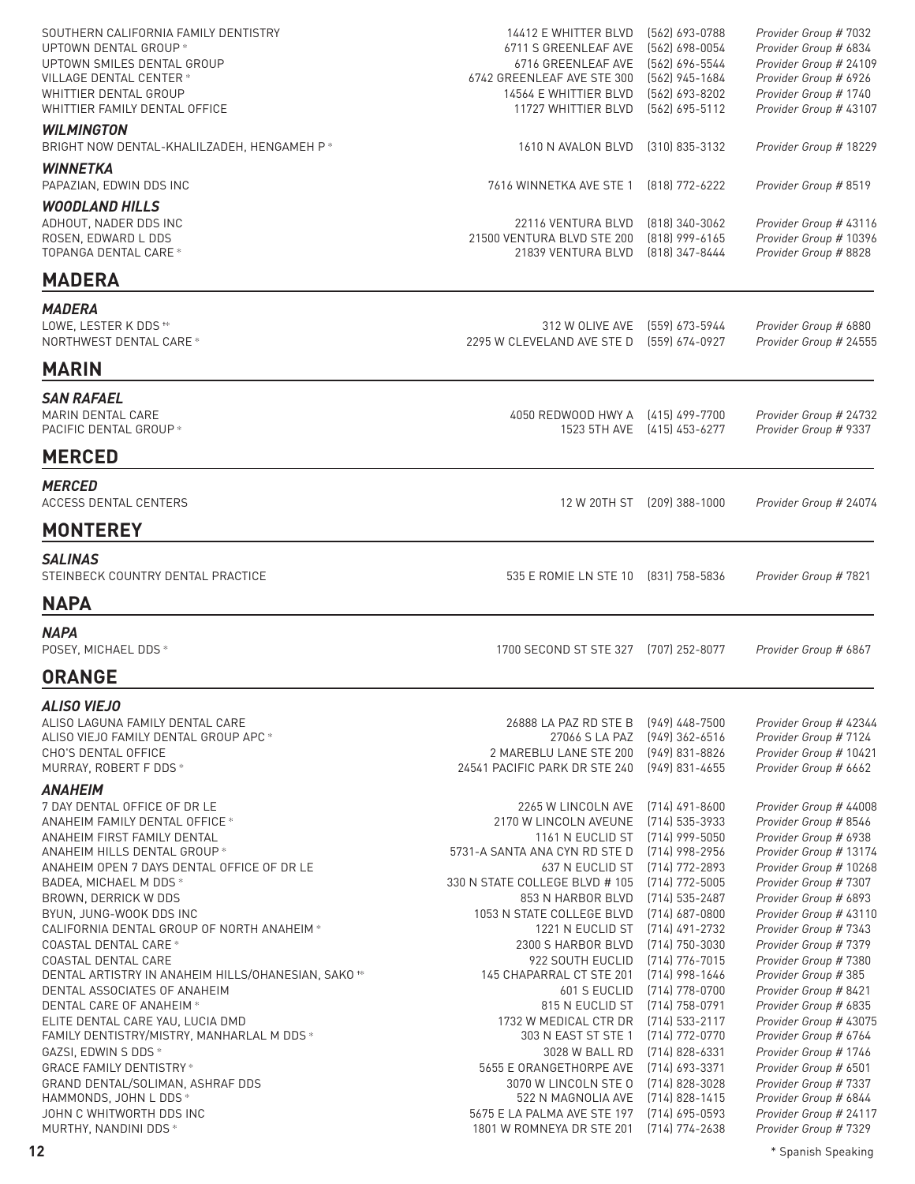SOUTHERN CALIFORNIA FAMILY DENTISTRY | 14412 E WHITTER BLVD | (562) 693-0788 | *Provider Group # 7032*
UPTOWN DENTAL GROUP * | 6711 S GREENLEAF AVE | (562) 698-0054 | *Provider Group # 6834*
UPTOWN SMILES DENTAL GROUP | 6716 GREENLEAF AVE | (562) 696-5544 | *Provider Group # 24109*
VILLAGE DENTAL CENTER * | 6742 GREENLEAF AVE STE 300 | (562) 945-1684 | *Provider Group # 6926*
WHITTIER DENTAL GROUP | 14564 E WHITTIER BLVD | (562) 693-8202 | *Provider Group # 1740*
WHITTIER FAMILY DENTAL OFFICE | 11727 WHITTIER BLVD | (562) 695-5112 | *Provider Group # 43107*

### *WILMINGTON*

BRIGHT NOW DENTAL-KHALILZADEH, HENGAMEH P * | 1610 N AVALON BLVD | (310) 835-3132 | *Provider Group # 18229*

### *WINNETKA*

PAPAZIAN, EDWIN DDS INC | 7616 WINNETKA AVE STE 1 | (818) 772-6222 | *Provider Group # 8519*

### *WOODLAND HILLS*

ADHOUT, NADER DDS INC | 22116 VENTURA BLVD | (818) 340-3062 | *Provider Group # 43116*
ROSEN, EDWARD L DDS | 21500 VENTURA BLVD STE 200 | (818) 999-6165 | *Provider Group # 10396*
TOPANGA DENTAL CARE * | 21839 VENTURA BLVD | (818) 347-8444 | *Provider Group # 8828*

## MADERA

### *MADERA*

LOWE, LESTER K DDS †* | 312 W OLIVE AVE | (559) 673-5944 | *Provider Group # 6880*
NORTHWEST DENTAL CARE * | 2295 W CLEVELAND AVE STE D | (559) 674-0927 | *Provider Group # 24555*

## MARIN

### *SAN RAFAEL*

MARIN DENTAL CARE | 4050 REDWOOD HWY A | (415) 499-7700 | *Provider Group # 24732*
PACIFIC DENTAL GROUP * | 1523 5TH AVE | (415) 453-6277 | *Provider Group # 9337*

## MERCED

### *MERCED*

ACCESS DENTAL CENTERS | 12 W 20TH ST | (209) 388-1000 | *Provider Group # 24074*

## MONTEREY

### *SALINAS*

STEINBECK COUNTRY DENTAL PRACTICE | 535 E ROMIE LN STE 10 | (831) 758-5836 | *Provider Group # 7821*

## NAPA

### *NAPA*

POSEY, MICHAEL DDS * | 1700 SECOND ST STE 327 | (707) 252-8077 | *Provider Group # 6867*

## ORANGE

### *ALISO VIEJO*

ALISO LAGUNA FAMILY DENTAL CARE | 26888 LA PAZ RD STE B | (949) 448-7500 | *Provider Group # 42344*
ALISO VIEJO FAMILY DENTAL GROUP APC * | 27066 S LA PAZ | (949) 362-6516 | *Provider Group # 7124*
CHO'S DENTAL OFFICE | 2 MAREBLU LANE STE 200 | (949) 831-8826 | *Provider Group # 10421*
MURRAY, ROBERT F DDS * | 24541 PACIFIC PARK DR STE 240 | (949) 831-4655 | *Provider Group # 6662*

### *ANAHEIM*

7 DAY DENTAL OFFICE OF DR LE | 2265 W LINCOLN AVE | (714) 491-8600 | *Provider Group # 44008*
ANAHEIM FAMILY DENTAL OFFICE * | 2170 W LINCOLN AVEUNE | (714) 535-3933 | *Provider Group # 8546*
ANAHEIM FIRST FAMILY DENTAL | 1161 N EUCLID ST | (714) 999-5050 | *Provider Group # 6938*
ANAHEIM HILLS DENTAL GROUP * | 5731-A SANTA ANA CYN RD STE D | (714) 998-2956 | *Provider Group # 13174*
ANAHEIM OPEN 7 DAYS DENTAL OFFICE OF DR LE | 637 N EUCLID ST | (714) 772-2893 | *Provider Group # 10268*
BADEA, MICHAEL M DDS * | 330 N STATE COLLEGE BLVD # 105 | (714) 772-5005 | *Provider Group # 7307*
BROWN, DERRICK W DDS | 853 N HARBOR BLVD | (714) 535-2487 | *Provider Group # 6893*
BYUN, JUNG-WOOK DDS INC | 1053 N STATE COLLEGE BLVD | (714) 687-0800 | *Provider Group # 43110*
CALIFORNIA DENTAL GROUP OF NORTH ANAHEIM * | 1221 N EUCLID ST | (714) 491-2732 | *Provider Group # 7343*
COASTAL DENTAL CARE * | 2300 S HARBOR BLVD | (714) 750-3030 | *Provider Group # 7379*
COASTAL DENTAL CARE | 922 SOUTH EUCLID | (714) 776-7015 | *Provider Group # 7380*
DENTAL ARTISTRY IN ANAHEIM HILLS/OHANESIAN, SAKO †* | 145 CHAPARRAL CT STE 201 | (714) 998-1646 | *Provider Group # 385*
DENTAL ASSOCIATES OF ANAHEIM | 601 S EUCLID | (714) 778-0700 | *Provider Group # 8421*
DENTAL CARE OF ANAHEIM * | 815 N EUCLID ST | (714) 758-0791 | *Provider Group # 6835*
ELITE DENTAL CARE YAU, LUCIA DMD | 1732 W MEDICAL CTR DR | (714) 533-2117 | *Provider Group # 43075*
FAMILY DENTISTRY/MISTRY, MANHARLAL M DDS * | 303 N EAST ST STE 1 | (714) 772-0770 | *Provider Group # 6764*
GAZSI, EDWIN S DDS * | 3028 W BALL RD | (714) 828-6331 | *Provider Group # 1746*
GRACE FAMILY DENTISTRY * | 5655 E ORANGETHORPE AVE | (714) 693-3371 | *Provider Group # 6501*
GRAND DENTAL/SOLIMAN, ASHRAF DDS | 3070 W LINCOLN STE O | (714) 828-3028 | *Provider Group # 7337*
HAMMONDS, JOHN L DDS * | 522 N MAGNOLIA AVE | (714) 828-1415 | *Provider Group # 6844*
JOHN C WHITWORTH DDS INC | 5675 E LA PALMA AVE STE 197 | (714) 695-0593 | *Provider Group # 24117*
MURTHY, NANDINI DDS * | 1801 W ROMNEYA DR STE 201 | (714) 774-2638 | *Provider Group # 7329*

\* Spanish Speaking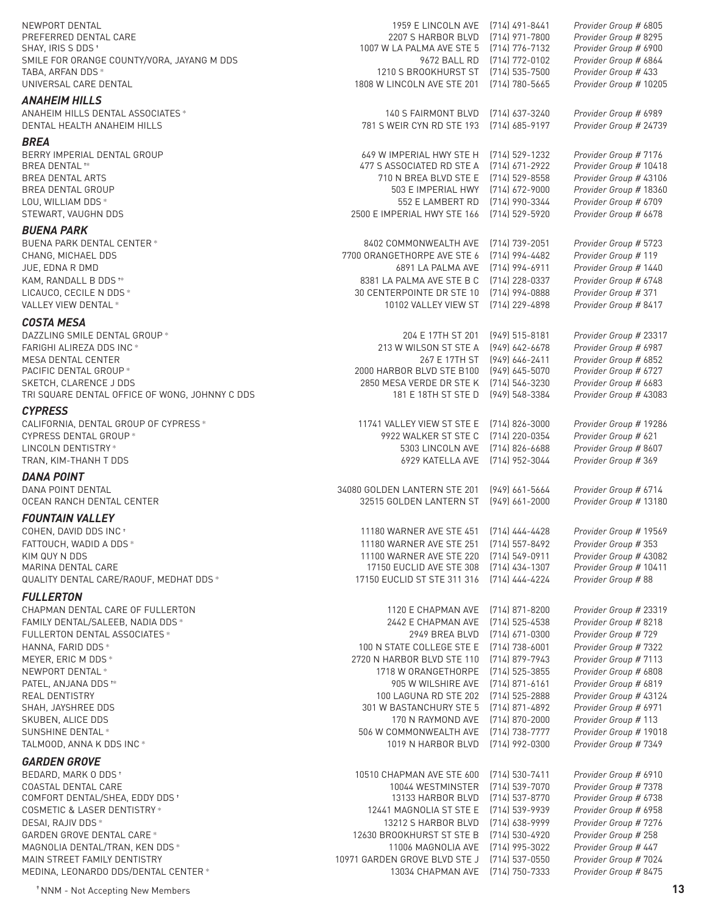| | | | |
|---|---|---|---|
| NEWPORT DENTAL | 1959 E LINCOLN AVE | (714) 491-8441 | *Provider Group # 6805* |
| PREFERRED DENTAL CARE | 2207 S HARBOR BLVD | (714) 971-7800 | *Provider Group # 8295* |
| SHAY, IRIS S DDS † | 1007 W LA PALMA AVE STE 5 | (714) 776-7132 | *Provider Group # 6900* |
| SMILE FOR ORANGE COUNTY/VORA, JAYANG M DDS | 9672 BALL RD | (714) 772-0102 | *Provider Group # 6864* |
| TABA, ARFAN DDS * | 1210 S BROOKHURST ST | (714) 535-7500 | *Provider Group # 433* |
| UNIVERSAL CARE DENTAL | 1808 W LINCOLN AVE STE 201 | (714) 780-5665 | *Provider Group # 10205* |

### *ANAHEIM HILLS*

| | | | |
|---|---|---|---|
| ANAHEIM HILLS DENTAL ASSOCIATES * | 140 S FAIRMONT BLVD | (714) 637-3240 | *Provider Group # 6989* |
| DENTAL HEALTH ANAHEIM HILLS | 781 S WEIR CYN RD STE 193 | (714) 685-9197 | *Provider Group # 24739* |

### *BREA*

| | | | |
|---|---|---|---|
| BERRY IMPERIAL DENTAL GROUP | 649 W IMPERIAL HWY STE H | (714) 529-1232 | *Provider Group # 7176* |
| BREA DENTAL †* | 477 S ASSOCIATED RD STE A | (714) 671-2922 | *Provider Group # 10418* |
| BREA DENTAL ARTS | 710 N BREA BLVD STE E | (714) 529-8558 | *Provider Group # 43106* |
| BREA DENTAL GROUP | 503 E IMPERIAL HWY | (714) 672-9000 | *Provider Group # 18360* |
| LOU, WILLIAM DDS * | 552 E LAMBERT RD | (714) 990-3344 | *Provider Group # 6709* |
| STEWART, VAUGHN DDS | 2500 E IMPERIAL HWY STE 166 | (714) 529-5920 | *Provider Group # 6678* |

### *BUENA PARK*

| | | | |
|---|---|---|---|
| BUENA PARK DENTAL CENTER * | 8402 COMMONWEALTH AVE | (714) 739-2051 | *Provider Group # 5723* |
| CHANG, MICHAEL DDS | 7700 ORANGETHORPE AVE STE 6 | (714) 994-4482 | *Provider Group # 119* |
| JUE, EDNA R DMD | 6891 LA PALMA AVE | (714) 994-6911 | *Provider Group # 1440* |
| KAM, RANDALL B DDS †* | 8381 LA PALMA AVE STE B C | (714) 228-0337 | *Provider Group # 6748* |
| LICAUCO, CECILE N DDS * | 30 CENTERPOINTE DR STE 10 | (714) 994-0888 | *Provider Group # 371* |
| VALLEY VIEW DENTAL * | 10102 VALLEY VIEW ST | (714) 229-4898 | *Provider Group # 8417* |

### *COSTA MESA*

| | | | |
|---|---|---|---|
| DAZZLING SMILE DENTAL GROUP * | 204 E 17TH ST 201 | (949) 515-8181 | *Provider Group # 23317* |
| FARIGHI ALIREZA DDS INC * | 213 W WILSON ST STE A | (949) 642-6678 | *Provider Group # 6987* |
| MESA DENTAL CENTER | 267 E 17TH ST | (949) 646-2411 | *Provider Group # 6852* |
| PACIFIC DENTAL GROUP * | 2000 HARBOR BLVD STE B100 | (949) 645-5070 | *Provider Group # 6727* |
| SKETCH, CLARENCE J DDS | 2850 MESA VERDE DR STE K | (714) 546-3230 | *Provider Group # 6683* |
| TRI SQUARE DENTAL OFFICE OF WONG, JOHNNY C DDS | 181 E 18TH ST STE D | (949) 548-3384 | *Provider Group # 43083* |

### *CYPRESS*

| | | | |
|---|---|---|---|
| CALIFORNIA, DENTAL GROUP OF CYPRESS * | 11741 VALLEY VIEW ST STE E | (714) 826-3000 | *Provider Group # 19286* |
| CYPRESS DENTAL GROUP * | 9922 WALKER ST STE C | (714) 220-0354 | *Provider Group # 621* |
| LINCOLN DENTISTRY * | 5303 LINCOLN AVE | (714) 826-6688 | *Provider Group # 8607* |
| TRAN, KIM-THANH T DDS | 6929 KATELLA AVE | (714) 952-3044 | *Provider Group # 369* |

### *DANA POINT*

| | | | |
|---|---|---|---|
| DANA POINT DENTAL | 34080 GOLDEN LANTERN STE 201 | (949) 661-5664 | *Provider Group # 6714* |
| OCEAN RANCH DENTAL CENTER | 32515 GOLDEN LANTERN ST | (949) 661-2000 | *Provider Group # 13180* |

### *FOUNTAIN VALLEY*

| | | | |
|---|---|---|---|
| COHEN, DAVID DDS INC † | 11180 WARNER AVE STE 451 | (714) 444-4428 | *Provider Group # 19569* |
| FATTOUCH, WADID A DDS * | 11180 WARNER AVE STE 251 | (714) 557-8492 | *Provider Group # 353* |
| KIM QUY N DDS | 11100 WARNER AVE STE 220 | (714) 549-0911 | *Provider Group # 43082* |
| MARINA DENTAL CARE | 17150 EUCLID AVE STE 308 | (714) 434-1307 | *Provider Group # 10411* |
| QUALITY DENTAL CARE/RAOUF, MEDHAT DDS * | 17150 EUCLID ST STE 311 316 | (714) 444-4224 | *Provider Group # 88* |

### *FULLERTON*

| | | | |
|---|---|---|---|
| CHAPMAN DENTAL CARE OF FULLERTON | 1120 E CHAPMAN AVE | (714) 871-8200 | *Provider Group # 23319* |
| FAMILY DENTAL/SALEEB, NADIA DDS * | 2442 E CHAPMAN AVE | (714) 525-4538 | *Provider Group # 8218* |
| FULLERTON DENTAL ASSOCIATES * | 2949 BREA BLVD | (714) 671-0300 | *Provider Group # 729* |
| HANNA, FARID DDS * | 100 N STATE COLLEGE STE E | (714) 738-6001 | *Provider Group # 7322* |
| MEYER, ERIC M DDS * | 2720 N HARBOR BLVD STE 110 | (714) 879-7943 | *Provider Group # 7113* |
| NEWPORT DENTAL * | 1718 W ORANGETHORPE | (714) 525-3855 | *Provider Group # 6808* |
| PATEL, ANJANA DDS †* | 905 W WILSHIRE AVE | (714) 871-6161 | *Provider Group # 6819* |
| REAL DENTISTRY | 100 LAGUNA RD STE 202 | (714) 525-2888 | *Provider Group # 43124* |
| SHAH, JAYSHREE DDS | 301 W BASTANCHURY STE 5 | (714) 871-4892 | *Provider Group # 6971* |
| SKUBEN, ALICE DDS | 170 N RAYMOND AVE | (714) 870-2000 | *Provider Group # 113* |
| SUNSHINE DENTAL * | 506 W COMMONWEALTH AVE | (714) 738-7777 | *Provider Group # 19018* |
| TALMOOD, ANNA K DDS INC * | 1019 N HARBOR BLVD | (714) 992-0300 | *Provider Group # 7349* |

### *GARDEN GROVE*

| | | | |
|---|---|---|---|
| BEDARD, MARK O DDS † | 10510 CHAPMAN AVE STE 600 | (714) 530-7411 | *Provider Group # 6910* |
| COASTAL DENTAL CARE | 10044 WESTMINSTER | (714) 539-7070 | *Provider Group # 7378* |
| COMFORT DENTAL/SHEA, EDDY DDS † | 13133 HARBOR BLVD | (714) 537-8770 | *Provider Group # 6738* |
| COSMETIC & LASER DENTISTRY * | 12441 MAGNOLIA ST STE E | (714) 539-9939 | *Provider Group # 6958* |
| DESAI, RAJIV DDS * | 13212 S HARBOR BLVD | (714) 638-9999 | *Provider Group # 7276* |
| GARDEN GROVE DENTAL CARE * | 12630 BROOKHURST ST STE B | (714) 530-4920 | *Provider Group # 258* |
| MAGNOLIA DENTAL/TRAN, KEN DDS * | 11006 MAGNOLIA AVE | (714) 995-3022 | *Provider Group # 447* |
| MAIN STREET FAMILY DENTISTRY | 10971 GARDEN GROVE BLVD STE J | (714) 537-0550 | *Provider Group # 7024* |
| MEDINA, LEONARDO DDS/DENTAL CENTER * | 13034 CHAPMAN AVE | (714) 750-7333 | *Provider Group # 8475* |

† NNM - Not Accepting New Members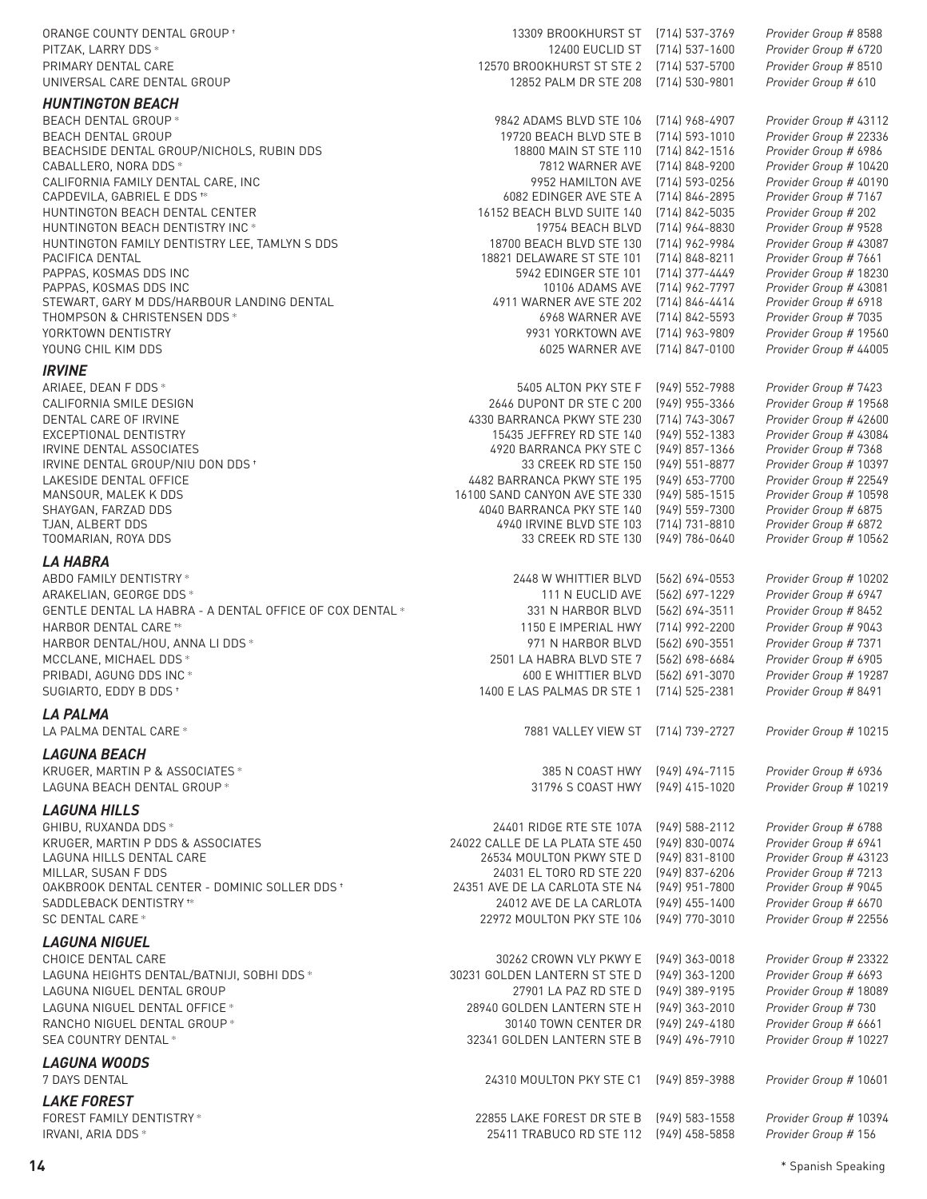ORANGE COUNTY DENTAL GROUP † | 13309 BROOKHURST ST | (714) 537-3769 | *Provider Group # 8588*
PITZAK, LARRY DDS * | 12400 EUCLID ST | (714) 537-1600 | *Provider Group # 6720*
PRIMARY DENTAL CARE | 12570 BROOKHURST ST STE 2 | (714) 537-5700 | *Provider Group # 8510*
UNIVERSAL CARE DENTAL GROUP | 12852 PALM DR STE 208 | (714) 530-9801 | *Provider Group # 610*

### *HUNTINGTON BEACH*

| | | | |
|---|---|---|---|
| BEACH DENTAL GROUP * | 9842 ADAMS BLVD STE 106 | (714) 968-4907 | *Provider Group # 43112* |
| BEACH DENTAL GROUP | 19720 BEACH BLVD STE B | (714) 593-1010 | *Provider Group # 22336* |
| BEACHSIDE DENTAL GROUP/NICHOLS, RUBIN DDS | 18800 MAIN ST STE 110 | (714) 842-1516 | *Provider Group # 6986* |
| CABALLERO, NORA DDS * | 7812 WARNER AVE | (714) 848-9200 | *Provider Group # 10420* |
| CALIFORNIA FAMILY DENTAL CARE, INC | 9952 HAMILTON AVE | (714) 593-0256 | *Provider Group # 40190* |
| CAPDEVILA, GABRIEL E DDS †* | 6082 EDINGER AVE STE A | (714) 846-2895 | *Provider Group # 7167* |
| HUNTINGTON BEACH DENTAL CENTER | 16152 BEACH BLVD SUITE 140 | (714) 842-5035 | *Provider Group # 202* |
| HUNTINGTON BEACH DENTISTRY INC * | 19754 BEACH BLVD | (714) 964-8830 | *Provider Group # 9528* |
| HUNTINGTON FAMILY DENTISTRY LEE, TAMLYN S DDS | 18700 BEACH BLVD STE 130 | (714) 962-9984 | *Provider Group # 43087* |
| PACIFICA DENTAL | 18821 DELAWARE ST STE 101 | (714) 848-8211 | *Provider Group # 7661* |
| PAPPAS, KOSMAS DDS INC | 5942 EDINGER STE 101 | (714) 377-4449 | *Provider Group # 18230* |
| PAPPAS, KOSMAS DDS INC | 10106 ADAMS AVE | (714) 962-7797 | *Provider Group # 43081* |
| STEWART, GARY M DDS/HARBOUR LANDING DENTAL | 4911 WARNER AVE STE 202 | (714) 846-4414 | *Provider Group # 6918* |
| THOMPSON & CHRISTENSEN DDS * | 6968 WARNER AVE | (714) 842-5593 | *Provider Group # 7035* |
| YORKTOWN DENTISTRY | 9931 YORKTOWN AVE | (714) 963-9809 | *Provider Group # 19560* |
| YOUNG CHIL KIM DDS | 6025 WARNER AVE | (714) 847-0100 | *Provider Group # 44005* |

### *IRVINE*

| | | | |
|---|---|---|---|
| ARIAEE, DEAN F DDS * | 5405 ALTON PKY STE F | (949) 552-7988 | *Provider Group # 7423* |
| CALIFORNIA SMILE DESIGN | 2646 DUPONT DR STE C 200 | (949) 955-3366 | *Provider Group # 19568* |
| DENTAL CARE OF IRVINE | 4330 BARRANCA PKWY STE 230 | (714) 743-3067 | *Provider Group # 42600* |
| EXCEPTIONAL DENTISTRY | 15435 JEFFREY RD STE 140 | (949) 552-1383 | *Provider Group # 43084* |
| IRVINE DENTAL ASSOCIATES | 4920 BARRANCA PKY STE C | (949) 857-1366 | *Provider Group # 7368* |
| IRVINE DENTAL GROUP/NIU DON DDS † | 33 CREEK RD STE 150 | (949) 551-8877 | *Provider Group # 10397* |
| LAKESIDE DENTAL OFFICE | 4482 BARRANCA PKWY STE 195 | (949) 653-7700 | *Provider Group # 22549* |
| MANSOUR, MALEK K DDS | 16100 SAND CANYON AVE STE 330 | (949) 585-1515 | *Provider Group # 10598* |
| SHAYGAN, FARZAD DDS | 4040 BARRANCA PKY STE 140 | (949) 559-7300 | *Provider Group # 6875* |
| TJAN, ALBERT DDS | 4940 IRVINE BLVD STE 103 | (714) 731-8810 | *Provider Group # 6872* |
| TOOMARIAN, ROYA DDS | 33 CREEK RD STE 130 | (949) 786-0640 | *Provider Group # 10562* |

### *LA HABRA*

| | | | |
|---|---|---|---|
| ABDO FAMILY DENTISTRY * | 2448 W WHITTIER BLVD | (562) 694-0553 | *Provider Group # 10202* |
| ARAKELIAN, GEORGE DDS * | 111 N EUCLID AVE | (562) 697-1229 | *Provider Group # 6947* |
| GENTLE DENTAL LA HABRA - A DENTAL OFFICE OF COX DENTAL * | 331 N HARBOR BLVD | (562) 694-3511 | *Provider Group # 8452* |
| HARBOR DENTAL CARE †* | 1150 E IMPERIAL HWY | (714) 992-2200 | *Provider Group # 9043* |
| HARBOR DENTAL/HOU, ANNA LI DDS * | 971 N HARBOR BLVD | (562) 690-3551 | *Provider Group # 7371* |
| MCCLANE, MICHAEL DDS * | 2501 LA HABRA BLVD STE 7 | (562) 698-6684 | *Provider Group # 6905* |
| PRIBADI, AGUNG DDS INC * | 600 E WHITTIER BLVD | (562) 691-3070 | *Provider Group # 19287* |
| SUGIARTO, EDDY B DDS † | 1400 E LAS PALMAS DR STE 1 | (714) 525-2381 | *Provider Group # 8491* |

### *LA PALMA*

| | | | |
|---|---|---|---|
| LA PALMA DENTAL CARE * | 7881 VALLEY VIEW ST | (714) 739-2727 | *Provider Group # 10215* |

### *LAGUNA BEACH*

| | | | |
|---|---|---|---|
| KRUGER, MARTIN P & ASSOCIATES * | 385 N COAST HWY | (949) 494-7115 | *Provider Group # 6936* |
| LAGUNA BEACH DENTAL GROUP * | 31796 S COAST HWY | (949) 415-1020 | *Provider Group # 10219* |

### *LAGUNA HILLS*

| | | | |
|---|---|---|---|
| GHIBU, RUXANDA DDS * | 24401 RIDGE RTE STE 107A | (949) 588-2112 | *Provider Group # 6788* |
| KRUGER, MARTIN P DDS & ASSOCIATES | 24022 CALLE DE LA PLATA STE 450 | (949) 830-0074 | *Provider Group # 6941* |
| LAGUNA HILLS DENTAL CARE | 26534 MOULTON PKWY STE D | (949) 831-8100 | *Provider Group # 43123* |
| MILLAR, SUSAN F DDS | 24031 EL TORO RD STE 220 | (949) 837-6206 | *Provider Group # 7213* |
| OAKBROOK DENTAL CENTER - DOMINIC SOLLER DDS † | 24351 AVE DE LA CARLOTA STE N4 | (949) 951-7800 | *Provider Group # 9045* |
| SADDLEBACK DENTISTRY †* | 24012 AVE DE LA CARLOTA | (949) 455-1400 | *Provider Group # 6670* |
| SC DENTAL CARE * | 22972 MOULTON PKY STE 106 | (949) 770-3010 | *Provider Group # 22556* |

### *LAGUNA NIGUEL*

| | | | |
|---|---|---|---|
| CHOICE DENTAL CARE | 30262 CROWN VLY PKWY E | (949) 363-0018 | *Provider Group # 23322* |
| LAGUNA HEIGHTS DENTAL/BATNIJI, SOBHI DDS * | 30231 GOLDEN LANTERN ST STE D | (949) 363-1200 | *Provider Group # 6693* |
| LAGUNA NIGUEL DENTAL GROUP | 27901 LA PAZ RD STE D | (949) 389-9195 | *Provider Group # 18089* |
| LAGUNA NIGUEL DENTAL OFFICE * | 28940 GOLDEN LANTERN STE H | (949) 363-2010 | *Provider Group # 730* |
| RANCHO NIGUEL DENTAL GROUP * | 30140 TOWN CENTER DR | (949) 249-4180 | *Provider Group # 6661* |
| SEA COUNTRY DENTAL * | 32341 GOLDEN LANTERN STE B | (949) 496-7910 | *Provider Group # 10227* |

### *LAGUNA WOODS*

| | | | |
|---|---|---|---|
| 7 DAYS DENTAL | 24310 MOULTON PKY STE C1 | (949) 859-3988 | *Provider Group # 10601* |

### *LAKE FOREST*

| | | | |
|---|---|---|---|
| FOREST FAMILY DENTISTRY * | 22855 LAKE FOREST DR STE B | (949) 583-1558 | *Provider Group # 10394* |
| IRVANI, ARIA DDS * | 25411 TRABUCO RD STE 112 | (949) 458-5858 | *Provider Group # 156* |

\* Spanish Speaking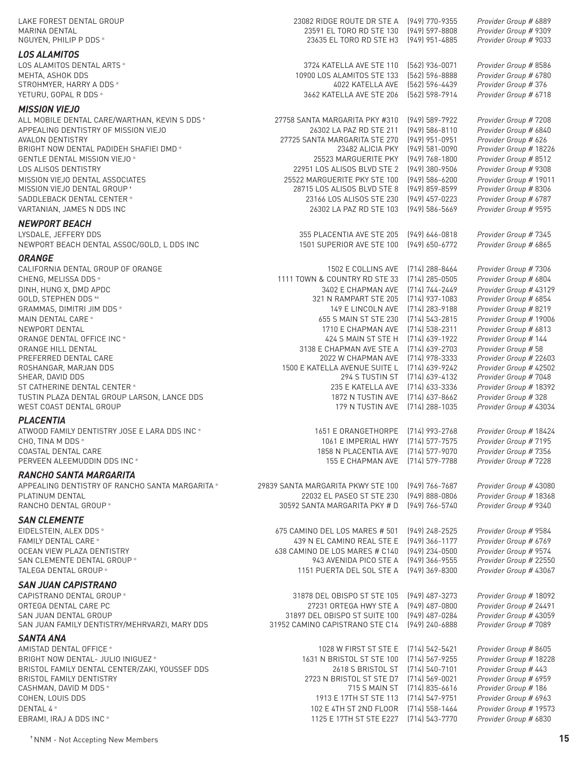| | | | |
|---|---|---|---|
| LAKE FOREST DENTAL GROUP | 23082 RIDGE ROUTE DR STE A | (949) 770-9355 | *Provider Group # 6889* |
| MARINA DENTAL | 23591 EL TORO RD STE 130 | (949) 597-8808 | *Provider Group # 9309* |
| NGUYEN, PHILIP P DDS * | 23635 EL TORO RD STE H3 | (949) 951-4885 | *Provider Group # 9033* |

### *LOS ALAMITOS*

| | | | |
|---|---|---|---|
| LOS ALAMITOS DENTAL ARTS * | 3724 KATELLA AVE STE 110 | (562) 936-0071 | *Provider Group # 8586* |
| MEHTA, ASHOK DDS | 10900 LOS ALAMITOS STE 133 | (562) 596-8888 | *Provider Group # 6780* |
| STROHMYER, HARRY A DDS * | 4022 KATELLA AVE | (562) 596-4439 | *Provider Group # 376* |
| YETURU, GOPAL R DDS * | 3662 KATELLA AVE STE 206 | (562) 598-7914 | *Provider Group # 6718* |

### *MISSION VIEJO*

| | | | |
|---|---|---|---|
| ALL MOBILE DENTAL CARE/WARTHAN, KEVIN S DDS † | 27758 SANTA MARGARITA PKY #310 | (949) 589-7922 | *Provider Group # 7208* |
| APPEALING DENTISTRY OF MISSION VIEJO | 26302 LA PAZ RD STE 211 | (949) 586-8110 | *Provider Group # 6840* |
| AVALON DENTISTRY | 27725 SANTA MARGARITA STE 270 | (949) 951-0951 | *Provider Group # 626* |
| BRIGHT NOW DENTAL PADIDEH SHAFIEI DMD * | 23482 ALICIA PKY | (949) 581-0090 | *Provider Group # 18226* |
| GENTLE DENTAL MISSION VIEJO * | 25523 MARGUERITE PKY | (949) 768-1800 | *Provider Group # 8512* |
| LOS ALISOS DENTISTRY | 22951 LOS ALISOS BLVD STE 2 | (949) 380-9506 | *Provider Group # 9308* |
| MISSION VIEJO DENTAL ASSOCIATES | 25522 MARGUERITE PKY STE 100 | (949) 586-6200 | *Provider Group # 19011* |
| MISSION VIEJO DENTAL GROUP † | 28715 LOS ALISOS BLVD STE 8 | (949) 859-8599 | *Provider Group # 8306* |
| SADDLEBACK DENTAL CENTER * | 23166 LOS ALISOS STE 230 | (949) 457-0223 | *Provider Group # 6787* |
| VARTANIAN, JAMES N DDS INC | 26302 LA PAZ RD STE 103 | (949) 586-5669 | *Provider Group # 9595* |

### *NEWPORT BEACH*

| | | | |
|---|---|---|---|
| LYSDALE, JEFFERY DDS | 355 PLACENTIA AVE STE 205 | (949) 646-0818 | *Provider Group # 7345* |
| NEWPORT BEACH DENTAL ASSOC/GOLD, L DDS INC | 1501 SUPERIOR AVE STE 100 | (949) 650-6772 | *Provider Group # 6865* |

### *ORANGE*

| | | | |
|---|---|---|---|
| CALIFORNIA DENTAL GROUP OF ORANGE | 1502 E COLLINS AVE | (714) 288-8464 | *Provider Group # 7306* |
| CHENG, MELISSA DDS * | 1111 TOWN & COUNTRY RD STE 33 | (714) 285-0505 | *Provider Group # 6804* |
| DINH, HUNG X, DMD APDC | 3402 E CHAPMAN AVE | (714) 744-2449 | *Provider Group # 43129* |
| GOLD, STEPHEN DDS †* | 321 N RAMPART STE 205 | (714) 937-1083 | *Provider Group # 6854* |
| GRAMMAS, DIMITRI JIM DDS * | 149 E LINCOLN AVE | (714) 283-9188 | *Provider Group # 8219* |
| MAIN DENTAL CARE * | 655 S MAIN ST STE 230 | (714) 543-2815 | *Provider Group # 19006* |
| NEWPORT DENTAL | 1710 E CHAPMAN AVE | (714) 538-2311 | *Provider Group # 6813* |
| ORANGE DENTAL OFFICE INC * | 424 S MAIN ST STE H | (714) 639-1922 | *Provider Group # 144* |
| ORANGE HILL DENTAL | 3138 E CHAPMAN AVE STE A | (714) 639-2703 | *Provider Group # 58* |
| PREFERRED DENTAL CARE | 2022 W CHAPMAN AVE | (714) 978-3333 | *Provider Group # 22603* |
| ROSHANGAR, MARJAN DDS | 1500 E KATELLA AVENUE SUITE L | (714) 639-9242 | *Provider Group # 42502* |
| SHEAR, DAVID DDS | 294 S TUSTIN ST | (714) 639-4132 | *Provider Group # 7048* |
| ST CATHERINE DENTAL CENTER * | 235 E KATELLA AVE | (714) 633-3336 | *Provider Group # 18392* |
| TUSTIN PLAZA DENTAL GROUP LARSON, LANCE DDS | 1872 N TUSTIN AVE | (714) 637-8662 | *Provider Group # 328* |
| WEST COAST DENTAL GROUP | 179 N TUSTIN AVE | (714) 288-1035 | *Provider Group # 43034* |

### *PLACENTIA*

| | | | |
|---|---|---|---|
| ATWOOD FAMILY DENTISTRY JOSE E LARA DDS INC * | 1651 E ORANGETHORPE | (714) 993-2768 | *Provider Group # 18424* |
| CHO, TINA M DDS * | 1061 E IMPERIAL HWY | (714) 577-7575 | *Provider Group # 7195* |
| COASTAL DENTAL CARE | 1858 N PLACENTIA AVE | (714) 577-9070 | *Provider Group # 7356* |
| PERVEEN ALEEMUDDIN DDS INC * | 155 E CHAPMAN AVE | (714) 579-7788 | *Provider Group # 7228* |

### *RANCHO SANTA MARGARITA*

| | | | |
|---|---|---|---|
| APPEALING DENTISTRY OF RANCHO SANTA MARGARITA * | 29839 SANTA MARGARITA PKWY STE 100 | (949) 766-7687 | *Provider Group # 43080* |
| PLATINUM DENTAL | 22032 EL PASEO ST STE 230 | (949) 888-0806 | *Provider Group # 18368* |
| RANCHO DENTAL GROUP * | 30592 SANTA MARGARITA PKY # D | (949) 766-5740 | *Provider Group # 9340* |

### *SAN CLEMENTE*

| | | | |
|---|---|---|---|
| EIDELSTEIN, ALEX DDS * | 675 CAMINO DEL LOS MARES # 501 | (949) 248-2525 | *Provider Group # 9584* |
| FAMILY DENTAL CARE * | 439 N EL CAMINO REAL STE E | (949) 366-1177 | *Provider Group # 6769* |
| OCEAN VIEW PLAZA DENTISTRY | 638 CAMINO DE LOS MARES # C140 | (949) 234-0500 | *Provider Group # 9574* |
| SAN CLEMENTE DENTAL GROUP * | 943 AVENIDA PICO STE A | (949) 366-9555 | *Provider Group # 22550* |
| TALEGA DENTAL GROUP * | 1151 PUERTA DEL SOL STE A | (949) 369-8300 | *Provider Group # 43067* |

### *SAN JUAN CAPISTRANO*

| | | | |
|---|---|---|---|
| CAPISTRANO DENTAL GROUP * | 31878 DEL OBISPO ST STE 105 | (949) 487-3273 | *Provider Group # 18092* |
| ORTEGA DENTAL CARE PC | 27231 ORTEGA HWY STE A | (949) 487-0800 | *Provider Group # 24491* |
| SAN JUAN DENTAL GROUP | 31897 DEL OBISPO ST SUITE 100 | (949) 487-0284 | *Provider Group # 43059* |
| SAN JUAN FAMILY DENTISTRY/MEHRVARZI, MARY DDS | 31952 CAMINO CAPISTRANO STE C14 | (949) 240-6888 | *Provider Group # 7089* |

### *SANTA ANA*

| | | | |
|---|---|---|---|
| AMISTAD DENTAL OFFICE * | 1028 W FIRST ST STE E | (714) 542-5421 | *Provider Group # 8605* |
| BRIGHT NOW DENTAL- JULIO INIGUEZ * | 1631 N BRISTOL ST STE 100 | (714) 567-9255 | *Provider Group # 18228* |
| BRISTOL FAMILY DENTAL CENTER/ZAKI, YOUSSEF DDS | 2618 S BRISTOL ST | (714) 540-7101 | *Provider Group # 443* |
| BRISTOL FAMILY DENTISTRY | 2723 N BRISTOL ST STE D7 | (714) 569-0021 | *Provider Group # 6959* |
| CASHMAN, DAVID M DDS * | 715 S MAIN ST | (714) 835-6616 | *Provider Group # 186* |
| COHEN, LOUIS DDS | 1913 E 17TH ST STE 113 | (714) 547-9751 | *Provider Group # 6963* |
| DENTAL 4 * | 102 E 4TH ST 2ND FLOOR | (714) 558-1464 | *Provider Group # 19573* |
| EBRAMI, IRAJ A DDS INC * | 1125 E 17TH ST STE E227 | (714) 543-7770 | *Provider Group # 6830* |

† NNM - Not Accepting New Members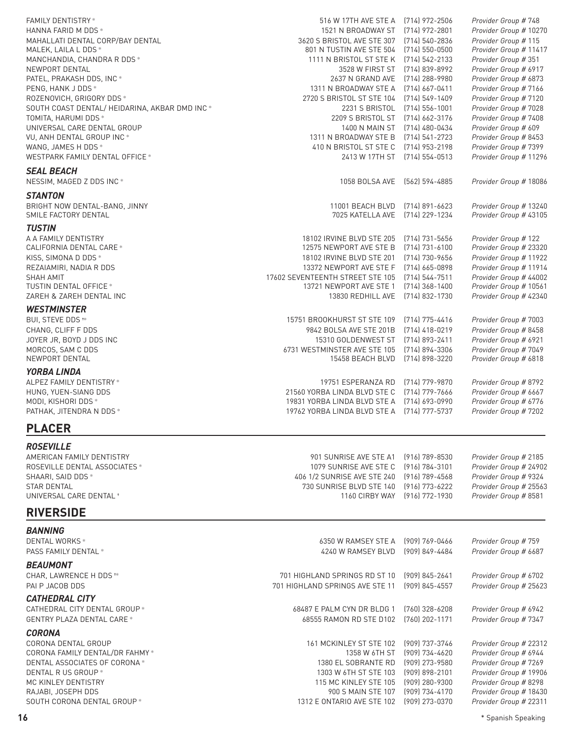| | | | |
|---|---|---|---|
| FAMILY DENTISTRY * | 516 W 17TH AVE STE A | (714) 972-2506 | *Provider Group # 748* |
| HANNA FARID M DDS * | 1521 N BROADWAY ST | (714) 972-2801 | *Provider Group # 10270* |
| MAHALLATI DENTAL CORP/BAY DENTAL | 3620 S BRISTOL AVE STE 307 | (714) 540-2836 | *Provider Group # 115* |
| MALEK, LAILA L DDS * | 801 N TUSTIN AVE STE 504 | (714) 550-0500 | *Provider Group # 11417* |
| MANCHANDIA, CHANDRA R DDS * | 1111 N BRISTOL ST STE K | (714) 542-2133 | *Provider Group # 351* |
| NEWPORT DENTAL | 3528 W FIRST ST | (714) 839-8992 | *Provider Group # 6917* |
| PATEL, PRAKASH DDS, INC * | 2637 N GRAND AVE | (714) 288-9980 | *Provider Group # 6873* |
| PENG, HANK J DDS * | 1311 N BROADWAY STE A | (714) 667-0411 | *Provider Group # 7166* |
| ROZENOVICH, GRIGORY DDS * | 2720 S BRISTOL ST STE 104 | (714) 549-1409 | *Provider Group # 7120* |
| SOUTH COAST DENTAL/ HEIDARINA, AKBAR DMD INC * | 2231 S BRISTOL | (714) 556-1001 | *Provider Group # 7028* |
| TOMITA, HARUMI DDS * | 2209 S BRISTOL ST | (714) 662-3176 | *Provider Group # 7408* |
| UNIVERSAL CARE DENTAL GROUP | 1400 N MAIN ST | (714) 480-0434 | *Provider Group # 609* |
| VU, ANH DENTAL GROUP INC * | 1311 N BROADWAY STE B | (714) 541-2723 | *Provider Group # 8453* |
| WANG, JAMES H DDS * | 410 N BRISTOL ST STE C | (714) 953-2198 | *Provider Group # 7399* |
| WESTPARK FAMILY DENTAL OFFICE * | 2413 W 17TH ST | (714) 554-0513 | *Provider Group # 11296* |

### *SEAL BEACH*

| | | | |
|---|---|---|---|
| NESSIM, MAGED Z DDS INC * | 1058 BOLSA AVE | (562) 594-4885 | *Provider Group # 18086* |

### *STANTON*

| | | | |
|---|---|---|---|
| BRIGHT NOW DENTAL-BANG, JINNY | 11001 BEACH BLVD | (714) 891-6623 | *Provider Group # 13240* |
| SMILE FACTORY DENTAL | 7025 KATELLA AVE | (714) 229-1234 | *Provider Group # 43105* |

### *TUSTIN*

| | | | |
|---|---|---|---|
| A A FAMILY DENTISTRY | 18102 IRVINE BLVD STE 205 | (714) 731-5656 | *Provider Group # 122* |
| CALIFORNIA DENTAL CARE * | 12575 NEWPORT AVE STE B | (714) 731-6100 | *Provider Group # 23320* |
| KISS, SIMONA D DDS * | 18102 IRVINE BLVD STE 201 | (714) 730-9656 | *Provider Group # 11922* |
| REZAIAMIRI, NADIA R DDS | 13372 NEWPORT AVE STE F | (714) 665-0898 | *Provider Group # 11914* |
| SHAH AMIT | 17602 SEVENTEENTH STREET STE 105 | (714) 544-7511 | *Provider Group # 44002* |
| TUSTIN DENTAL OFFICE * | 13721 NEWPORT AVE STE 1 | (714) 368-1400 | *Provider Group # 10561* |
| ZAREH & ZAREH DENTAL INC | 13830 REDHILL AVE | (714) 832-1730 | *Provider Group # 42340* |

### *WESTMINSTER*

| | | | |
|---|---|---|---|
| BUI, STEVE DDS †* | 15751 BROOKHURST ST STE 109 | (714) 775-4416 | *Provider Group # 7003* |
| CHANG, CLIFF F DDS | 9842 BOLSA AVE STE 201B | (714) 418-0219 | *Provider Group # 8458* |
| JOYER JR, BOYD J DDS INC | 15310 GOLDENWEST ST | (714) 893-2411 | *Provider Group # 6921* |
| MORCOS, SAM C DDS | 6731 WESTMINSTER AVE STE 105 | (714) 894-3306 | *Provider Group # 7049* |
| NEWPORT DENTAL | 15458 BEACH BLVD | (714) 898-3220 | *Provider Group # 6818* |

### *YORBA LINDA*

| | | | |
|---|---|---|---|
| ALPEZ FAMILY DENTISTRY * | 19751 ESPERANZA RD | (714) 779-9870 | *Provider Group # 8792* |
| HUNG, YUEN-SIANG DDS | 21560 YORBA LINDA BLVD STE C | (714) 779-7666 | *Provider Group # 6667* |
| MODI, KISHORI DDS * | 19831 YORBA LINDA BLVD STE A | (714) 693-0990 | *Provider Group # 6776* |
| PATHAK, JITENDRA N DDS * | 19762 YORBA LINDA BLVD STE A | (714) 777-5737 | *Provider Group # 7202* |

## PLACER

### *ROSEVILLE*

| | | | |
|---|---|---|---|
| AMERICAN FAMILY DENTISTRY | 901 SUNRISE AVE STE A1 | (916) 789-8530 | *Provider Group # 2185* |
| ROSEVILLE DENTAL ASSOCIATES * | 1079 SUNRISE AVE STE C | (916) 784-3101 | *Provider Group # 24902* |
| SHAARI, SAID DDS * | 406 1/2 SUNRISE AVE STE 240 | (916) 789-4568 | *Provider Group # 9324* |
| STAR DENTAL | 730 SUNRISE BLVD STE 140 | (916) 773-6222 | *Provider Group # 25563* |
| UNIVERSAL CARE DENTAL † | 1160 CIRBY WAY | (916) 772-1930 | *Provider Group # 8581* |

## RIVERSIDE

### *BANNING*

| | | | |
|---|---|---|---|
| DENTAL WORKS * | 6350 W RAMSEY STE A | (909) 769-0466 | *Provider Group # 759* |
| PASS FAMILY DENTAL * | 4240 W RAMSEY BLVD | (909) 849-4484 | *Provider Group # 6687* |

### *BEAUMONT*

| | | | |
|---|---|---|---|
| CHAR, LAWRENCE H DDS †* | 701 HIGHLAND SPRINGS RD ST 10 | (909) 845-2641 | *Provider Group # 6702* |
| PAI P JACOB DDS | 701 HIGHLAND SPRINGS AVE STE 11 | (909) 845-4557 | *Provider Group # 25623* |

### *CATHEDRAL CITY*

| | | | |
|---|---|---|---|
| CATHEDRAL CITY DENTAL GROUP * | 68487 E PALM CYN DR BLDG 1 | (760) 328-6208 | *Provider Group # 6942* |
| GENTRY PLAZA DENTAL CARE * | 68555 RAMON RD STE D102 | (760) 202-1171 | *Provider Group # 7347* |

### *CORONA*

| | | | |
|---|---|---|---|
| CORONA DENTAL GROUP | 161 MCKINLEY ST STE 102 | (909) 737-3746 | *Provider Group # 22312* |
| CORONA FAMILY DENTAL/DR FAHMY * | 1358 W 6TH ST | (909) 734-4620 | *Provider Group # 6944* |
| DENTAL ASSOCIATES OF CORONA * | 1380 EL SOBRANTE RD | (909) 273-9580 | *Provider Group # 7269* |
| DENTAL R US GROUP * | 1303 W 6TH ST STE 103 | (909) 898-2101 | *Provider Group # 19906* |
| MC KINLEY DENTISTRY | 115 MC KINLEY STE 105 | (909) 280-9300 | *Provider Group # 8298* |
| RAJABI, JOSEPH DDS | 900 S MAIN ST STE 107 | (909) 734-4170 | *Provider Group # 18430* |
| SOUTH CORONA DENTAL GROUP * | 1312 E ONTARIO AVE STE 102 | (909) 273-0370 | *Provider Group # 22311* |

\* Spanish Speaking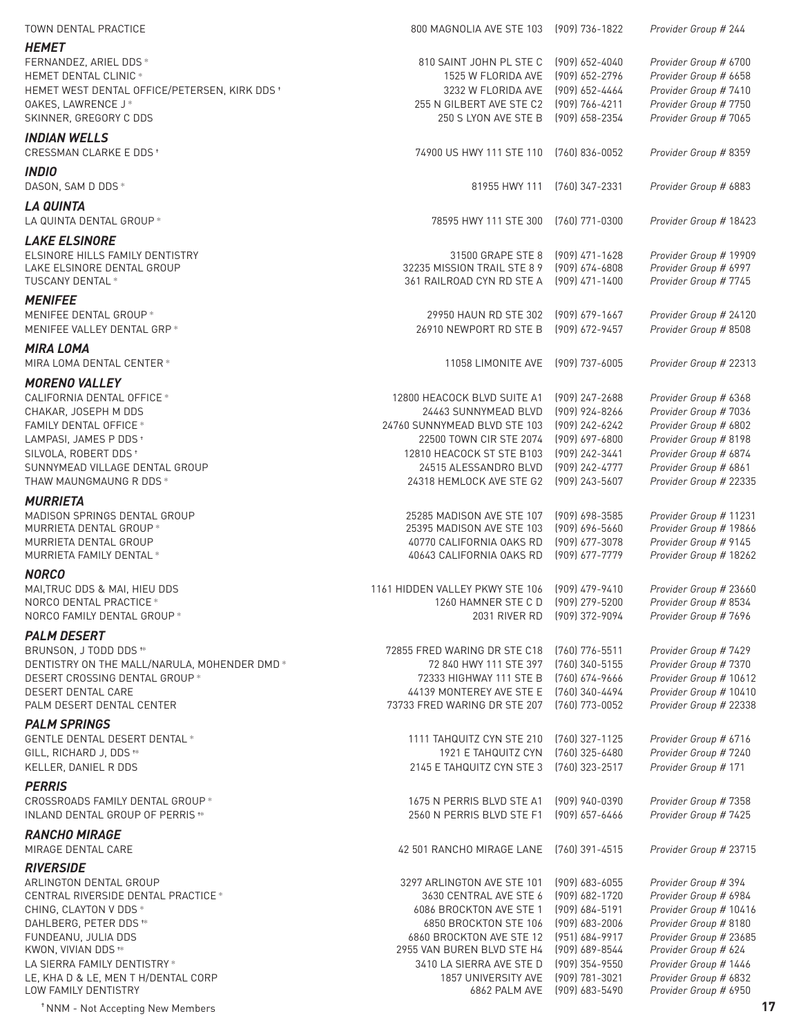| | | | |
|---|---|---|---|
| TOWN DENTAL PRACTICE | 800 MAGNOLIA AVE STE 103 | (909) 736-1822 | *Provider Group # 244* |

### *HEMET*

| | | | |
|---|---|---|---|
| FERNANDEZ, ARIEL DDS * | 810 SAINT JOHN PL STE C | (909) 652-4040 | *Provider Group # 6700* |
| HEMET DENTAL CLINIC * | 1525 W FLORIDA AVE | (909) 652-2796 | *Provider Group # 6658* |
| HEMET WEST DENTAL OFFICE/PETERSEN, KIRK DDS † | 3232 W FLORIDA AVE | (909) 652-4464 | *Provider Group # 7410* |
| OAKES, LAWRENCE J * | 255 N GILBERT AVE STE C2 | (909) 766-4211 | *Provider Group # 7750* |
| SKINNER, GREGORY C DDS | 250 S LYON AVE STE B | (909) 658-2354 | *Provider Group # 7065* |

### *INDIAN WELLS*

| | | | |
|---|---|---|---|
| CRESSMAN CLARKE E DDS † | 74900 US HWY 111 STE 110 | (760) 836-0052 | *Provider Group # 8359* |

### *INDIO*

| | | | |
|---|---|---|---|
| DASON, SAM D DDS * | 81955 HWY 111 | (760) 347-2331 | *Provider Group # 6883* |

### *LA QUINTA*

| | | | |
|---|---|---|---|
| LA QUINTA DENTAL GROUP * | 78595 HWY 111 STE 300 | (760) 771-0300 | *Provider Group # 18423* |

### *LAKE ELSINORE*

| | | | |
|---|---|---|---|
| ELSINORE HILLS FAMILY DENTISTRY | 31500 GRAPE STE 8 | (909) 471-1628 | *Provider Group # 19909* |
| LAKE ELSINORE DENTAL GROUP | 32235 MISSION TRAIL STE 8 9 | (909) 674-6808 | *Provider Group # 6997* |
| TUSCANY DENTAL * | 361 RAILROAD CYN RD STE A | (909) 471-1400 | *Provider Group # 7745* |

### *MENIFEE*

| | | | |
|---|---|---|---|
| MENIFEE DENTAL GROUP * | 29950 HAUN RD STE 302 | (909) 679-1667 | *Provider Group # 24120* |
| MENIFEE VALLEY DENTAL GRP * | 26910 NEWPORT RD STE B | (909) 672-9457 | *Provider Group # 8508* |

### *MIRA LOMA*

| | | | |
|---|---|---|---|
| MIRA LOMA DENTAL CENTER * | 11058 LIMONITE AVE | (909) 737-6005 | *Provider Group # 22313* |

### *MORENO VALLEY*

| | | | |
|---|---|---|---|
| CALIFORNIA DENTAL OFFICE * | 12800 HEACOCK BLVD SUITE A1 | (909) 247-2688 | *Provider Group # 6368* |
| CHAKAR, JOSEPH M DDS | 24463 SUNNYMEAD BLVD | (909) 924-8266 | *Provider Group # 7036* |
| FAMILY DENTAL OFFICE * | 24760 SUNNYMEAD BLVD STE 103 | (909) 242-6242 | *Provider Group # 6802* |
| LAMPASI, JAMES P DDS † | 22500 TOWN CIR STE 2074 | (909) 697-6800 | *Provider Group # 8198* |
| SILVOLA, ROBERT DDS † | 12810 HEACOCK ST STE B103 | (909) 242-3441 | *Provider Group # 6874* |
| SUNNYMEAD VILLAGE DENTAL GROUP | 24515 ALESSANDRO BLVD | (909) 242-4777 | *Provider Group # 6861* |
| THAW MAUNGMAUNG R DDS * | 24318 HEMLOCK AVE STE G2 | (909) 243-5607 | *Provider Group # 22335* |

### *MURRIETA*

| | | | |
|---|---|---|---|
| MADISON SPRINGS DENTAL GROUP | 25285 MADISON AVE STE 107 | (909) 698-3585 | *Provider Group # 11231* |
| MURRIETA DENTAL GROUP * | 25395 MADISON AVE STE 103 | (909) 696-5660 | *Provider Group # 19866* |
| MURRIETA DENTAL GROUP | 40770 CALIFORNIA OAKS RD | (909) 677-3078 | *Provider Group # 9145* |
| MURRIETA FAMILY DENTAL * | 40643 CALIFORNIA OAKS RD | (909) 677-7779 | *Provider Group # 18262* |

### *NORCO*

| | | | |
|---|---|---|---|
| MAI,TRUC DDS & MAI, HIEU DDS | 1161 HIDDEN VALLEY PKWY STE 106 | (909) 479-9410 | *Provider Group # 23660* |
| NORCO DENTAL PRACTICE * | 1260 HAMNER STE C D | (909) 279-5200 | *Provider Group # 8534* |
| NORCO FAMILY DENTAL GROUP * | 2031 RIVER RD | (909) 372-9094 | *Provider Group # 7696* |

### *PALM DESERT*

| | | | |
|---|---|---|---|
| BRUNSON, J TODD DDS †* | 72855 FRED WARING DR STE C18 | (760) 776-5511 | *Provider Group # 7429* |
| DENTISTRY ON THE MALL/NARULA, MOHENDER DMD * | 72 840 HWY 111 STE 397 | (760) 340-5155 | *Provider Group # 7370* |
| DESERT CROSSING DENTAL GROUP * | 72333 HIGHWAY 111 STE B | (760) 674-9666 | *Provider Group # 10612* |
| DESERT DENTAL CARE | 44139 MONTEREY AVE STE E | (760) 340-4494 | *Provider Group # 10410* |
| PALM DESERT DENTAL CENTER | 73733 FRED WARING DR STE 207 | (760) 773-0052 | *Provider Group # 22338* |

### *PALM SPRINGS*

| | | | |
|---|---|---|---|
| GENTLE DENTAL DESERT DENTAL * | 1111 TAHQUITZ CYN STE 210 | (760) 327-1125 | *Provider Group # 6716* |
| GILL, RICHARD J, DDS †* | 1921 E TAHQUITZ CYN | (760) 325-6480 | *Provider Group # 7240* |
| KELLER, DANIEL R DDS | 2145 E TAHQUITZ CYN STE 3 | (760) 323-2517 | *Provider Group # 171* |

### *PERRIS*

| | | | |
|---|---|---|---|
| CROSSROADS FAMILY DENTAL GROUP * | 1675 N PERRIS BLVD STE A1 | (909) 940-0390 | *Provider Group # 7358* |
| INLAND DENTAL GROUP OF PERRIS †* | 2560 N PERRIS BLVD STE F1 | (909) 657-6466 | *Provider Group # 7425* |

### *RANCHO MIRAGE*

| | | | |
|---|---|---|---|
| MIRAGE DENTAL CARE | 42 501 RANCHO MIRAGE LANE | (760) 391-4515 | *Provider Group # 23715* |

### *RIVERSIDE*

| | | | |
|---|---|---|---|
| ARLINGTON DENTAL GROUP | 3297 ARLINGTON AVE STE 101 | (909) 683-6055 | *Provider Group # 394* |
| CENTRAL RIVERSIDE DENTAL PRACTICE * | 3630 CENTRAL AVE STE 6 | (909) 682-1720 | *Provider Group # 6984* |
| CHING, CLAYTON V DDS * | 6086 BROCKTON AVE STE 1 | (909) 684-5191 | *Provider Group # 10416* |
| DAHLBERG, PETER DDS †* | 6850 BROCKTON STE 106 | (909) 683-2006 | *Provider Group # 8180* |
| FUNDEANU, JULIA DDS | 6860 BROCKTON AVE STE 12 | (951) 684-9917 | *Provider Group # 23685* |
| KWON, VIVIAN DDS †* | 2955 VAN BUREN BLVD STE H4 | (909) 689-8544 | *Provider Group # 624* |
| LA SIERRA FAMILY DENTISTRY * | 3410 LA SIERRA AVE STE D | (909) 354-9550 | *Provider Group # 1446* |
| LE, KHA D & LE, MEN T H/DENTAL CORP | 1857 UNIVERSITY AVE | (909) 781-3021 | *Provider Group # 6832* |
| LOW FAMILY DENTISTRY | 6862 PALM AVE | (909) 683-5490 | *Provider Group # 6950* |

† NNM - Not Accepting New Members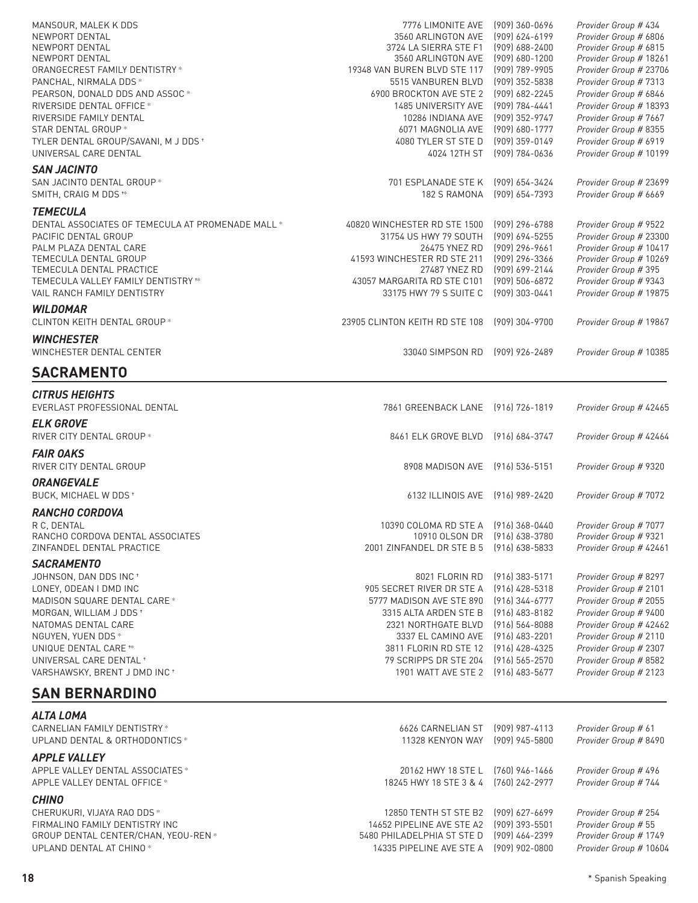| | | | |
|---|---|---|---|
| MANSOUR, MALEK K DDS | 7776 LIMONITE AVE | (909) 360-0696 | *Provider Group # 434* |
| NEWPORT DENTAL | 3560 ARLINGTON AVE | (909) 624-6199 | *Provider Group # 6806* |
| NEWPORT DENTAL | 3724 LA SIERRA STE F1 | (909) 688-2400 | *Provider Group # 6815* |
| NEWPORT DENTAL | 3560 ARLINGTON AVE | (909) 680-1200 | *Provider Group # 18261* |
| ORANGECREST FAMILY DENTISTRY * | 19348 VAN BUREN BLVD STE 117 | (909) 789-9905 | *Provider Group # 23706* |
| PANCHAL, NIRMALA DDS * | 5515 VANBUREN BLVD | (909) 352-5838 | *Provider Group # 7313* |
| PEARSON, DONALD DDS AND ASSOC * | 6900 BROCKTON AVE STE 2 | (909) 682-2245 | *Provider Group # 6846* |
| RIVERSIDE DENTAL OFFICE * | 1485 UNIVERSITY AVE | (909) 784-4441 | *Provider Group # 18393* |
| RIVERSIDE FAMILY DENTAL | 10286 INDIANA AVE | (909) 352-9747 | *Provider Group # 7667* |
| STAR DENTAL GROUP * | 6071 MAGNOLIA AVE | (909) 680-1777 | *Provider Group # 8355* |
| TYLER DENTAL GROUP/SAVANI, M J DDS † | 4080 TYLER ST STE D | (909) 359-0149 | *Provider Group # 6919* |
| UNIVERSAL CARE DENTAL | 4024 12TH ST | (909) 784-0636 | *Provider Group # 10199* |

### *SAN JACINTO*

| | | | |
|---|---|---|---|
| SAN JACINTO DENTAL GROUP * | 701 ESPLANADE STE K | (909) 654-3424 | *Provider Group # 23699* |
| SMITH, CRAIG M DDS †* | 182 S RAMONA | (909) 654-7393 | *Provider Group # 6669* |

### *TEMECULA*

| | | | |
|---|---|---|---|
| DENTAL ASSOCIATES OF TEMECULA AT PROMENADE MALL * | 40820 WINCHESTER RD STE 1500 | (909) 296-6788 | *Provider Group # 9522* |
| PACIFIC DENTAL GROUP | 31754 US HWY 79 SOUTH | (909) 694-5255 | *Provider Group # 23300* |
| PALM PLAZA DENTAL CARE | 26475 YNEZ RD | (909) 296-9661 | *Provider Group # 10417* |
| TEMECULA DENTAL GROUP | 41593 WINCHESTER RD STE 211 | (909) 296-3366 | *Provider Group # 10269* |
| TEMECULA DENTAL PRACTICE | 27487 YNEZ RD | (909) 699-2144 | *Provider Group # 395* |
| TEMECULA VALLEY FAMILY DENTISTRY †* | 43057 MARGARITA RD STE C101 | (909) 506-6872 | *Provider Group # 9343* |
| VAIL RANCH FAMILY DENTISTRY | 33175 HWY 79 S SUITE C | (909) 303-0441 | *Provider Group # 19875* |

### *WILDOMAR*

| | | | |
|---|---|---|---|
| CLINTON KEITH DENTAL GROUP * | 23905 CLINTON KEITH RD STE 108 | (909) 304-9700 | *Provider Group # 19867* |

### *WINCHESTER*

| | | | |
|---|---|---|---|
| WINCHESTER DENTAL CENTER | 33040 SIMPSON RD | (909) 926-2489 | *Provider Group # 10385* |

## SACRAMENTO

### *CITRUS HEIGHTS*

| | | | |
|---|---|---|---|
| EVERLAST PROFESSIONAL DENTAL | 7861 GREENBACK LANE | (916) 726-1819 | *Provider Group # 42465* |

### *ELK GROVE*

| | | | |
|---|---|---|---|
| RIVER CITY DENTAL GROUP * | 8461 ELK GROVE BLVD | (916) 684-3747 | *Provider Group # 42464* |

### *FAIR OAKS*

| | | | |
|---|---|---|---|
| RIVER CITY DENTAL GROUP | 8908 MADISON AVE | (916) 536-5151 | *Provider Group # 9320* |

### *ORANGEVALE*

| | | | |
|---|---|---|---|
| BUCK, MICHAEL W DDS † | 6132 ILLINOIS AVE | (916) 989-2420 | *Provider Group # 7072* |

### *RANCHO CORDOVA*

| | | | |
|---|---|---|---|
| R C, DENTAL | 10390 COLOMA RD STE A | (916) 368-0440 | *Provider Group # 7077* |
| RANCHO CORDOVA DENTAL ASSOCIATES | 10910 OLSON DR | (916) 638-3780 | *Provider Group # 9321* |
| ZINFANDEL DENTAL PRACTICE | 2001 ZINFANDEL DR STE B 5 | (916) 638-5833 | *Provider Group # 42461* |

### *SACRAMENTO*

| | | | |
|---|---|---|---|
| JOHNSON, DAN DDS INC † | 8021 FLORIN RD | (916) 383-5171 | *Provider Group # 8297* |
| LONEY, ODEAN I DMD INC | 905 SECRET RIVER DR STE A | (916) 428-5318 | *Provider Group # 2101* |
| MADISON SQUARE DENTAL CARE * | 5777 MADISON AVE STE 890 | (916) 344-6777 | *Provider Group # 2055* |
| MORGAN, WILLIAM J DDS † | 3315 ALTA ARDEN STE B | (916) 483-8182 | *Provider Group # 9400* |
| NATOMAS DENTAL CARE | 2321 NORTHGATE BLVD | (916) 564-8088 | *Provider Group # 42462* |
| NGUYEN, YUEN DDS * | 3337 EL CAMINO AVE | (916) 483-2201 | *Provider Group # 2110* |
| UNIQUE DENTAL CARE †* | 3811 FLORIN RD STE 12 | (916) 428-4325 | *Provider Group # 2307* |
| UNIVERSAL CARE DENTAL † | 79 SCRIPPS DR STE 204 | (916) 565-2570 | *Provider Group # 8582* |
| VARSHAWSKY, BRENT J DMD INC † | 1901 WATT AVE STE 2 | (916) 483-5677 | *Provider Group # 2123* |

## SAN BERNARDINO

### *ALTA LOMA*

| | | | |
|---|---|---|---|
| CARNELIAN FAMILY DENTISTRY * | 6626 CARNELIAN ST | (909) 987-4113 | *Provider Group # 61* |
| UPLAND DENTAL & ORTHODONTICS * | 11328 KENYON WAY | (909) 945-5800 | *Provider Group # 8490* |

### *APPLE VALLEY*

| | | | |
|---|---|---|---|
| APPLE VALLEY DENTAL ASSOCIATES * | 20162 HWY 18 STE L | (760) 946-1466 | *Provider Group # 496* |
| APPLE VALLEY DENTAL OFFICE * | 18245 HWY 18 STE 3 & 4 | (760) 242-2977 | *Provider Group # 744* |

### *CHINO*

| | | | |
|---|---|---|---|
| CHERUKURI, VIJAYA RAO DDS * | 12850 TENTH ST STE B2 | (909) 627-6699 | *Provider Group # 254* |
| FIRMALINO FAMILY DENTISTRY INC | 14652 PIPELINE AVE STE A2 | (909) 393-5501 | *Provider Group # 55* |
| GROUP DENTAL CENTER/CHAN, YEOU-REN * | 5480 PHILADELPHIA ST STE D | (909) 464-2399 | *Provider Group # 1749* |
| UPLAND DENTAL AT CHINO * | 14335 PIPELINE AVE STE A | (909) 902-0800 | *Provider Group # 10604* |

\* Spanish Speaking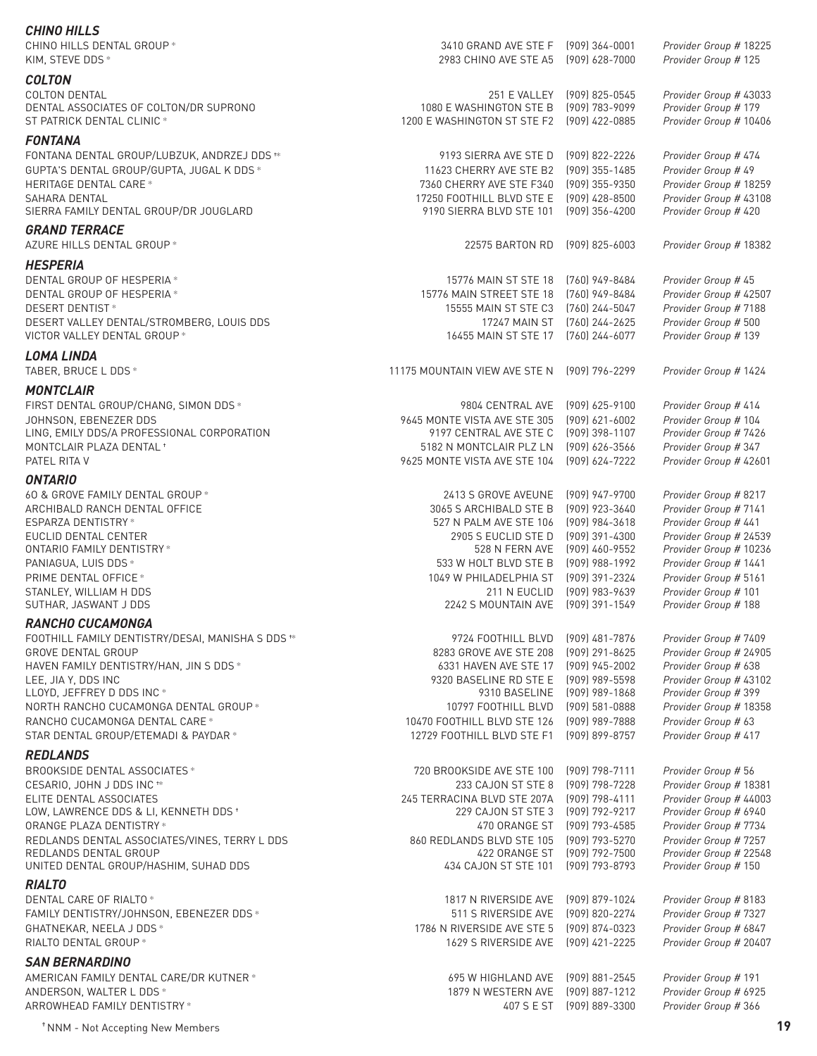### *CHINO HILLS*

| | | | |
|---|---|---|---|
| CHINO HILLS DENTAL GROUP * | 3410 GRAND AVE STE F | (909) 364-0001 | *Provider Group # 18225* |
| KIM, STEVE DDS * | 2983 CHINO AVE STE A5 | (909) 628-7000 | *Provider Group # 125* |

### *COLTON*

| | | | |
|---|---|---|---|
| COLTON DENTAL | 251 E VALLEY | (909) 825-0545 | *Provider Group # 43033* |
| DENTAL ASSOCIATES OF COLTON/DR SUPRONO | 1080 E WASHINGTON STE B | (909) 783-9099 | *Provider Group # 179* |
| ST PATRICK DENTAL CLINIC * | 1200 E WASHINGTON ST STE F2 | (909) 422-0885 | *Provider Group # 10406* |

### *FONTANA*

| | | | |
|---|---|---|---|
| FONTANA DENTAL GROUP/LUBZUK, ANDRZEJ DDS †* | 9193 SIERRA AVE STE D | (909) 822-2226 | *Provider Group # 474* |
| GUPTA'S DENTAL GROUP/GUPTA, JUGAL K DDS * | 11623 CHERRY AVE STE B2 | (909) 355-1485 | *Provider Group # 49* |
| HERITAGE DENTAL CARE * | 7360 CHERRY AVE STE F340 | (909) 355-9350 | *Provider Group # 18259* |
| SAHARA DENTAL | 17250 FOOTHILL BLVD STE E | (909) 428-8500 | *Provider Group # 43108* |
| SIERRA FAMILY DENTAL GROUP/DR JOUGLARD | 9190 SIERRA BLVD STE 101 | (909) 356-4200 | *Provider Group # 420* |

### *GRAND TERRACE*

| | | | |
|---|---|---|---|
| AZURE HILLS DENTAL GROUP * | 22575 BARTON RD | (909) 825-6003 | *Provider Group # 18382* |

### *HESPERIA*

| | | | |
|---|---|---|---|
| DENTAL GROUP OF HESPERIA * | 15776 MAIN ST STE 18 | (760) 949-8484 | *Provider Group # 45* |
| DENTAL GROUP OF HESPERIA * | 15776 MAIN STREET STE 18 | (760) 949-8484 | *Provider Group # 42507* |
| DESERT DENTIST * | 15555 MAIN ST STE C3 | (760) 244-5047 | *Provider Group # 7188* |
| DESERT VALLEY DENTAL/STROMBERG, LOUIS DDS | 17247 MAIN ST | (760) 244-2625 | *Provider Group # 500* |
| VICTOR VALLEY DENTAL GROUP * | 16455 MAIN ST STE 17 | (760) 244-6077 | *Provider Group # 139* |

### *LOMA LINDA*

| | | | |
|---|---|---|---|
| TABER, BRUCE L DDS * | 11175 MOUNTAIN VIEW AVE STE N | (909) 796-2299 | *Provider Group # 1424* |

### *MONTCLAIR*

| | | | |
|---|---|---|---|
| FIRST DENTAL GROUP/CHANG, SIMON DDS * | 9804 CENTRAL AVE | (909) 625-9100 | *Provider Group # 414* |
| JOHNSON, EBENEZER DDS | 9645 MONTE VISTA AVE STE 305 | (909) 621-6002 | *Provider Group # 104* |
| LING, EMILY DDS/A PROFESSIONAL CORPORATION | 9197 CENTRAL AVE STE C | (909) 398-1107 | *Provider Group # 7426* |
| MONTCLAIR PLAZA DENTAL † | 5182 N MONTCLAIR PLZ LN | (909) 626-3566 | *Provider Group # 347* |
| PATEL RITA V | 9625 MONTE VISTA AVE STE 104 | (909) 624-7222 | *Provider Group # 42601* |

### *ONTARIO*

| | | | |
|---|---|---|---|
| 60 & GROVE FAMILY DENTAL GROUP * | 2413 S GROVE AVEUNE | (909) 947-9700 | *Provider Group # 8217* |
| ARCHIBALD RANCH DENTAL OFFICE | 3065 S ARCHIBALD STE B | (909) 923-3640 | *Provider Group # 7141* |
| ESPARZA DENTISTRY * | 527 N PALM AVE STE 106 | (909) 984-3618 | *Provider Group # 441* |
| EUCLID DENTAL CENTER | 2905 S EUCLID STE D | (909) 391-4300 | *Provider Group # 24539* |
| ONTARIO FAMILY DENTISTRY * | 528 N FERN AVE | (909) 460-9552 | *Provider Group # 10236* |
| PANIAGUA, LUIS DDS * | 533 W HOLT BLVD STE B | (909) 988-1992 | *Provider Group # 1441* |
| PRIME DENTAL OFFICE * | 1049 W PHILADELPHIA ST | (909) 391-2324 | *Provider Group # 5161* |
| STANLEY, WILLIAM H DDS | 211 N EUCLID | (909) 983-9639 | *Provider Group # 101* |
| SUTHAR, JASWANT J DDS | 2242 S MOUNTAIN AVE | (909) 391-1549 | *Provider Group # 188* |

### *RANCHO CUCAMONGA*

| | | | |
|---|---|---|---|
| FOOTHILL FAMILY DENTISTRY/DESAI, MANISHA S DDS †* | 9724 FOOTHILL BLVD | (909) 481-7876 | *Provider Group # 7409* |
| GROVE DENTAL GROUP | 8283 GROVE AVE STE 208 | (909) 291-8625 | *Provider Group # 24905* |
| HAVEN FAMILY DENTISTRY/HAN, JIN S DDS * | 6331 HAVEN AVE STE 17 | (909) 945-2002 | *Provider Group # 638* |
| LEE, JIA Y, DDS INC | 9320 BASELINE RD STE E | (909) 989-5598 | *Provider Group # 43102* |
| LLOYD, JEFFREY D DDS INC * | 9310 BASELINE | (909) 989-1868 | *Provider Group # 399* |
| NORTH RANCHO CUCAMONGA DENTAL GROUP * | 10797 FOOTHILL BLVD | (909) 581-0888 | *Provider Group # 18358* |
| RANCHO CUCAMONGA DENTAL CARE * | 10470 FOOTHILL BLVD STE 126 | (909) 989-7888 | *Provider Group # 63* |
| STAR DENTAL GROUP/ETEMADI & PAYDAR * | 12729 FOOTHILL BLVD STE F1 | (909) 899-8757 | *Provider Group # 417* |

### *REDLANDS*

| | | | |
|---|---|---|---|
| BROOKSIDE DENTAL ASSOCIATES * | 720 BROOKSIDE AVE STE 100 | (909) 798-7111 | *Provider Group # 56* |
| CESARIO, JOHN J DDS INC †* | 233 CAJON ST STE 8 | (909) 798-7228 | *Provider Group # 18381* |
| ELITE DENTAL ASSOCIATES | 245 TERRACINA BLVD STE 207A | (909) 798-4111 | *Provider Group # 44003* |
| LOW, LAWRENCE DDS & LI, KENNETH DDS † | 229 CAJON ST STE 3 | (909) 792-9217 | *Provider Group # 6940* |
| ORANGE PLAZA DENTISTRY * | 470 ORANGE ST | (909) 793-4585 | *Provider Group # 7734* |
| REDLANDS DENTAL ASSOCIATES/VINES, TERRY L DDS | 860 REDLANDS BLVD STE 105 | (909) 793-5270 | *Provider Group # 7257* |
| REDLANDS DENTAL GROUP | 422 ORANGE ST | (909) 792-7500 | *Provider Group # 22548* |
| UNITED DENTAL GROUP/HASHIM, SUHAD DDS | 434 CAJON ST STE 101 | (909) 793-8793 | *Provider Group # 150* |

### *RIALTO*

| | | | |
|---|---|---|---|
| DENTAL CARE OF RIALTO * | 1817 N RIVERSIDE AVE | (909) 879-1024 | *Provider Group # 8183* |
| FAMILY DENTISTRY/JOHNSON, EBENEZER DDS * | 511 S RIVERSIDE AVE | (909) 820-2274 | *Provider Group # 7327* |
| GHATNEKAR, NEELA J DDS * | 1786 N RIVERSIDE AVE STE 5 | (909) 874-0323 | *Provider Group # 6847* |
| RIALTO DENTAL GROUP * | 1629 S RIVERSIDE AVE | (909) 421-2225 | *Provider Group # 20407* |

### *SAN BERNARDINO*

| | | | |
|---|---|---|---|
| AMERICAN FAMILY DENTAL CARE/DR KUTNER * | 695 W HIGHLAND AVE | (909) 881-2545 | *Provider Group # 191* |
| ANDERSON, WALTER L DDS * | 1879 N WESTERN AVE | (909) 887-1212 | *Provider Group # 6925* |
| ARROWHEAD FAMILY DENTISTRY * | 407 S E ST | (909) 889-3300 | *Provider Group # 366* |

† NNM - Not Accepting New Members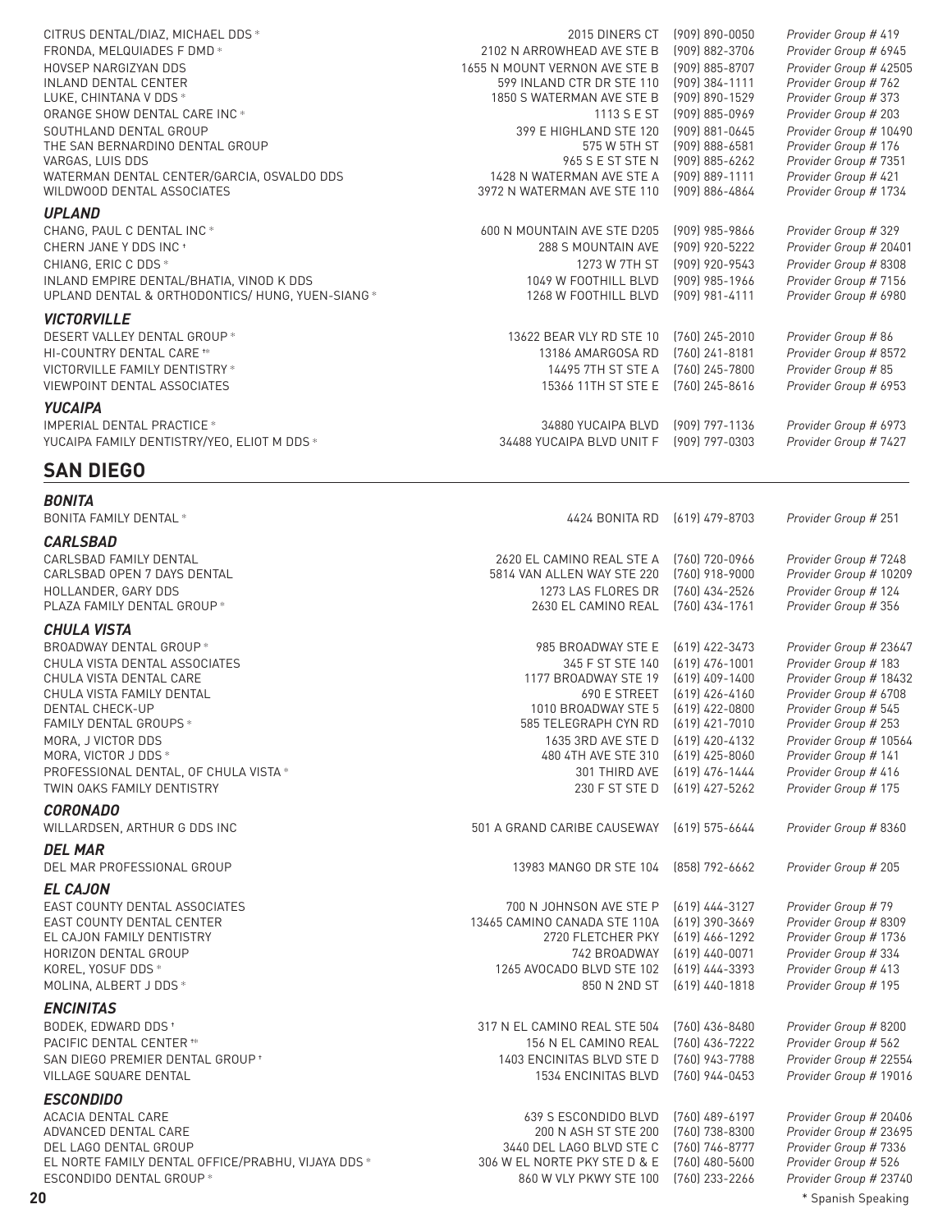| | | | |
|---|---|---|---|
| CITRUS DENTAL/DIAZ, MICHAEL DDS * | 2015 DINERS CT | (909) 890-0050 | *Provider Group # 419* |
| FRONDA, MELQUIADES F DMD * | 2102 N ARROWHEAD AVE STE B | (909) 882-3706 | *Provider Group # 6945* |
| HOVSEP NARGIZYAN DDS | 1655 N MOUNT VERNON AVE STE B | (909) 885-8707 | *Provider Group # 42505* |
| INLAND DENTAL CENTER | 599 INLAND CTR DR STE 110 | (909) 384-1111 | *Provider Group # 762* |
| LUKE, CHINTANA V DDS * | 1850 S WATERMAN AVE STE B | (909) 890-1529 | *Provider Group # 373* |
| ORANGE SHOW DENTAL CARE INC * | 1113 S E ST | (909) 885-0969 | *Provider Group # 203* |
| SOUTHLAND DENTAL GROUP | 399 E HIGHLAND STE 120 | (909) 881-0645 | *Provider Group # 10490* |
| THE SAN BERNARDINO DENTAL GROUP | 575 W 5TH ST | (909) 888-6581 | *Provider Group # 176* |
| VARGAS, LUIS DDS | 965 S E ST STE N | (909) 885-6262 | *Provider Group # 7351* |
| WATERMAN DENTAL CENTER/GARCIA, OSVALDO DDS | 1428 N WATERMAN AVE STE A | (909) 889-1111 | *Provider Group # 421* |
| WILDWOOD DENTAL ASSOCIATES | 3972 N WATERMAN AVE STE 110 | (909) 886-4864 | *Provider Group # 1734* |

### *UPLAND*

| | | | |
|---|---|---|---|
| CHANG, PAUL C DENTAL INC * | 600 N MOUNTAIN AVE STE D205 | (909) 985-9866 | *Provider Group # 329* |
| CHERN JANE Y DDS INC † | 288 S MOUNTAIN AVE | (909) 920-5222 | *Provider Group # 20401* |
| CHIANG, ERIC C DDS * | 1273 W 7TH ST | (909) 920-9543 | *Provider Group # 8308* |
| INLAND EMPIRE DENTAL/BHATIA, VINOD K DDS | 1049 W FOOTHILL BLVD | (909) 985-1966 | *Provider Group # 7156* |
| UPLAND DENTAL & ORTHODONTICS/ HUNG, YUEN-SIANG * | 1268 W FOOTHILL BLVD | (909) 981-4111 | *Provider Group # 6980* |

### *VICTORVILLE*

| | | | |
|---|---|---|---|
| DESERT VALLEY DENTAL GROUP * | 13622 BEAR VLY RD STE 10 | (760) 245-2010 | *Provider Group # 86* |
| HI-COUNTRY DENTAL CARE †* | 13186 AMARGOSA RD | (760) 241-8181 | *Provider Group # 8572* |
| VICTORVILLE FAMILY DENTISTRY * | 14495 7TH ST STE A | (760) 245-7800 | *Provider Group # 85* |
| VIEWPOINT DENTAL ASSOCIATES | 15366 11TH ST STE E | (760) 245-8616 | *Provider Group # 6953* |

### *YUCAIPA*

| | | | |
|---|---|---|---|
| IMPERIAL DENTAL PRACTICE * | 34880 YUCAIPA BLVD | (909) 797-1136 | *Provider Group # 6973* |
| YUCAIPA FAMILY DENTISTRY/YEO, ELIOT M DDS * | 34488 YUCAIPA BLVD UNIT F | (909) 797-0303 | *Provider Group # 7427* |

## SAN DIEGO

### *BONITA*

| | | | |
|---|---|---|---|
| BONITA FAMILY DENTAL * | 4424 BONITA RD | (619) 479-8703 | *Provider Group # 251* |

### *CARLSBAD*

| | | | |
|---|---|---|---|
| CARLSBAD FAMILY DENTAL | 2620 EL CAMINO REAL STE A | (760) 720-0966 | *Provider Group # 7248* |
| CARLSBAD OPEN 7 DAYS DENTAL | 5814 VAN ALLEN WAY STE 220 | (760) 918-9000 | *Provider Group # 10209* |
| HOLLANDER, GARY DDS | 1273 LAS FLORES DR | (760) 434-2526 | *Provider Group # 124* |
| PLAZA FAMILY DENTAL GROUP * | 2630 EL CAMINO REAL | (760) 434-1761 | *Provider Group # 356* |

### *CHULA VISTA*

| | | | |
|---|---|---|---|
| BROADWAY DENTAL GROUP * | 985 BROADWAY STE E | (619) 422-3473 | *Provider Group # 23647* |
| CHULA VISTA DENTAL ASSOCIATES | 345 F ST STE 140 | (619) 476-1001 | *Provider Group # 183* |
| CHULA VISTA DENTAL CARE | 1177 BROADWAY STE 19 | (619) 409-1400 | *Provider Group # 18432* |
| CHULA VISTA FAMILY DENTAL | 690 E STREET | (619) 426-4160 | *Provider Group # 6708* |
| DENTAL CHECK-UP | 1010 BROADWAY STE 5 | (619) 422-0800 | *Provider Group # 545* |
| FAMILY DENTAL GROUPS * | 585 TELEGRAPH CYN RD | (619) 421-7010 | *Provider Group # 253* |
| MORA, J VICTOR DDS | 1635 3RD AVE STE D | (619) 420-4132 | *Provider Group # 10564* |
| MORA, VICTOR J DDS * | 480 4TH AVE STE 310 | (619) 425-8060 | *Provider Group # 141* |
| PROFESSIONAL DENTAL, OF CHULA VISTA * | 301 THIRD AVE | (619) 476-1444 | *Provider Group # 416* |
| TWIN OAKS FAMILY DENTISTRY | 230 F ST STE D | (619) 427-5262 | *Provider Group # 175* |

### *CORONADO*

| | | | |
|---|---|---|---|
| WILLARDSEN, ARTHUR G DDS INC | 501 A GRAND CARIBE CAUSEWAY | (619) 575-6644 | *Provider Group # 8360* |

### *DEL MAR*

| | | | |
|---|---|---|---|
| DEL MAR PROFESSIONAL GROUP | 13983 MANGO DR STE 104 | (858) 792-6662 | *Provider Group # 205* |

### *EL CAJON*

| | | | |
|---|---|---|---|
| EAST COUNTY DENTAL ASSOCIATES | 700 N JOHNSON AVE STE P | (619) 444-3127 | *Provider Group # 79* |
| EAST COUNTY DENTAL CENTER | 13465 CAMINO CANADA STE 110A | (619) 390-3669 | *Provider Group # 8309* |
| EL CAJON FAMILY DENTISTRY | 2720 FLETCHER PKY | (619) 466-1292 | *Provider Group # 1736* |
| HORIZON DENTAL GROUP | 742 BROADWAY | (619) 440-0071 | *Provider Group # 334* |
| KOREL, YOSUF DDS * | 1265 AVOCADO BLVD STE 102 | (619) 444-3393 | *Provider Group # 413* |
| MOLINA, ALBERT J DDS * | 850 N 2ND ST | (619) 440-1818 | *Provider Group # 195* |

### *ENCINITAS*

| | | | |
|---|---|---|---|
| BODEK, EDWARD DDS † | 317 N EL CAMINO REAL STE 504 | (760) 436-8480 | *Provider Group # 8200* |
| PACIFIC DENTAL CENTER †* | 156 N EL CAMINO REAL | (760) 436-7222 | *Provider Group # 562* |
| SAN DIEGO PREMIER DENTAL GROUP † | 1403 ENCINITAS BLVD STE D | (760) 943-7788 | *Provider Group # 22554* |
| VILLAGE SQUARE DENTAL | 1534 ENCINITAS BLVD | (760) 944-0453 | *Provider Group # 19016* |

### *ESCONDIDO*

| | | | |
|---|---|---|---|
| ACACIA DENTAL CARE | 639 S ESCONDIDO BLVD | (760) 489-6197 | *Provider Group # 20406* |
| ADVANCED DENTAL CARE | 200 N ASH ST STE 200 | (760) 738-8300 | *Provider Group # 23695* |
| DEL LAGO DENTAL GROUP | 3440 DEL LAGO BLVD STE C | (760) 746-8777 | *Provider Group # 7336* |
| EL NORTE FAMILY DENTAL OFFICE/PRABHU, VIJAYA DDS * | 306 W EL NORTE PKY STE D & E | (760) 480-5600 | *Provider Group # 526* |
| ESCONDIDO DENTAL GROUP * | 860 W VLY PKWY STE 100 | (760) 233-2266 | *Provider Group # 23740* |

\* Spanish Speaking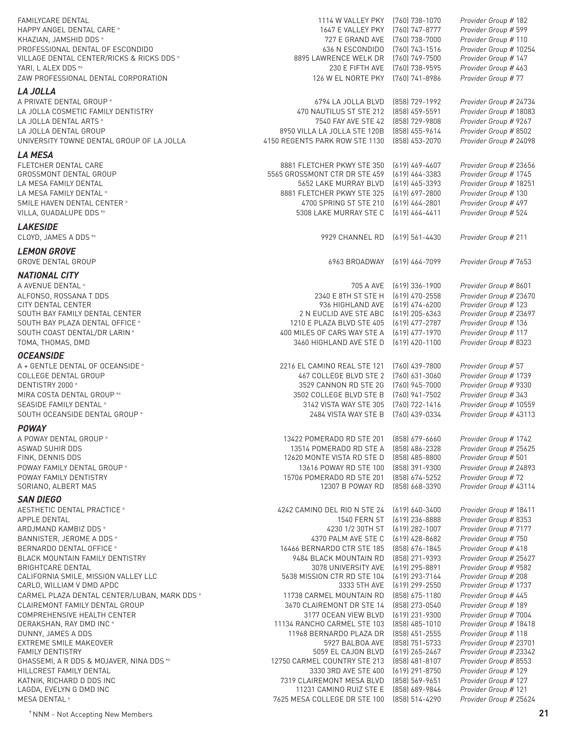| | | | |
|---|---|---|---|
| FAMILYCARE DENTAL | 1114 W VALLEY PKY | (760) 738-1070 | *Provider Group # 182* |
| HAPPY ANGEL DENTAL CARE * | 1647 E VALLEY PKY | (760) 747-8777 | *Provider Group # 599* |
| KHAZIAN, JAMSHID DDS * | 727 E GRAND AVE | (760) 738-7000 | *Provider Group # 110* |
| PROFESSIONAL DENTAL OF ESCONDIDO | 636 N ESCONDIDO | (760) 743-1516 | *Provider Group # 10254* |
| VILLAGE DENTAL CENTER/RICKS & RICKS DDS * | 8895 LAWRENCE WELK DR | (760) 749-7500 | *Provider Group # 147* |
| YARI, L ALEX DDS †* | 230 E FIFTH AVE | (760) 738-9595 | *Provider Group # 463* |
| ZAW PROFESSIONAL DENTAL CORPORATION | 126 W EL NORTE PKY | (760) 741-8986 | *Provider Group # 77* |

### *LA JOLLA*

| | | | |
|---|---|---|---|
| A PRIVATE DENTAL GROUP * | 6794 LA JOLLA BLVD | (858) 729-1992 | *Provider Group # 24734* |
| LA JOLLA COSMETIC FAMILY DENTISTRY | 470 NAUTILUS ST STE 212 | (858) 459-5591 | *Provider Group # 18083* |
| LA JOLLA DENTAL ARTS * | 7540 FAY AVE STE 42 | (858) 729-9808 | *Provider Group # 9267* |
| LA JOLLA DENTAL GROUP | 8950 VILLA LA JOLLA STE 120B | (858) 455-9614 | *Provider Group # 8502* |
| UNIVERSITY TOWNE DENTAL GROUP OF LA JOLLA | 4150 REGENTS PARK ROW STE 1130 | (858) 453-2070 | *Provider Group # 24098* |

### *LA MESA*

| | | | |
|---|---|---|---|
| FLETCHER DENTAL CARE | 8881 FLETCHER PKWY STE 350 | (619) 469-4607 | *Provider Group # 23656* |
| GROSSMONT DENTAL GROUP | 5565 GROSSMONT CTR DR STE 459 | (619) 464-3383 | *Provider Group # 1745* |
| LA MESA FAMILY DENTAL | 5652 LAKE MURRAY BLVD | (619) 465-3393 | *Provider Group # 18251* |
| LA MESA FAMILY DENTAL * | 8881 FLETCHER PKWY STE 325 | (619) 697-2800 | *Provider Group # 130* |
| SMILE HAVEN DENTAL CENTER * | 4700 SPRING ST STE 210 | (619) 464-2801 | *Provider Group # 497* |
| VILLA, GUADALUPE DDS †* | 5308 LAKE MURRAY STE C | (619) 464-4411 | *Provider Group # 524* |

### *LAKESIDE*

| | | | |
|---|---|---|---|
| CLOYD, JAMES A DDS †* | 9929 CHANNEL RD | (619) 561-4430 | *Provider Group # 211* |

### *LEMON GROVE*

| | | | |
|---|---|---|---|
| GROVE DENTAL GROUP | 6963 BROADWAY | (619) 464-7099 | *Provider Group # 7653* |

### *NATIONAL CITY*

| | | | |
|---|---|---|---|
| A AVENUE DENTAL * | 705 A AVE | (619) 336-1900 | *Provider Group # 8601* |
| ALFONSO, ROSSANA T DDS | 2340 E 8TH ST STE H | (619) 470-2558 | *Provider Group # 23670* |
| CITY DENTAL CENTER | 936 HIGHLAND AVE | (619) 474-6200 | *Provider Group # 123* |
| SOUTH BAY FAMILY DENTAL CENTER | 2 N EUCLID AVE STE ABC | (619) 205-6363 | *Provider Group # 23697* |
| SOUTH BAY PLAZA DENTAL OFFICE * | 1210 E PLAZA BLVD STE 405 | (619) 477-2787 | *Provider Group # 136* |
| SOUTH COAST DENTAL/DR LARIN † | 400 MILES OF CARS WAY STE A | (619) 477-1970 | *Provider Group # 117* |
| TOMA, THOMAS, DMD | 3460 HIGHLAND AVE STE D | (619) 420-1100 | *Provider Group # 8323* |

### *OCEANSIDE*

| | | | |
|---|---|---|---|
| A + GENTLE DENTAL OF OCEANSIDE * | 2216 EL CAMINO REAL STE 121 | (760) 439-7800 | *Provider Group # 57* |
| COLLEGE DENTAL GROUP | 467 COLLEGE BLVD STE 2 | (760) 631-3060 | *Provider Group # 1739* |
| DENTISTRY 2000 * | 3529 CANNON RD STE 2G | (760) 945-7000 | *Provider Group # 9330* |
| MIRA COSTA DENTAL GROUP †* | 3502 COLLEGE BLVD STE B | (760) 941-7502 | *Provider Group # 343* |
| SEASIDE FAMILY DENTAL * | 3142 VISTA WAY STE 305 | (760) 722-1416 | *Provider Group # 10559* |
| SOUTH OCEANSIDE DENTAL GROUP * | 2484 VISTA WAY STE B | (760) 439-0334 | *Provider Group # 43113* |

### *POWAY*

| | | | |
|---|---|---|---|
| A POWAY DENTAL GROUP * | 13422 POMERADO RD STE 201 | (858) 679-6660 | *Provider Group # 1742* |
| ASWAD SUHIR DDS | 13514 POMERADO RD STE A | (858) 486-2328 | *Provider Group # 25625* |
| FINK, DENNIS DDS | 12620 MONTE VISTA RD STE D | (858) 485-8800 | *Provider Group # 501* |
| POWAY FAMILY DENTAL GROUP * | 13616 POWAY RD STE 100 | (858) 391-9300 | *Provider Group # 24893* |
| POWAY FAMILY DENTISTRY | 15706 POMERADO RD STE 201 | (858) 674-5252 | *Provider Group # 72* |
| SORIANO, ALBERT MAS | 12307 B POWAY RD | (858) 668-3390 | *Provider Group # 43114* |

### *SAN DIEGO*

| | | | |
|---|---|---|---|
| AESTHETIC DENTAL PRACTICE * | 4242 CAMINO DEL RIO N STE 24 | (619) 640-3400 | *Provider Group # 18411* |
| APPLE DENTAL | 1540 FERN ST | (619) 236-8888 | *Provider Group # 8353* |
| ARDJMAND KAMBIZ DDS * | 4230 1/2 30TH ST | (619) 282-1007 | *Provider Group # 7177* |
| BANNISTER, JEROME A DDS * | 4370 PALM AVE STE C | (619) 428-8682 | *Provider Group # 750* |
| BERNARDO DENTAL OFFICE * | 16466 BERNARDO CTR STE 185 | (858) 676-1845 | *Provider Group # 418* |
| BLACK MOUNTAIN FAMILY DENTISTRY | 9484 BLACK MOUNTAIN RD | (858) 271-9393 | *Provider Group # 25627* |
| BRIGHTCARE DENTAL | 3078 UNIVERSITY AVE | (619) 295-8891 | *Provider Group # 9582* |
| CALIFORNIA SMILE, MISSION VALLEY LLC | 5638 MISSION CTR RD STE 104 | (619) 293-7164 | *Provider Group # 208* |
| CARLO, WILLIAM V DMD APDC | 3333 5TH AVE | (619) 299-2550 | *Provider Group # 1737* |
| CARMEL PLAZA DENTAL CENTER/LUBAN, MARK DDS * | 11738 CARMEL MOUNTAIN RD | (858) 675-1180 | *Provider Group # 445* |
| CLAIREMONT FAMILY DENTAL GROUP | 3670 CLAIREMONT DR STE 14 | (858) 273-0540 | *Provider Group # 189* |
| COMPREHENSIVE HEALTH CENTER | 3177 OCEAN VIEW BLVD | (619) 231-9300 | *Provider Group # 7004* |
| DERAKSHAN, RAY DMD INC * | 11134 RANCHO CARMEL STE 103 | (858) 485-1010 | *Provider Group # 18418* |
| DUNNY, JAMES A DDS | 11968 BERNARDO PLAZA DR | (858) 451-2555 | *Provider Group # 118* |
| EXTREME SMILE MAKEOVER | 5927 BALBOA AVE | (858) 751-5733 | *Provider Group # 23701* |
| FAMILY DENTISTRY | 5059 EL CAJON BLVD | (619) 265-2467 | *Provider Group # 23342* |
| GHASSEMI, A R DDS & MOJAVER, NINA DDS †* | 12750 CARMEL COUNTRY STE 213 | (858) 481-8107 | *Provider Group # 8553* |
| HILLCREST FAMILY DENTAL | 3330 3RD AVE STE 400 | (619) 291-8750 | *Provider Group # 129* |
| KATNIK, RICHARD D DDS INC | 7319 CLAIREMONT MESA BLVD | (858) 569-9651 | *Provider Group # 127* |
| LAGDA, EVELYN G DMD INC | 11231 CAMINO RUIZ STE E | (858) 689-9846 | *Provider Group # 121* |
| MESA DENTAL † | 7625 MESA COLLEGE DR STE 100 | (858) 514-4290 | *Provider Group # 25624* |

† NNM - Not Accepting New Members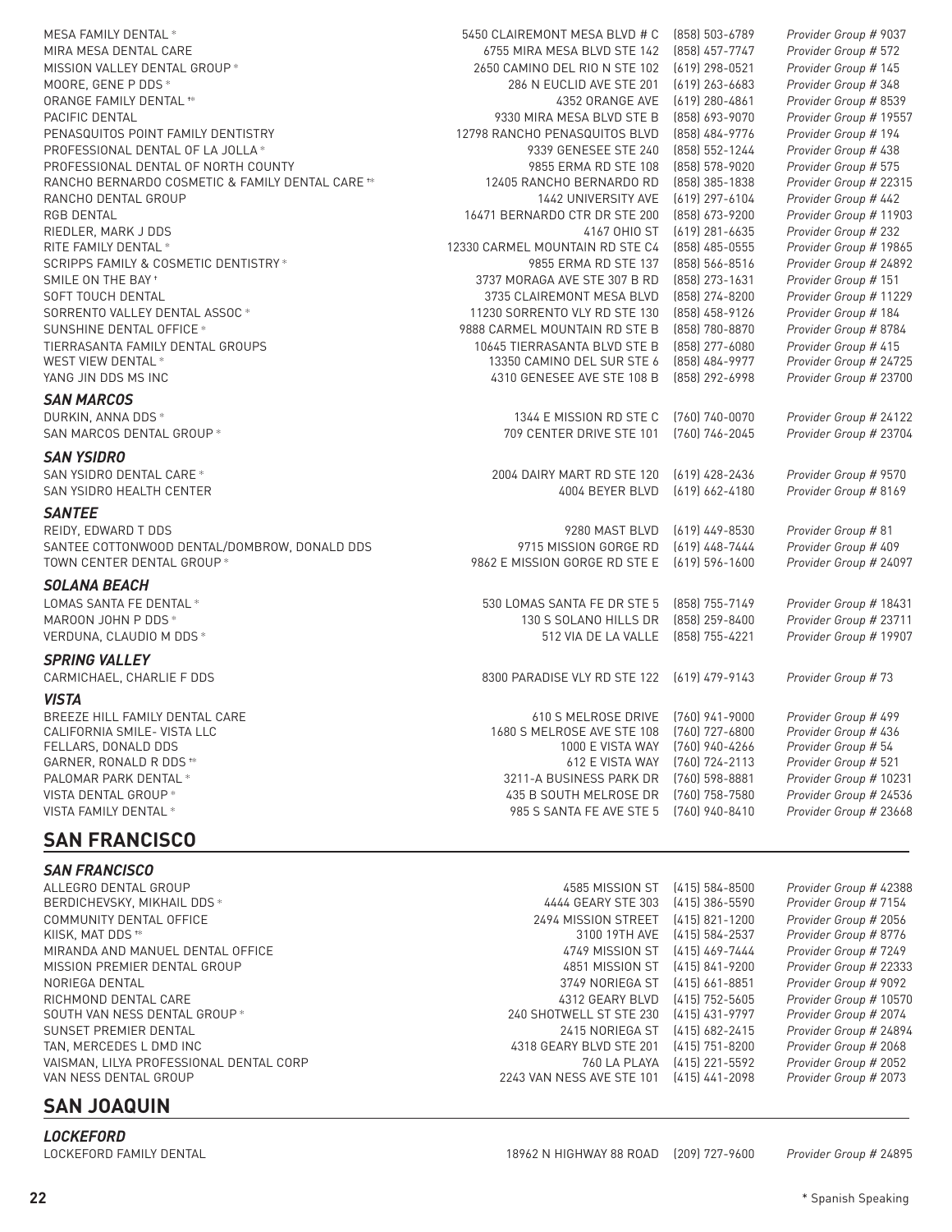| | | | |
|---|---|---|---|
| MESA FAMILY DENTAL * | 5450 CLAIREMONT MESA BLVD # C | (858) 503-6789 | *Provider Group # 9037* |
| MIRA MESA DENTAL CARE | 6755 MIRA MESA BLVD STE 142 | (858) 457-7747 | *Provider Group # 572* |
| MISSION VALLEY DENTAL GROUP * | 2650 CAMINO DEL RIO N STE 102 | (619) 298-0521 | *Provider Group # 145* |
| MOORE, GENE P DDS * | 286 N EUCLID AVE STE 201 | (619) 263-6683 | *Provider Group # 348* |
| ORANGE FAMILY DENTAL †* | 4352 ORANGE AVE | (619) 280-4861 | *Provider Group # 8539* |
| PACIFIC DENTAL | 9330 MIRA MESA BLVD STE B | (858) 693-9070 | *Provider Group # 19557* |
| PENASQUITOS POINT FAMILY DENTISTRY | 12798 RANCHO PENASQUITOS BLVD | (858) 484-9776 | *Provider Group # 194* |
| PROFESSIONAL DENTAL OF LA JOLLA * | 9339 GENESEE STE 240 | (858) 552-1244 | *Provider Group # 438* |
| PROFESSIONAL DENTAL OF NORTH COUNTY | 9855 ERMA RD STE 108 | (858) 578-9020 | *Provider Group # 575* |
| RANCHO BERNARDO COSMETIC & FAMILY DENTAL CARE †* | 12405 RANCHO BERNARDO RD | (858) 385-1838 | *Provider Group # 22315* |
| RANCHO DENTAL GROUP | 1442 UNIVERSITY AVE | (619) 297-6104 | *Provider Group # 442* |
| RGB DENTAL | 16471 BERNARDO CTR DR STE 200 | (858) 673-9200 | *Provider Group # 11903* |
| RIEDLER, MARK J DDS | 4167 OHIO ST | (619) 281-6635 | *Provider Group # 232* |
| RITE FAMILY DENTAL * | 12330 CARMEL MOUNTAIN RD STE C4 | (858) 485-0555 | *Provider Group # 19865* |
| SCRIPPS FAMILY & COSMETIC DENTISTRY * | 9855 ERMA RD STE 137 | (858) 566-8516 | *Provider Group # 24892* |
| SMILE ON THE BAY † | 3737 MORAGA AVE STE 307 B RD | (858) 273-1631 | *Provider Group # 151* |
| SOFT TOUCH DENTAL | 3735 CLAIREMONT MESA BLVD | (858) 274-8200 | *Provider Group # 11229* |
| SORRENTO VALLEY DENTAL ASSOC * | 11230 SORRENTO VLY RD STE 130 | (858) 458-9126 | *Provider Group # 184* |
| SUNSHINE DENTAL OFFICE * | 9888 CARMEL MOUNTAIN RD STE B | (858) 780-8870 | *Provider Group # 8784* |
| TIERRASANTA FAMILY DENTAL GROUPS | 10645 TIERRASANTA BLVD STE B | (858) 277-6080 | *Provider Group # 415* |
| WEST VIEW DENTAL * | 13350 CAMINO DEL SUR STE 6 | (858) 484-9977 | *Provider Group # 24725* |
| YANG JIN DDS MS INC | 4310 GENESEE AVE STE 108 B | (858) 292-6998 | *Provider Group # 23700* |

### *SAN MARCOS*

| | | | |
|---|---|---|---|
| DURKIN, ANNA DDS * | 1344 E MISSION RD STE C | (760) 740-0070 | *Provider Group # 24122* |
| SAN MARCOS DENTAL GROUP * | 709 CENTER DRIVE STE 101 | (760) 746-2045 | *Provider Group # 23704* |

### *SAN YSIDRO*

| | | | |
|---|---|---|---|
| SAN YSIDRO DENTAL CARE * | 2004 DAIRY MART RD STE 120 | (619) 428-2436 | *Provider Group # 9570* |
| SAN YSIDRO HEALTH CENTER | 4004 BEYER BLVD | (619) 662-4180 | *Provider Group # 8169* |

### *SANTEE*

| | | | |
|---|---|---|---|
| REIDY, EDWARD T DDS | 9280 MAST BLVD | (619) 449-8530 | *Provider Group # 81* |
| SANTEE COTTONWOOD DENTAL/DOMBROW, DONALD DDS | 9715 MISSION GORGE RD | (619) 448-7444 | *Provider Group # 409* |
| TOWN CENTER DENTAL GROUP * | 9862 E MISSION GORGE RD STE E | (619) 596-1600 | *Provider Group # 24097* |

### *SOLANA BEACH*

| | | | |
|---|---|---|---|
| LOMAS SANTA FE DENTAL * | 530 LOMAS SANTA FE DR STE 5 | (858) 755-7149 | *Provider Group # 18431* |
| MAROON JOHN P DDS * | 130 S SOLANO HILLS DR | (858) 259-8400 | *Provider Group # 23711* |
| VERDUNA, CLAUDIO M DDS * | 512 VIA DE LA VALLE | (858) 755-4221 | *Provider Group # 19907* |

### *SPRING VALLEY*

| | | | |
|---|---|---|---|
| CARMICHAEL, CHARLIE F DDS | 8300 PARADISE VLY RD STE 122 | (619) 479-9143 | *Provider Group # 73* |

### *VISTA*

| | | | |
|---|---|---|---|
| BREEZE HILL FAMILY DENTAL CARE | 610 S MELROSE DRIVE | (760) 941-9000 | *Provider Group # 499* |
| CALIFORNIA SMILE- VISTA LLC | 1680 S MELROSE AVE STE 108 | (760) 727-6800 | *Provider Group # 436* |
| FELLARS, DONALD DDS | 1000 E VISTA WAY | (760) 940-4266 | *Provider Group # 54* |
| GARNER, RONALD R DDS †* | 612 E VISTA WAY | (760) 724-2113 | *Provider Group # 521* |
| PALOMAR PARK DENTAL * | 3211-A BUSINESS PARK DR | (760) 598-8881 | *Provider Group # 10231* |
| VISTA DENTAL GROUP * | 435 B SOUTH MELROSE DR | (760) 758-7580 | *Provider Group # 24536* |
| VISTA FAMILY DENTAL * | 985 S SANTA FE AVE STE 5 | (760) 940-8410 | *Provider Group # 23668* |

## SAN FRANCISCO

### *SAN FRANCISCO*

| | | | |
|---|---|---|---|
| ALLEGRO DENTAL GROUP | 4585 MISSION ST | (415) 584-8500 | *Provider Group # 42388* |
| BERDICHEVSKY, MIKHAIL DDS * | 4444 GEARY ST 303 | (415) 386-5590 | *Provider Group # 7154* |
| COMMUNITY DENTAL OFFICE | 2494 MISSION STREET | (415) 821-1200 | *Provider Group # 2056* |
| KIISK, MAT DDS †* | 3100 19TH AVE | (415) 584-2537 | *Provider Group # 8776* |
| MIRANDA AND MANUEL DENTAL OFFICE | 4749 MISSION ST | (415) 469-7444 | *Provider Group # 7249* |
| MISSION PREMIER DENTAL GROUP | 4851 MISSION ST | (415) 841-9200 | *Provider Group # 22333* |
| NORIEGA DENTAL | 3749 NORIEGA ST | (415) 661-8851 | *Provider Group # 9092* |
| RICHMOND DENTAL CARE | 4312 GEARY BLVD | (415) 752-5605 | *Provider Group # 10570* |
| SOUTH VAN NESS DENTAL GROUP * | 240 SHOTWELL ST STE 230 | (415) 431-9797 | *Provider Group # 2074* |
| SUNSET PREMIER DENTAL | 2415 NORIEGA ST | (415) 682-2415 | *Provider Group # 24894* |
| TAN, MERCEDES L DMD INC | 4318 GEARY BLVD STE 201 | (415) 751-8200 | *Provider Group # 2068* |
| VAISMAN, LILYA PROFESSIONAL DENTAL CORP | 760 LA PLAYA | (415) 221-5592 | *Provider Group # 2052* |
| VAN NESS DENTAL GROUP | 2243 VAN NESS AVE STE 101 | (415) 441-2098 | *Provider Group # 2073* |

## SAN JOAQUIN

### *LOCKEFORD*

| | | | |
|---|---|---|---|
| LOCKEFORD FAMILY DENTAL | 18962 N HIGHWAY 88 ROAD | (209) 727-9600 | *Provider Group # 24895* |

\* Spanish Speaking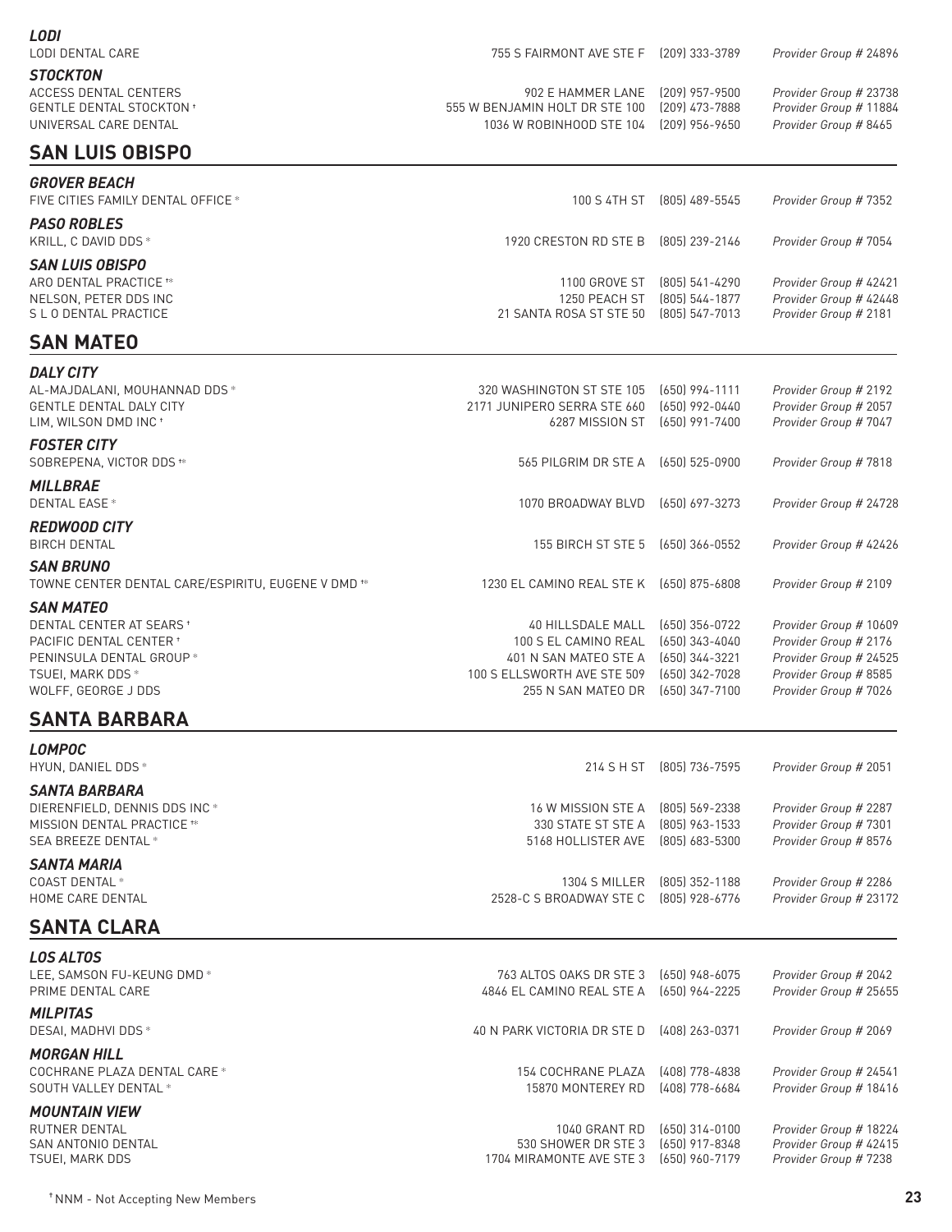### *LODI*

| | | | |
|---|---|---|---|
| LODI DENTAL CARE | 755 S FAIRMONT AVE STE F | (209) 333-3789 | *Provider Group # 24896* |

### *STOCKTON*

| | | | |
|---|---|---|---|
| ACCESS DENTAL CENTERS | 902 E HAMMER LANE | (209) 957-9500 | *Provider Group # 23738* |
| GENTLE DENTAL STOCKTON † | 555 W BENJAMIN HOLT DR STE 100 | (209) 473-7888 | *Provider Group # 11884* |
| UNIVERSAL CARE DENTAL | 1036 W ROBINHOOD STE 104 | (209) 956-9650 | *Provider Group # 8465* |

## SAN LUIS OBISPO

### *GROVER BEACH*

| | | | |
|---|---|---|---|
| FIVE CITIES FAMILY DENTAL OFFICE * | 100 S 4TH ST | (805) 489-5545 | *Provider Group # 7352* |

### *PASO ROBLES*

| | | | |
|---|---|---|---|
| KRILL, C DAVID DDS * | 1920 CRESTON RD STE B | (805) 239-2146 | *Provider Group # 7054* |

### *SAN LUIS OBISPO*

| | | | |
|---|---|---|---|
| ARO DENTAL PRACTICE †* | 1100 GROVE ST | (805) 541-4290 | *Provider Group # 42421* |
| NELSON, PETER DDS INC | 1250 PEACH ST | (805) 544-1877 | *Provider Group # 42448* |
| S L O DENTAL PRACTICE | 21 SANTA ROSA ST STE 50 | (805) 547-7013 | *Provider Group # 2181* |

## SAN MATEO

### *DALY CITY*

| | | | |
|---|---|---|---|
| AL-MAJDALANI, MOUHANNAD DDS * | 320 WASHINGTON ST STE 105 | (650) 994-1111 | *Provider Group # 2192* |
| GENTLE DENTAL DALY CITY | 2171 JUNIPERO SERRA STE 660 | (650) 992-0440 | *Provider Group # 2057* |
| LIM, WILSON DMD INC † | 6287 MISSION ST | (650) 991-7400 | *Provider Group # 7047* |

### *FOSTER CITY*

| | | | |
|---|---|---|---|
| SOBREPENA, VICTOR DDS †* | 565 PILGRIM DR STE A | (650) 525-0900 | *Provider Group # 7818* |

### *MILLBRAE*

| | | | |
|---|---|---|---|
| DENTAL EASE * | 1070 BROADWAY BLVD | (650) 697-3273 | *Provider Group # 24728* |

### *REDWOOD CITY*

| | | | |
|---|---|---|---|
| BIRCH DENTAL | 155 BIRCH ST STE 5 | (650) 366-0552 | *Provider Group # 42426* |

### *SAN BRUNO*

| | | | |
|---|---|---|---|
| TOWNE CENTER DENTAL CARE/ESPIRITU, EUGENE V DMD †* | 1230 EL CAMINO REAL STE K | (650) 875-6808 | *Provider Group # 2109* |

### *SAN MATEO*

| | | | |
|---|---|---|---|
| DENTAL CENTER AT SEARS † | 40 HILLSDALE MALL | (650) 356-0722 | *Provider Group # 10609* |
| PACIFIC DENTAL CENTER † | 100 S EL CAMINO REAL | (650) 343-4040 | *Provider Group # 2176* |
| PENINSULA DENTAL GROUP * | 401 N SAN MATEO STE A | (650) 344-3221 | *Provider Group # 24525* |
| TSUEI, MARK DDS * | 100 S ELLSWORTH AVE STE 509 | (650) 342-7028 | *Provider Group # 8585* |
| WOLFF, GEORGE J DDS | 255 N SAN MATEO DR | (650) 347-7100 | *Provider Group # 7026* |

## SANTA BARBARA

### *LOMPOC*

| | | | |
|---|---|---|---|
| HYUN, DANIEL DDS * | 214 S H ST | (805) 736-7595 | *Provider Group # 2051* |

### *SANTA BARBARA*

| | | | |
|---|---|---|---|
| DIERENFIELD, DENNIS DDS INC * | 16 W MISSION STE A | (805) 569-2338 | *Provider Group # 2287* |
| MISSION DENTAL PRACTICE †* | 330 STATE ST STE A | (805) 963-1533 | *Provider Group # 7301* |
| SEA BREEZE DENTAL * | 5168 HOLLISTER AVE | (805) 683-5300 | *Provider Group # 8576* |

### *SANTA MARIA*

| | | | |
|---|---|---|---|
| COAST DENTAL * | 1304 S MILLER | (805) 352-1188 | *Provider Group # 2286* |
| HOME CARE DENTAL | 2528-C S BROADWAY STE C | (805) 928-6776 | *Provider Group # 23172* |

## SANTA CLARA

### *LOS ALTOS*

| | | | |
|---|---|---|---|
| LEE, SAMSON FU-KEUNG DMD * | 763 ALTOS OAKS DR STE 3 | (650) 948-6075 | *Provider Group # 2042* |
| PRIME DENTAL CARE | 4846 EL CAMINO REAL STE A | (650) 964-2225 | *Provider Group # 25655* |

### *MILPITAS*

| | | | |
|---|---|---|---|
| DESAI, MADHVI DDS * | 40 N PARK VICTORIA DR STE D | (408) 263-0371 | *Provider Group # 2069* |

### *MORGAN HILL*

| | | | |
|---|---|---|---|
| COCHRANE PLAZA DENTAL CARE * | 154 COCHRANE PLAZA | (408) 778-4838 | *Provider Group # 24541* |
| SOUTH VALLEY DENTAL * | 15870 MONTEREY RD | (408) 778-6684 | *Provider Group # 18416* |

### *MOUNTAIN VIEW*

| | | | |
|---|---|---|---|
| RUTNER DENTAL | 1040 GRANT RD | (650) 314-0100 | *Provider Group # 18224* |
| SAN ANTONIO DENTAL | 530 SHOWER DR STE 3 | (650) 917-8348 | *Provider Group # 42415* |
| TSUEI, MARK DDS | 1704 MIRAMONTE AVE STE 3 | (650) 960-7179 | *Provider Group # 7238* |

† NNM - Not Accepting New Members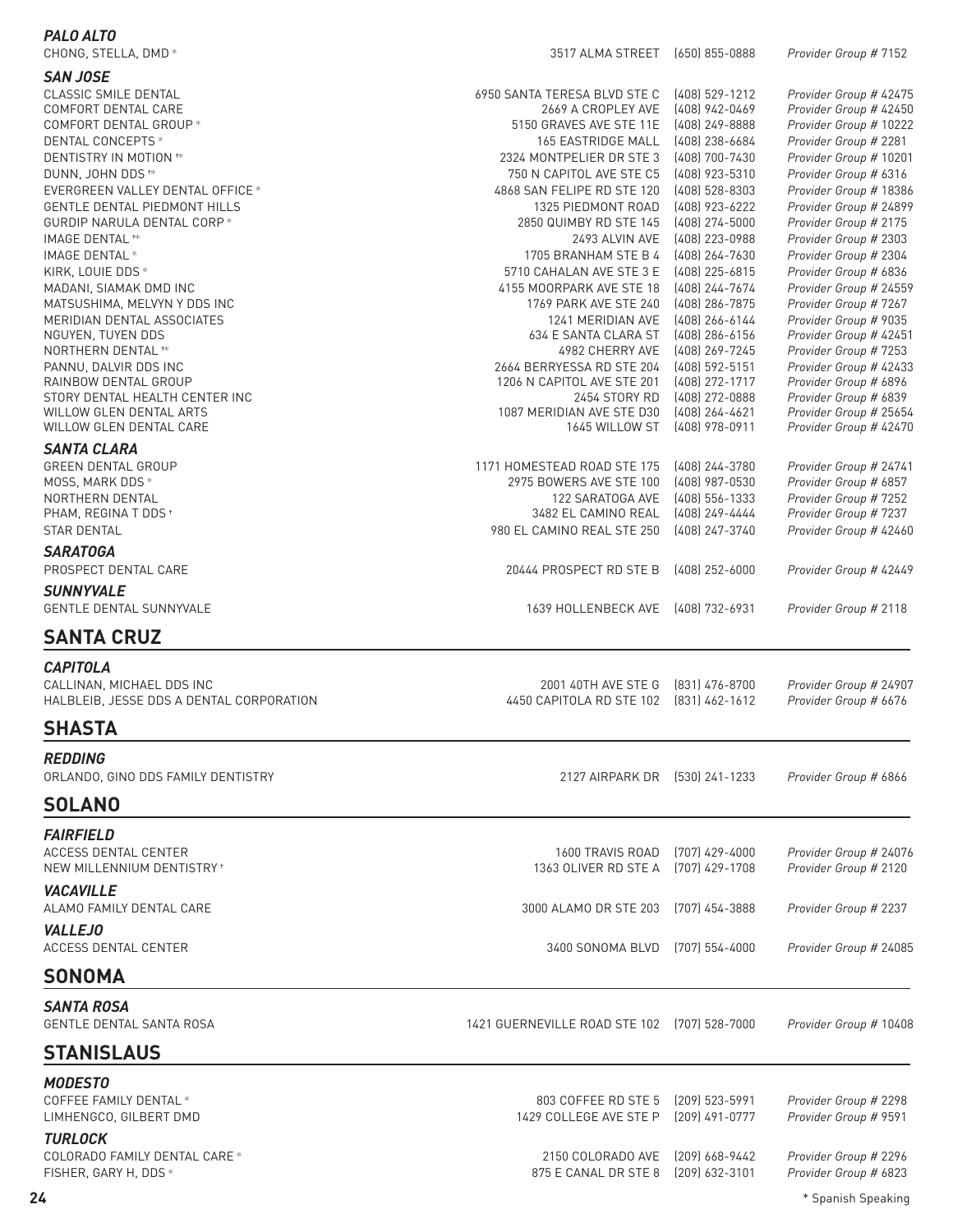### *PALO ALTO*

| | | | |
|---|---|---|---|
| CHONG, STELLA, DMD * | 3517 ALMA STREET | (650) 855-0888 | *Provider Group # 7152* |

### *SAN JOSE*

| | | | |
|---|---|---|---|
| CLASSIC SMILE DENTAL | 6950 SANTA TERESA BLVD STE C | (408) 529-1212 | *Provider Group # 42475* |
| COMFORT DENTAL CARE | 2669 A CROPLEY AVE | (408) 942-0469 | *Provider Group # 42450* |
| COMFORT DENTAL GROUP * | 5150 GRAVES AVE STE 11E | (408) 249-8888 | *Provider Group # 10222* |
| DENTAL CONCEPTS * | 165 EASTRIDGE MALL | (408) 238-6684 | *Provider Group # 2281* |
| DENTISTRY IN MOTION †* | 2324 MONTPELIER DR STE 3 | (408) 700-7430 | *Provider Group # 10201* |
| DUNN, JOHN DDS †* | 750 N CAPITOL AVE STE C5 | (408) 923-5310 | *Provider Group # 6316* |
| EVERGREEN VALLEY DENTAL OFFICE * | 4868 SAN FELIPE RD STE 120 | (408) 528-8303 | *Provider Group # 18386* |
| GENTLE DENTAL PIEDMONT HILLS | 1325 PIEDMONT ROAD | (408) 923-6222 | *Provider Group # 24899* |
| GURDIP NARULA DENTAL CORP * | 2850 QUIMBY RD STE 145 | (408) 274-5000 | *Provider Group # 2175* |
| IMAGE DENTAL †* | 2493 ALVIN AVE | (408) 223-0988 | *Provider Group # 2303* |
| IMAGE DENTAL * | 1705 BRANHAM STE B 4 | (408) 264-7630 | *Provider Group # 2304* |
| KIRK, LOUIE DDS * | 5710 CAHALAN AVE STE 3 E | (408) 225-6815 | *Provider Group # 6836* |
| MADANI, SIAMAK DMD INC | 4155 MOORPARK AVE STE 18 | (408) 244-7674 | *Provider Group # 24559* |
| MATSUSHIMA, MELVYN Y DDS INC | 1769 PARK AVE STE 240 | (408) 286-7875 | *Provider Group # 7267* |
| MERIDIAN DENTAL ASSOCIATES | 1241 MERIDIAN AVE | (408) 266-6144 | *Provider Group # 9035* |
| NGUYEN, TUYEN DDS | 634 E SANTA CLARA ST | (408) 286-6156 | *Provider Group # 42451* |
| NORTHERN DENTAL †* | 4982 CHERRY AVE | (408) 269-7245 | *Provider Group # 7253* |
| PANNU, DALVIR DDS INC | 2664 BERRYESSA RD STE 204 | (408) 592-5151 | *Provider Group # 42433* |
| RAINBOW DENTAL GROUP | 1206 N CAPITOL AVE STE 201 | (408) 272-1717 | *Provider Group # 6896* |
| STORY DENTAL HEALTH CENTER INC | 2454 STORY RD | (408) 272-0888 | *Provider Group # 6839* |
| WILLOW GLEN DENTAL ARTS | 1087 MERIDIAN AVE STE D30 | (408) 264-4621 | *Provider Group # 25654* |
| WILLOW GLEN DENTAL CARE | 1645 WILLOW ST | (408) 978-0911 | *Provider Group # 42470* |

### *SANTA CLARA*

| | | | |
|---|---|---|---|
| GREEN DENTAL GROUP | 1171 HOMESTEAD ROAD STE 175 | (408) 244-3780 | *Provider Group # 24741* |
| MOSS, MARK DDS * | 2975 BOWERS AVE STE 100 | (408) 987-0530 | *Provider Group # 6857* |
| NORTHERN DENTAL | 122 SARATOGA AVE | (408) 556-1333 | *Provider Group # 7252* |
| PHAM, REGINA T DDS † | 3482 EL CAMINO REAL | (408) 249-4444 | *Provider Group # 7237* |
| STAR DENTAL | 980 EL CAMINO REAL STE 250 | (408) 247-3740 | *Provider Group # 42460* |

### *SARATOGA*

| | | | |
|---|---|---|---|
| PROSPECT DENTAL CARE | 20444 PROSPECT RD STE B | (408) 252-6000 | *Provider Group # 42449* |

### *SUNNYVALE*

| | | | |
|---|---|---|---|
| GENTLE DENTAL SUNNYVALE | 1639 HOLLENBECK AVE | (408) 732-6931 | *Provider Group # 2118* |

## SANTA CRUZ

### *CAPITOLA*

| | | | |
|---|---|---|---|
| CALLINAN, MICHAEL DDS INC | 2001 40TH AVE STE G | (831) 476-8700 | *Provider Group # 24907* |
| HALBLEIB, JESSE DDS A DENTAL CORPORATION | 4450 CAPITOLA RD STE 102 | (831) 462-1612 | *Provider Group # 6676* |

## SHASTA

### *REDDING*

| | | | |
|---|---|---|---|
| ORLANDO, GINO DDS FAMILY DENTISTRY | 2127 AIRPARK DR | (530) 241-1233 | *Provider Group # 6866* |

## SOLANO

### *FAIRFIELD*

| | | | |
|---|---|---|---|
| ACCESS DENTAL CENTER | 1600 TRAVIS ROAD | (707) 429-4000 | *Provider Group # 24076* |
| NEW MILLENNIUM DENTISTRY † | 1363 OLIVER RD STE A | (707) 429-1708 | *Provider Group # 2120* |

### *VACAVILLE*

| | | | |
|---|---|---|---|
| ALAMO FAMILY DENTAL CARE | 3000 ALAMO DR STE 203 | (707) 454-3888 | *Provider Group # 2237* |

### *VALLEJO*

| | | | |
|---|---|---|---|
| ACCESS DENTAL CENTER | 3400 SONOMA BLVD | (707) 554-4000 | *Provider Group # 24085* |

## SONOMA

### *SANTA ROSA*

| | | | |
|---|---|---|---|
| GENTLE DENTAL SANTA ROSA | 1421 GUERNEVILLE ROAD STE 102 | (707) 528-7000 | *Provider Group # 10408* |

## STANISLAUS

### *MODESTO*

| | | | |
|---|---|---|---|
| COFFEE FAMILY DENTAL * | 803 COFFEE RD STE 5 | (209) 523-5991 | *Provider Group # 2298* |
| LIMHENGCO, GILBERT DMD | 1429 COLLEGE AVE STE P | (209) 491-0777 | *Provider Group # 9591* |

### *TURLOCK*

| | | | |
|---|---|---|---|
| COLORADO FAMILY DENTAL CARE * | 2150 COLORADO AVE | (209) 668-9442 | *Provider Group # 2296* |
| FISHER, GARY H, DDS * | 875 E CANAL DR STE 8 | (209) 632-3101 | *Provider Group # 6823* |

\* Spanish Speaking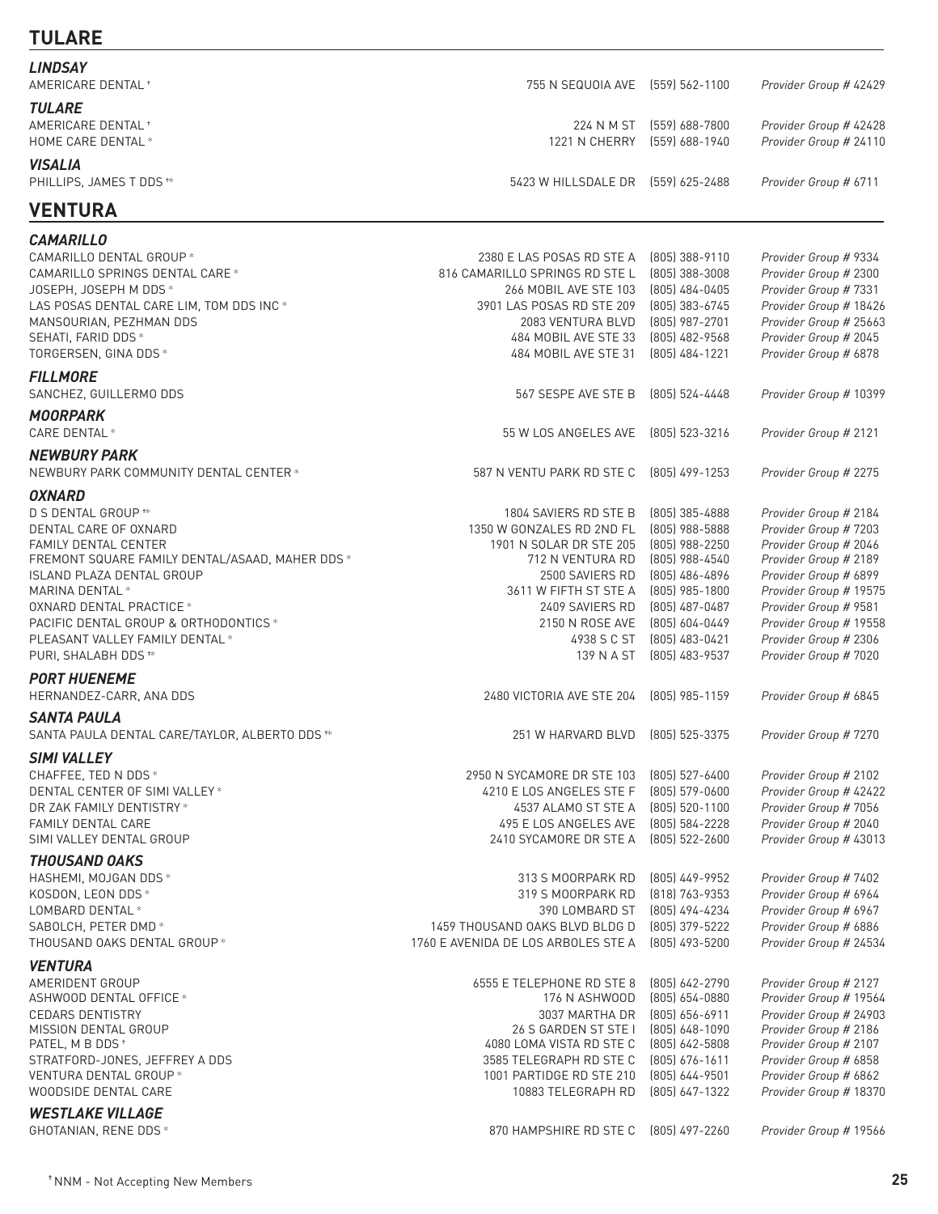## TULARE

### *LINDSAY*

| | | | |
|---|---|---|---|
| AMERICARE DENTAL † | 755 N SEQUOIA AVE | (559) 562-1100 | *Provider Group # 42429* |

### *TULARE*

| | | | |
|---|---|---|---|
| AMERICARE DENTAL † | 224 N M ST | (559) 688-7800 | *Provider Group # 42428* |
| HOME CARE DENTAL * | 1221 N CHERRY | (559) 688-1940 | *Provider Group # 24110* |

### *VISALIA*

| | | | |
|---|---|---|---|
| PHILLIPS, JAMES T DDS †* | 5423 W HILLSDALE DR | (559) 625-2488 | *Provider Group # 6711* |

## VENTURA

### *CAMARILLO*

| | | | |
|---|---|---|---|
| CAMARILLO DENTAL GROUP * | 2380 E LAS POSAS RD STE A | (805) 388-9110 | *Provider Group # 9334* |
| CAMARILLO SPRINGS DENTAL CARE * | 816 CAMARILLO SPRINGS RD STE L | (805) 388-3008 | *Provider Group # 2300* |
| JOSEPH, JOSEPH M DDS * | 266 MOBIL AVE STE 103 | (805) 484-0405 | *Provider Group # 7331* |
| LAS POSAS DENTAL CARE LIM, TOM DDS INC * | 3901 LAS POSAS RD STE 209 | (805) 383-6745 | *Provider Group # 18426* |
| MANSOURIAN, PEZHMAN DDS | 2083 VENTURA BLVD | (805) 987-2701 | *Provider Group # 25663* |
| SEHATI, FARID DDS * | 484 MOBIL AVE STE 33 | (805) 482-9568 | *Provider Group # 2045* |
| TORGERSEN, GINA DDS * | 484 MOBIL AVE STE 31 | (805) 484-1221 | *Provider Group # 6878* |

### *FILLMORE*

| | | | |
|---|---|---|---|
| SANCHEZ, GUILLERMO DDS | 567 SESPE AVE STE B | (805) 524-4448 | *Provider Group # 10399* |

### *MOORPARK*

| | | | |
|---|---|---|---|
| CARE DENTAL * | 55 W LOS ANGELES AVE | (805) 523-3216 | *Provider Group # 2121* |

### *NEWBURY PARK*

| | | | |
|---|---|---|---|
| NEWBURY PARK COMMUNITY DENTAL CENTER * | 587 N VENTU PARK RD STE C | (805) 499-1253 | *Provider Group # 2275* |

### *OXNARD*

| | | | |
|---|---|---|---|
| D S DENTAL GROUP †* | 1804 SAVIERS RD STE B | (805) 385-4888 | *Provider Group # 2184* |
| DENTAL CARE OF OXNARD | 1350 W GONZALES RD 2ND FL | (805) 988-5888 | *Provider Group # 7203* |
| FAMILY DENTAL CENTER | 1901 N SOLAR DR STE 205 | (805) 988-2250 | *Provider Group # 2046* |
| FREMONT SQUARE FAMILY DENTAL/ASAAD, MAHER DDS * | 712 N VENTURA RD | (805) 988-4540 | *Provider Group # 2189* |
| ISLAND PLAZA DENTAL GROUP | 2500 SAVIERS RD | (805) 486-4896 | *Provider Group # 6899* |
| MARINA DENTAL * | 3611 W FIFTH ST STE A | (805) 985-1800 | *Provider Group # 19575* |
| OXNARD DENTAL PRACTICE * | 2409 SAVIERS RD | (805) 487-0487 | *Provider Group # 9581* |
| PACIFIC DENTAL GROUP & ORTHODONTICS * | 2150 N ROSE AVE | (805) 604-0449 | *Provider Group # 19558* |
| PLEASANT VALLEY FAMILY DENTAL * | 4938 S C ST | (805) 483-0421 | *Provider Group # 2306* |
| PURI, SHALABH DDS †* | 139 N A ST | (805) 483-9537 | *Provider Group # 7020* |

### *PORT HUENEME*

| | | | |
|---|---|---|---|
| HERNANDEZ-CARR, ANA DDS | 2480 VICTORIA AVE STE 204 | (805) 985-1159 | *Provider Group # 6845* |

### *SANTA PAULA*

| | | | |
|---|---|---|---|
| SANTA PAULA DENTAL CARE/TAYLOR, ALBERTO DDS †* | 251 W HARVARD BLVD | (805) 525-3375 | *Provider Group # 7270* |

### *SIMI VALLEY*

| | | | |
|---|---|---|---|
| CHAFFEE, TED N DDS * | 2950 N SYCAMORE DR STE 103 | (805) 527-6400 | *Provider Group # 2102* |
| DENTAL CENTER OF SIMI VALLEY * | 4210 E LOS ANGELES STE F | (805) 579-0600 | *Provider Group # 42422* |
| DR ZAK FAMILY DENTISTRY * | 4537 ALAMO ST STE A | (805) 520-1100 | *Provider Group # 7056* |
| FAMILY DENTAL CARE | 495 E LOS ANGELES AVE | (805) 584-2228 | *Provider Group # 2040* |
| SIMI VALLEY DENTAL GROUP | 2410 SYCAMORE DR STE A | (805) 522-2600 | *Provider Group # 43013* |

### *THOUSAND OAKS*

| | | | |
|---|---|---|---|
| HASHEMI, MOJGAN DDS * | 313 S MOORPARK RD | (805) 449-9952 | *Provider Group # 7402* |
| KOSDON, LEON DDS * | 319 S MOORPARK RD | (818) 763-9353 | *Provider Group # 6964* |
| LOMBARD DENTAL * | 390 LOMBARD ST | (805) 494-4234 | *Provider Group # 6967* |
| SABOLCH, PETER DMD * | 1459 THOUSAND OAKS BLVD BLDG D | (805) 379-5222 | *Provider Group # 6886* |
| THOUSAND OAKS DENTAL GROUP * | 1760 E AVENIDA DE LOS ARBOLES STE A | (805) 493-5200 | *Provider Group # 24534* |

### *VENTURA*

| | | | |
|---|---|---|---|
| AMERIDENT GROUP | 6555 E TELEPHONE RD STE 8 | (805) 642-2790 | *Provider Group # 2127* |
| ASHWOOD DENTAL OFFICE * | 176 N ASHWOOD | (805) 654-0880 | *Provider Group # 19564* |
| CEDARS DENTISTRY | 3037 MARTHA DR | (805) 656-6911 | *Provider Group # 24903* |
| MISSION DENTAL GROUP | 26 S GARDEN ST STE I | (805) 648-1090 | *Provider Group # 2186* |
| PATEL, M B DDS † | 4080 LOMA VISTA RD STE C | (805) 642-5808 | *Provider Group # 2107* |
| STRATFORD-JONES, JEFFREY A DDS | 3585 TELEGRAPH RD STE C | (805) 676-1611 | *Provider Group # 6858* |
| VENTURA DENTAL GROUP * | 1001 PARTIDGE RD STE 210 | (805) 644-9501 | *Provider Group # 6862* |
| WOODSIDE DENTAL CARE | 10883 TELEGRAPH RD | (805) 647-1322 | *Provider Group # 18370* |

### *WESTLAKE VILLAGE*

| | | | |
|---|---|---|---|
| GHOTANIAN, RENE DDS * | 870 HAMPSHIRE RD STE C | (805) 497-2260 | *Provider Group # 19566* |

† NNM - Not Accepting New Members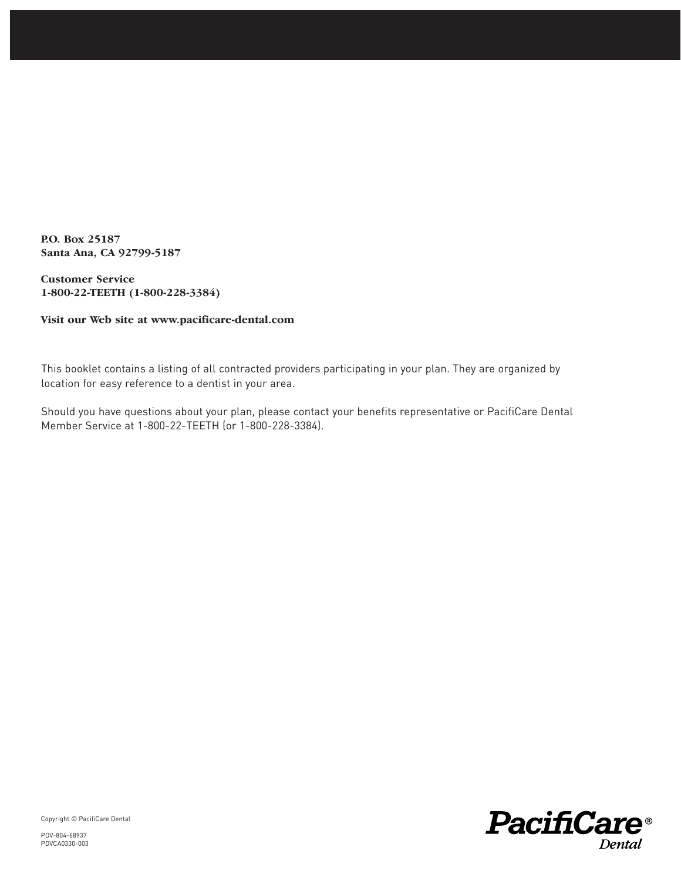**P.O. Box 25187**
**Santa Ana, CA 92799-5187**

**Customer Service**
**1-800-22-TEETH (1-800-228-3384)**

**Visit our Web site at www.pacificare-dental.com**

This booklet contains a listing of all contracted providers participating in your plan. They are organized by location for easy reference to a dentist in your area.

Should you have questions about your plan, please contact your benefits representative or PacifiCare Dental Member Service at 1-800-22-TEETH (or 1-800-228-3384).

Copyright © PacifiCare Dental

PDV-804-68937
PDVCA0330-003

PacifiCare®
Dental